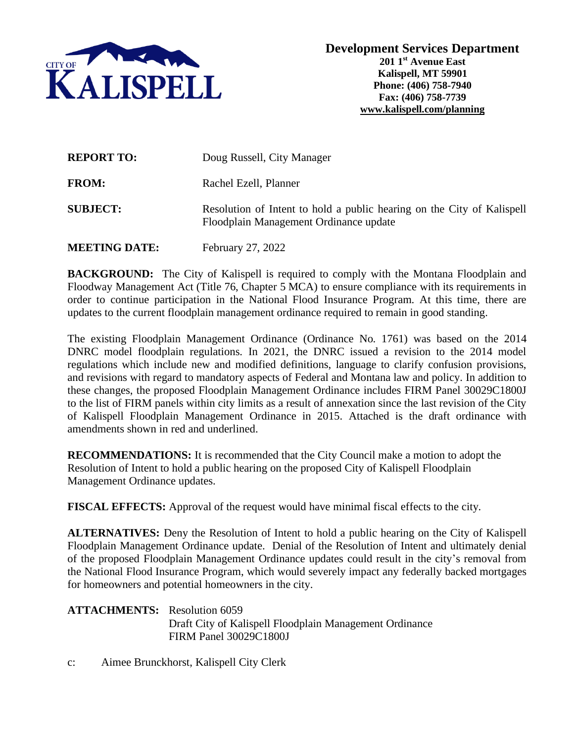CITY OF KALISPELL

**Development Services Department**
**201 1st Avenue East**
**Kalispell, MT 59901**
**Phone: (406) 758-7940**
**Fax: (406) 758-7739**
**www.kalispell.com/planning**

**REPORT TO:** Doug Russell, City Manager

**FROM:** Rachel Ezell, Planner

**SUBJECT:** Resolution of Intent to hold a public hearing on the City of Kalispell Floodplain Management Ordinance update

**MEETING DATE:** February 27, 2022

**BACKGROUND:** The City of Kalispell is required to comply with the Montana Floodplain and Floodway Management Act (Title 76, Chapter 5 MCA) to ensure compliance with its requirements in order to continue participation in the National Flood Insurance Program. At this time, there are updates to the current floodplain management ordinance required to remain in good standing.

The existing Floodplain Management Ordinance (Ordinance No. 1761) was based on the 2014 DNRC model floodplain regulations. In 2021, the DNRC issued a revision to the 2014 model regulations which include new and modified definitions, language to clarify confusion provisions, and revisions with regard to mandatory aspects of Federal and Montana law and policy. In addition to these changes, the proposed Floodplain Management Ordinance includes FIRM Panel 30029C1800J to the list of FIRM panels within city limits as a result of annexation since the last revision of the City of Kalispell Floodplain Management Ordinance in 2015. Attached is the draft ordinance with amendments shown in red and underlined.

**RECOMMENDATIONS:** It is recommended that the City Council make a motion to adopt the Resolution of Intent to hold a public hearing on the proposed City of Kalispell Floodplain Management Ordinance updates.

**FISCAL EFFECTS:** Approval of the request would have minimal fiscal effects to the city.

**ALTERNATIVES:** Deny the Resolution of Intent to hold a public hearing on the City of Kalispell Floodplain Management Ordinance update. Denial of the Resolution of Intent and ultimately denial of the proposed Floodplain Management Ordinance updates could result in the city's removal from the National Flood Insurance Program, which would severely impact any federally backed mortgages for homeowners and potential homeowners in the city.

**ATTACHMENTS:** Resolution 6059
Draft City of Kalispell Floodplain Management Ordinance
FIRM Panel 30029C1800J

c: Aimee Brunckhorst, Kalispell City Clerk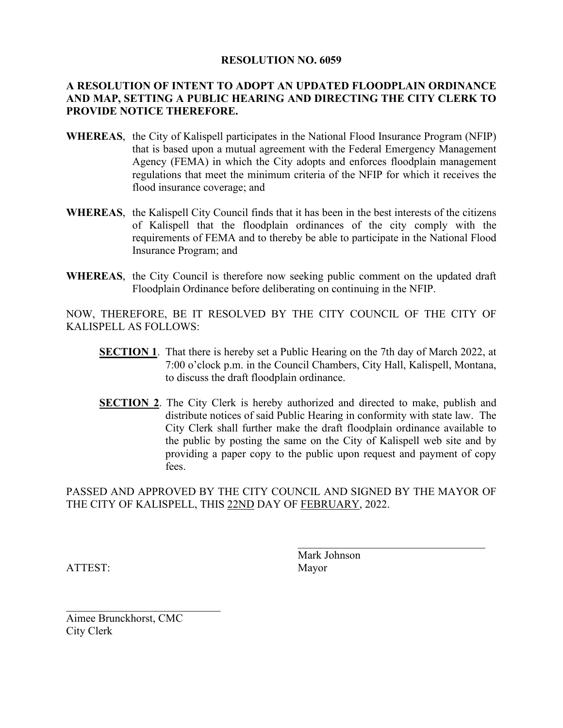# RESOLUTION NO. 6059

**A RESOLUTION OF INTENT TO ADOPT AN UPDATED FLOODPLAIN ORDINANCE AND MAP, SETTING A PUBLIC HEARING AND DIRECTING THE CITY CLERK TO PROVIDE NOTICE THEREFORE.**

**WHEREAS**, the City of Kalispell participates in the National Flood Insurance Program (NFIP) that is based upon a mutual agreement with the Federal Emergency Management Agency (FEMA) in which the City adopts and enforces floodplain management regulations that meet the minimum criteria of the NFIP for which it receives the flood insurance coverage; and

**WHEREAS**, the Kalispell City Council finds that it has been in the best interests of the citizens of Kalispell that the floodplain ordinances of the city comply with the requirements of FEMA and to thereby be able to participate in the National Flood Insurance Program; and

**WHEREAS**, the City Council is therefore now seeking public comment on the updated draft Floodplain Ordinance before deliberating on continuing in the NFIP.

NOW, THEREFORE, BE IT RESOLVED BY THE CITY COUNCIL OF THE CITY OF KALISPELL AS FOLLOWS:

**SECTION 1**. That there is hereby set a Public Hearing on the 7th day of March 2022, at 7:00 o'clock p.m. in the Council Chambers, City Hall, Kalispell, Montana, to discuss the draft floodplain ordinance.

**SECTION 2**. The City Clerk is hereby authorized and directed to make, publish and distribute notices of said Public Hearing in conformity with state law. The City Clerk shall further make the draft floodplain ordinance available to the public by posting the same on the City of Kalispell web site and by providing a paper copy to the public upon request and payment of copy fees.

PASSED AND APPROVED BY THE CITY COUNCIL AND SIGNED BY THE MAYOR OF THE CITY OF KALISPELL, THIS 22ND DAY OF FEBRUARY, 2022.

\_\_\_\_\_\_\_\_\_\_\_\_\_\_\_\_\_\_\_\_\_\_\_\_\_\_\_\_\_\_\_\_\_\_\_

Mark Johnson
Mayor

ATTEST:

\_\_\_\_\_\_\_\_\_\_\_\_\_\_\_\_\_\_\_\_\_\_\_\_\_\_\_\_\_\_\_

Aimee Brunckhorst, CMC
City Clerk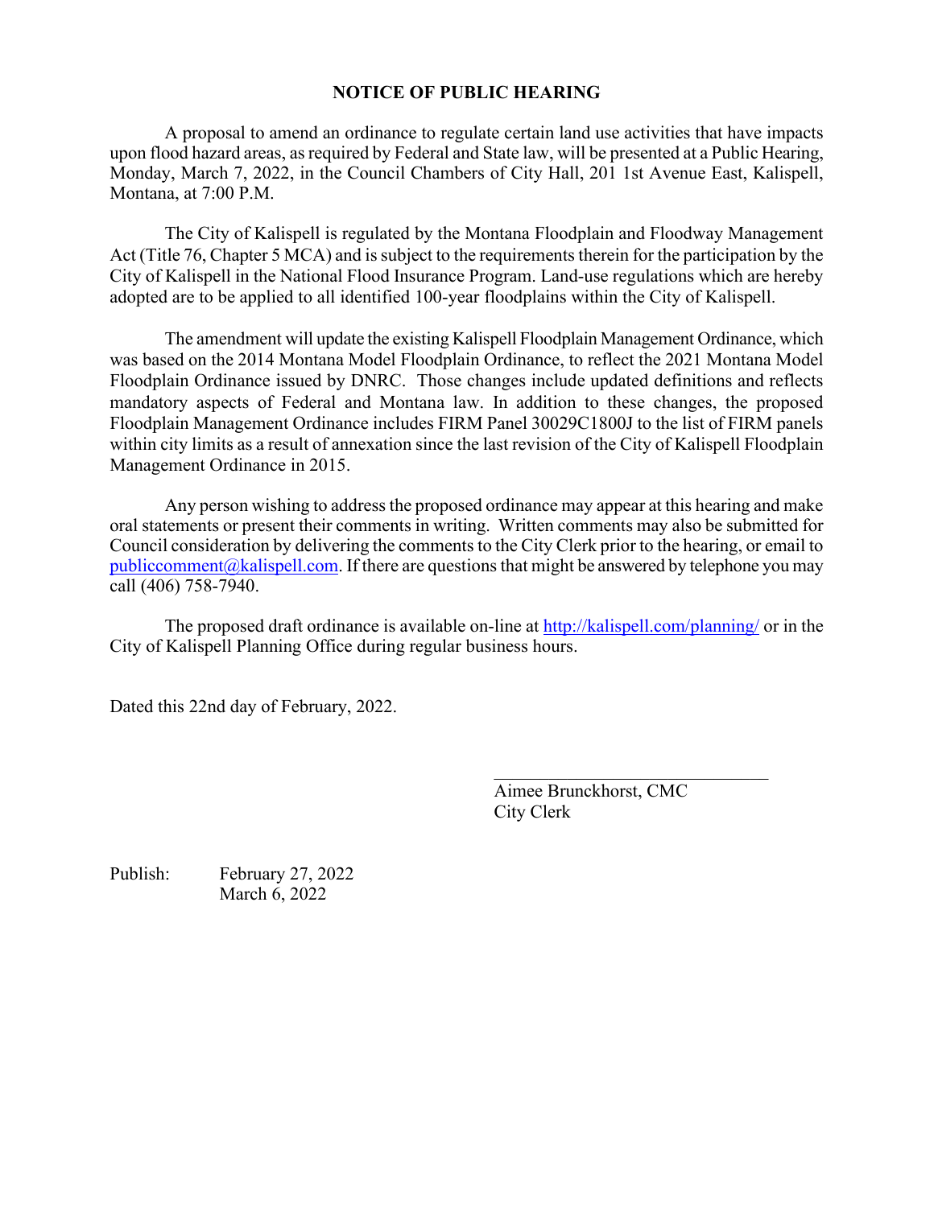# NOTICE OF PUBLIC HEARING

A proposal to amend an ordinance to regulate certain land use activities that have impacts upon flood hazard areas, as required by Federal and State law, will be presented at a Public Hearing, Monday, March 7, 2022, in the Council Chambers of City Hall, 201 1st Avenue East, Kalispell, Montana, at 7:00 P.M.

The City of Kalispell is regulated by the Montana Floodplain and Floodway Management Act (Title 76, Chapter 5 MCA) and is subject to the requirements therein for the participation by the City of Kalispell in the National Flood Insurance Program. Land-use regulations which are hereby adopted are to be applied to all identified 100-year floodplains within the City of Kalispell.

The amendment will update the existing Kalispell Floodplain Management Ordinance, which was based on the 2014 Montana Model Floodplain Ordinance, to reflect the 2021 Montana Model Floodplain Ordinance issued by DNRC. Those changes include updated definitions and reflects mandatory aspects of Federal and Montana law. In addition to these changes, the proposed Floodplain Management Ordinance includes FIRM Panel 30029C1800J to the list of FIRM panels within city limits as a result of annexation since the last revision of the City of Kalispell Floodplain Management Ordinance in 2015.

Any person wishing to address the proposed ordinance may appear at this hearing and make oral statements or present their comments in writing. Written comments may also be submitted for Council consideration by delivering the comments to the City Clerk prior to the hearing, or email to publiccomment@kalispell.com. If there are questions that might be answered by telephone you may call (406) 758-7940.

The proposed draft ordinance is available on-line at http://kalispell.com/planning/ or in the City of Kalispell Planning Office during regular business hours.

Dated this 22nd day of February, 2022.

Aimee Brunckhorst, CMC
City Clerk

Publish: February 27, 2022
March 6, 2022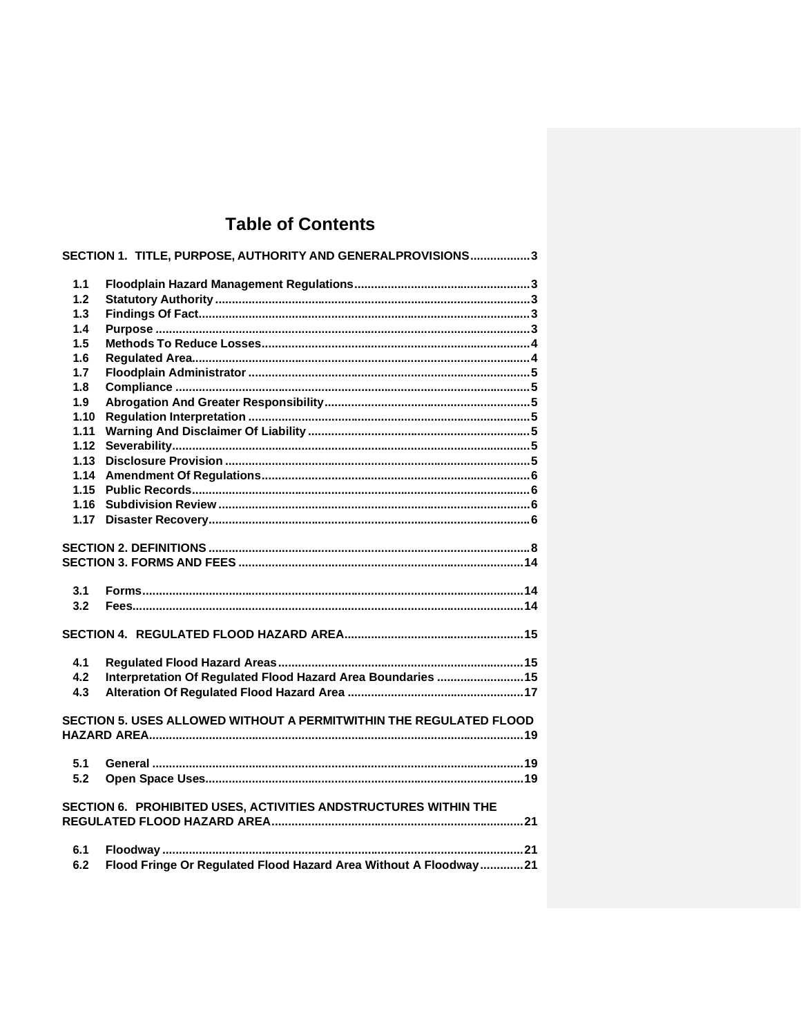# Table of Contents

**SECTION 1. TITLE, PURPOSE, AUTHORITY AND GENERALPROVISIONS .................. 3**

- **1.1 Floodplain Hazard Management Regulations ..................................................... 3**
- **1.2 Statutory Authority ............................................................................................ 3**
- **1.3 Findings Of Fact ................................................................................................. 3**
- **1.4 Purpose ............................................................................................................... 3**
- **1.5 Methods To Reduce Losses ................................................................................ 4**
- **1.6 Regulated Area .................................................................................................... 4**
- **1.7 Floodplain Administrator .................................................................................... 5**
- **1.8 Compliance ......................................................................................................... 5**
- **1.9 Abrogation And Greater Responsibility ............................................................. 5**
- **1.10 Regulation Interpretation .................................................................................. 5**
- **1.11 Warning And Disclaimer Of Liability ................................................................ 5**
- **1.12 Severability ........................................................................................................ 5**
- **1.13 Disclosure Provision .......................................................................................... 5**
- **1.14 Amendment Of Regulations ............................................................................... 6**
- **1.15 Public Records ................................................................................................... 6**
- **1.16 Subdivision Review ............................................................................................ 6**
- **1.17 Disaster Recovery .............................................................................................. 6**

**SECTION 2. DEFINITIONS ............................................................................................... 8**

**SECTION 3. FORMS AND FEES ...................................................................................... 14**

- **3.1 Forms ................................................................................................................. 14**
- **3.2 Fees .................................................................................................................... 14**

**SECTION 4. REGULATED FLOOD HAZARD AREA ....................................................... 15**

- **4.1 Regulated Flood Hazard Areas .......................................................................... 15**
- **4.2 Interpretation Of Regulated Flood Hazard Area Boundaries .......................... 15**
- **4.3 Alteration Of Regulated Flood Hazard Area ..................................................... 17**

**SECTION 5. USES ALLOWED WITHOUT A PERMITWITHIN THE REGULATED FLOOD HAZARD AREA ............................................................................................................... 19**

- **5.1 General ............................................................................................................... 19**
- **5.2 Open Space Uses ................................................................................................ 19**

**SECTION 6. PROHIBITED USES, ACTIVITIES ANDSTRUCTURES WITHIN THE REGULATED FLOOD HAZARD AREA ............................................................................ 21**

- **6.1 Floodway ............................................................................................................ 21**
- **6.2 Flood Fringe Or Regulated Flood Hazard Area Without A Floodway ............. 21**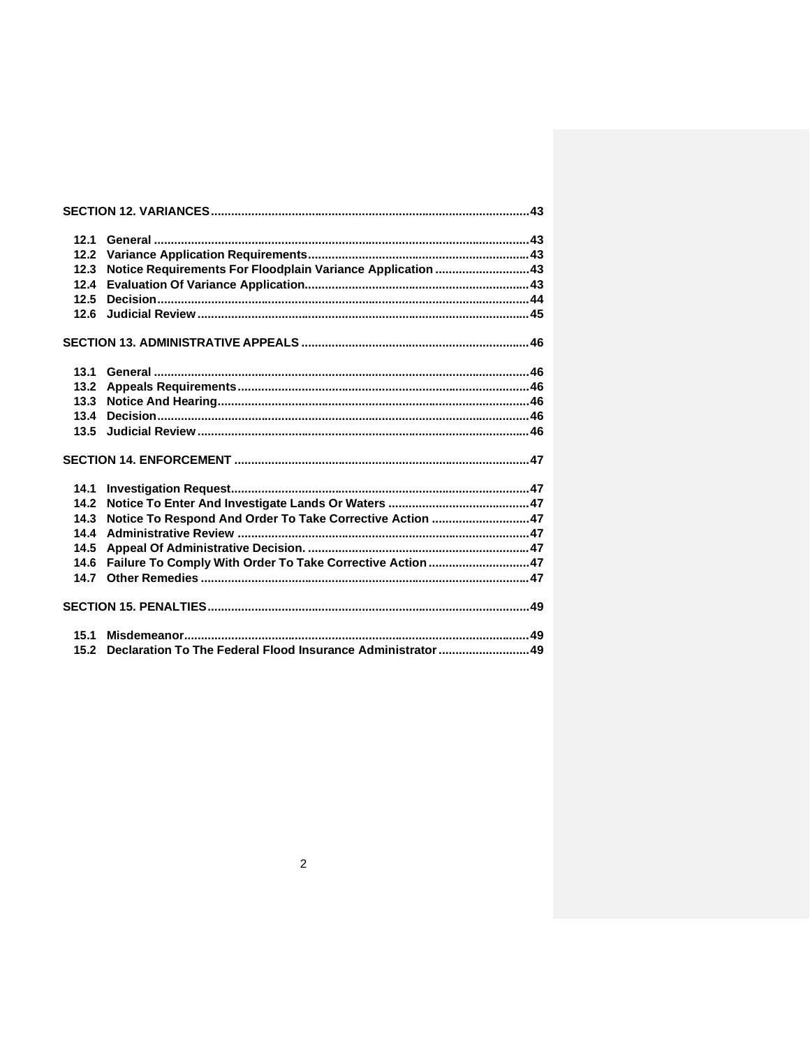**SECTION 12. VARIANCES** .......................................................................................... 43

12.1 General ............................................................................................................. 43
12.2 Variance Application Requirements ................................................................. 43
12.3 Notice Requirements For Floodplain Variance Application ............................. 43
12.4 Evaluation Of Variance Application .................................................................. 43
12.5 Decision ............................................................................................................ 44
12.6 Judicial Review ................................................................................................. 45

**SECTION 13. ADMINISTRATIVE APPEALS** .................................................................. 46

13.1 General ............................................................................................................. 46
13.2 Appeals Requirements ...................................................................................... 46
13.3 Notice And Hearing ........................................................................................... 46
13.4 Decision ............................................................................................................ 46
13.5 Judicial Review ................................................................................................. 46

**SECTION 14. ENFORCEMENT** ...................................................................................... 47

14.1 Investigation Request ....................................................................................... 47
14.2 Notice To Enter And Investigate Lands Or Waters .......................................... 47
14.3 Notice To Respond And Order To Take Corrective Action ............................... 47
14.4 Administrative Review ...................................................................................... 47
14.5 Appeal Of Administrative Decision. ................................................................... 47
14.6 Failure To Comply With Order To Take Corrective Action ................................ 47
14.7 Other Remedies ................................................................................................ 47

**SECTION 15. PENALTIES** ............................................................................................. 49

15.1 Misdemeanor .................................................................................................... 49
15.2 Declaration To The Federal Flood Insurance Administrator .............................. 49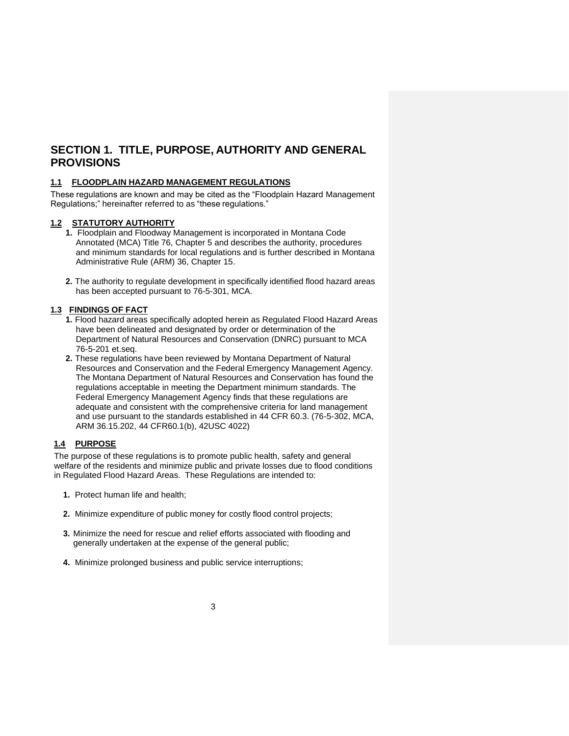# SECTION 1. TITLE, PURPOSE, AUTHORITY AND GENERAL PROVISIONS

## 1.1 FLOODPLAIN HAZARD MANAGEMENT REGULATIONS

These regulations are known and may be cited as the "Floodplain Hazard Management Regulations;" hereinafter referred to as "these regulations."

## 1.2 STATUTORY AUTHORITY

1. Floodplain and Floodway Management is incorporated in Montana Code Annotated (MCA) Title 76, Chapter 5 and describes the authority, procedures and minimum standards for local regulations and is further described in Montana Administrative Rule (ARM) 36, Chapter 15.

2. The authority to regulate development in specifically identified flood hazard areas has been accepted pursuant to 76-5-301, MCA.

## 1.3 FINDINGS OF FACT

1. Flood hazard areas specifically adopted herein as Regulated Flood Hazard Areas have been delineated and designated by order or determination of the Department of Natural Resources and Conservation (DNRC) pursuant to MCA 76-5-201 et.seq.
2. These regulations have been reviewed by Montana Department of Natural Resources and Conservation and the Federal Emergency Management Agency. The Montana Department of Natural Resources and Conservation has found the regulations acceptable in meeting the Department minimum standards. The Federal Emergency Management Agency finds that these regulations are adequate and consistent with the comprehensive criteria for land management and use pursuant to the standards established in 44 CFR 60.3. (76-5-302, MCA, ARM 36.15.202, 44 CFR60.1(b), 42USC 4022)

## 1.4 PURPOSE

The purpose of these regulations is to promote public health, safety and general welfare of the residents and minimize public and private losses due to flood conditions in Regulated Flood Hazard Areas. These Regulations are intended to:

1. Protect human life and health;

2. Minimize expenditure of public money for costly flood control projects;

3. Minimize the need for rescue and relief efforts associated with flooding and generally undertaken at the expense of the general public;

4. Minimize prolonged business and public service interruptions;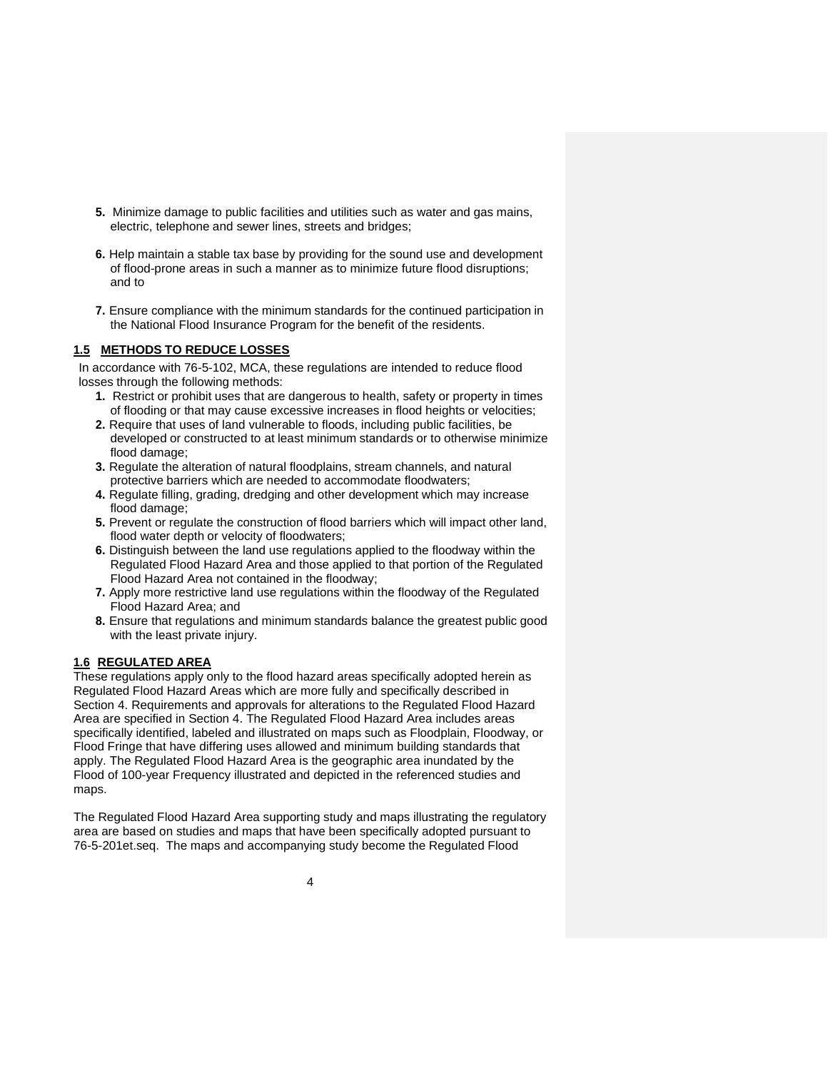**5.** Minimize damage to public facilities and utilities such as water and gas mains, electric, telephone and sewer lines, streets and bridges;

**6.** Help maintain a stable tax base by providing for the sound use and development of flood-prone areas in such a manner as to minimize future flood disruptions; and to

**7.** Ensure compliance with the minimum standards for the continued participation in the National Flood Insurance Program for the benefit of the residents.

## 1.5 METHODS TO REDUCE LOSSES

In accordance with 76-5-102, MCA, these regulations are intended to reduce flood losses through the following methods:

**1.** Restrict or prohibit uses that are dangerous to health, safety or property in times of flooding or that may cause excessive increases in flood heights or velocities;

**2.** Require that uses of land vulnerable to floods, including public facilities, be developed or constructed to at least minimum standards or to otherwise minimize flood damage;

**3.** Regulate the alteration of natural floodplains, stream channels, and natural protective barriers which are needed to accommodate floodwaters;

**4.** Regulate filling, grading, dredging and other development which may increase flood damage;

**5.** Prevent or regulate the construction of flood barriers which will impact other land, flood water depth or velocity of floodwaters;

**6.** Distinguish between the land use regulations applied to the floodway within the Regulated Flood Hazard Area and those applied to that portion of the Regulated Flood Hazard Area not contained in the floodway;

**7.** Apply more restrictive land use regulations within the floodway of the Regulated Flood Hazard Area; and

**8.** Ensure that regulations and minimum standards balance the greatest public good with the least private injury.

## 1.6 REGULATED AREA

These regulations apply only to the flood hazard areas specifically adopted herein as Regulated Flood Hazard Areas which are more fully and specifically described in Section 4. Requirements and approvals for alterations to the Regulated Flood Hazard Area are specified in Section 4. The Regulated Flood Hazard Area includes areas specifically identified, labeled and illustrated on maps such as Floodplain, Floodway, or Flood Fringe that have differing uses allowed and minimum building standards that apply. The Regulated Flood Hazard Area is the geographic area inundated by the Flood of 100-year Frequency illustrated and depicted in the referenced studies and maps.

The Regulated Flood Hazard Area supporting study and maps illustrating the regulatory area are based on studies and maps that have been specifically adopted pursuant to 76-5-201et.seq. The maps and accompanying study become the Regulated Flood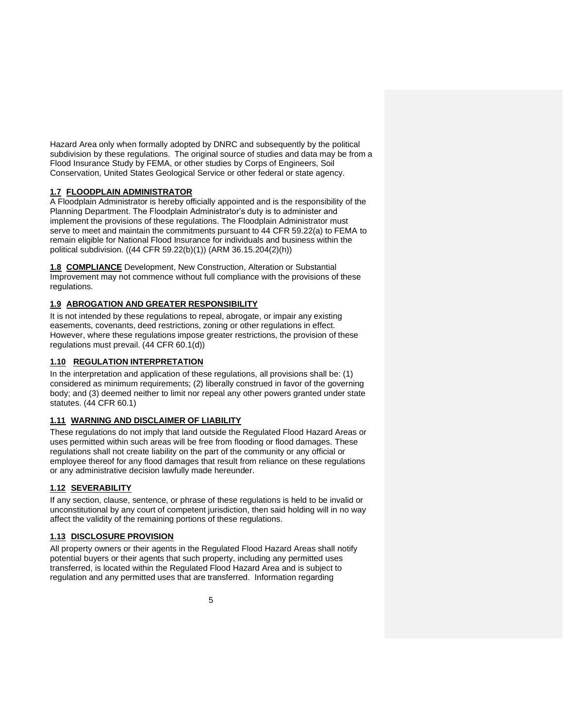Hazard Area only when formally adopted by DNRC and subsequently by the political subdivision by these regulations. The original source of studies and data may be from a Flood Insurance Study by FEMA, or other studies by Corps of Engineers, Soil Conservation, United States Geological Service or other federal or state agency.

### 1.7 FLOODPLAIN ADMINISTRATOR

A Floodplain Administrator is hereby officially appointed and is the responsibility of the Planning Department. The Floodplain Administrator's duty is to administer and implement the provisions of these regulations. The Floodplain Administrator must serve to meet and maintain the commitments pursuant to 44 CFR 59.22(a) to FEMA to remain eligible for National Flood Insurance for individuals and business within the political subdivision. ((44 CFR 59.22(b)(1)) (ARM 36.15.204(2)(h))

**1.8 COMPLIANCE** Development, New Construction, Alteration or Substantial Improvement may not commence without full compliance with the provisions of these regulations.

### 1.9 ABROGATION AND GREATER RESPONSIBILITY

It is not intended by these regulations to repeal, abrogate, or impair any existing easements, covenants, deed restrictions, zoning or other regulations in effect. However, where these regulations impose greater restrictions, the provision of these regulations must prevail. (44 CFR 60.1(d))

### 1.10 REGULATION INTERPRETATION

In the interpretation and application of these regulations, all provisions shall be: (1) considered as minimum requirements; (2) liberally construed in favor of the governing body; and (3) deemed neither to limit nor repeal any other powers granted under state statutes. (44 CFR 60.1)

### 1.11 WARNING AND DISCLAIMER OF LIABILITY

These regulations do not imply that land outside the Regulated Flood Hazard Areas or uses permitted within such areas will be free from flooding or flood damages. These regulations shall not create liability on the part of the community or any official or employee thereof for any flood damages that result from reliance on these regulations or any administrative decision lawfully made hereunder.

### 1.12 SEVERABILITY

If any section, clause, sentence, or phrase of these regulations is held to be invalid or unconstitutional by any court of competent jurisdiction, then said holding will in no way affect the validity of the remaining portions of these regulations.

### 1.13 DISCLOSURE PROVISION

All property owners or their agents in the Regulated Flood Hazard Areas shall notify potential buyers or their agents that such property, including any permitted uses transferred, is located within the Regulated Flood Hazard Area and is subject to regulation and any permitted uses that are transferred. Information regarding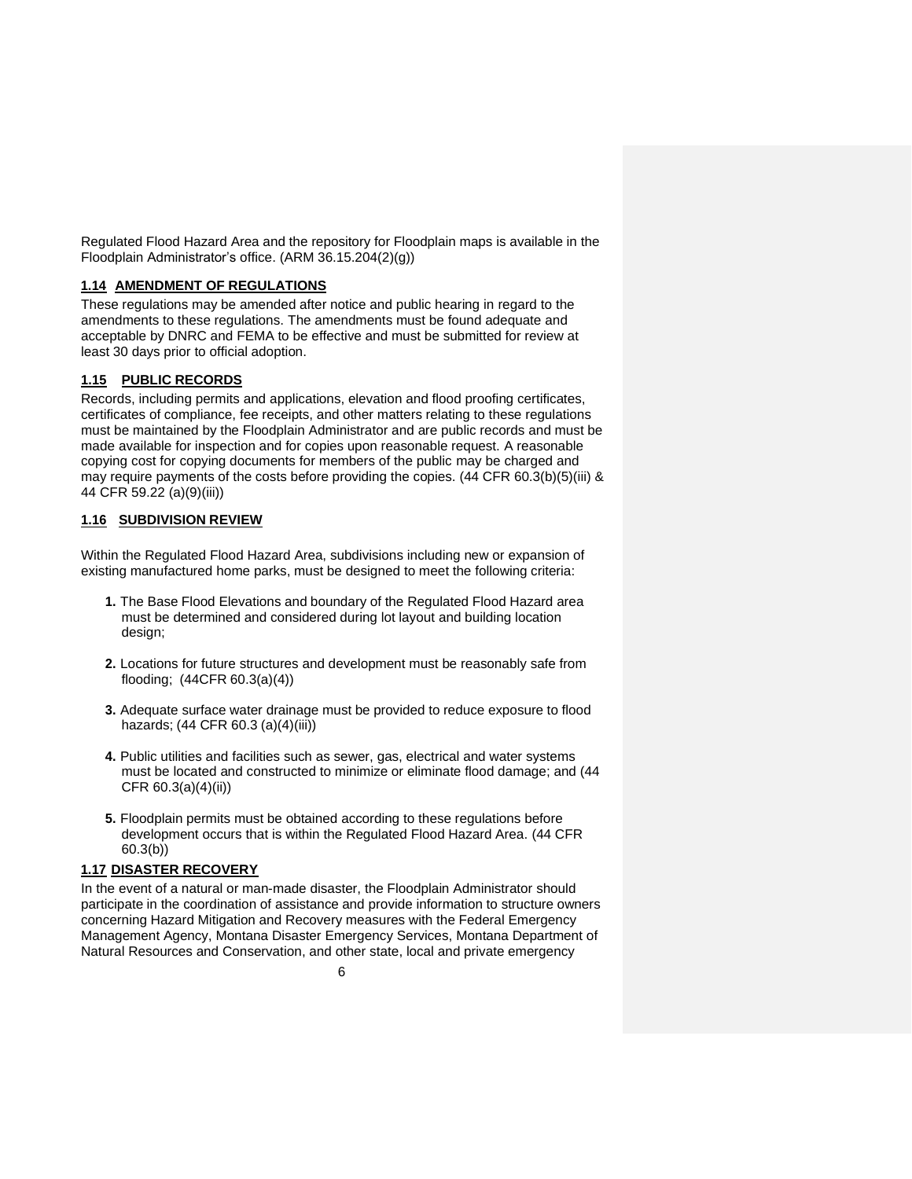Regulated Flood Hazard Area and the repository for Floodplain maps is available in the Floodplain Administrator's office. (ARM 36.15.204(2)(g))

### 1.14 AMENDMENT OF REGULATIONS

These regulations may be amended after notice and public hearing in regard to the amendments to these regulations. The amendments must be found adequate and acceptable by DNRC and FEMA to be effective and must be submitted for review at least 30 days prior to official adoption.

### 1.15 PUBLIC RECORDS

Records, including permits and applications, elevation and flood proofing certificates, certificates of compliance, fee receipts, and other matters relating to these regulations must be maintained by the Floodplain Administrator and are public records and must be made available for inspection and for copies upon reasonable request. A reasonable copying cost for copying documents for members of the public may be charged and may require payments of the costs before providing the copies. (44 CFR 60.3(b)(5)(iii) & 44 CFR 59.22 (a)(9)(iii))

### 1.16 SUBDIVISION REVIEW

Within the Regulated Flood Hazard Area, subdivisions including new or expansion of existing manufactured home parks, must be designed to meet the following criteria:

**1.** The Base Flood Elevations and boundary of the Regulated Flood Hazard area must be determined and considered during lot layout and building location design;

**2.** Locations for future structures and development must be reasonably safe from flooding; (44CFR 60.3(a)(4))

**3.** Adequate surface water drainage must be provided to reduce exposure to flood hazards; (44 CFR 60.3 (a)(4)(iii))

**4.** Public utilities and facilities such as sewer, gas, electrical and water systems must be located and constructed to minimize or eliminate flood damage; and (44 CFR 60.3(a)(4)(ii))

**5.** Floodplain permits must be obtained according to these regulations before development occurs that is within the Regulated Flood Hazard Area. (44 CFR 60.3(b))

### 1.17 DISASTER RECOVERY

In the event of a natural or man-made disaster, the Floodplain Administrator should participate in the coordination of assistance and provide information to structure owners concerning Hazard Mitigation and Recovery measures with the Federal Emergency Management Agency, Montana Disaster Emergency Services, Montana Department of Natural Resources and Conservation, and other state, local and private emergency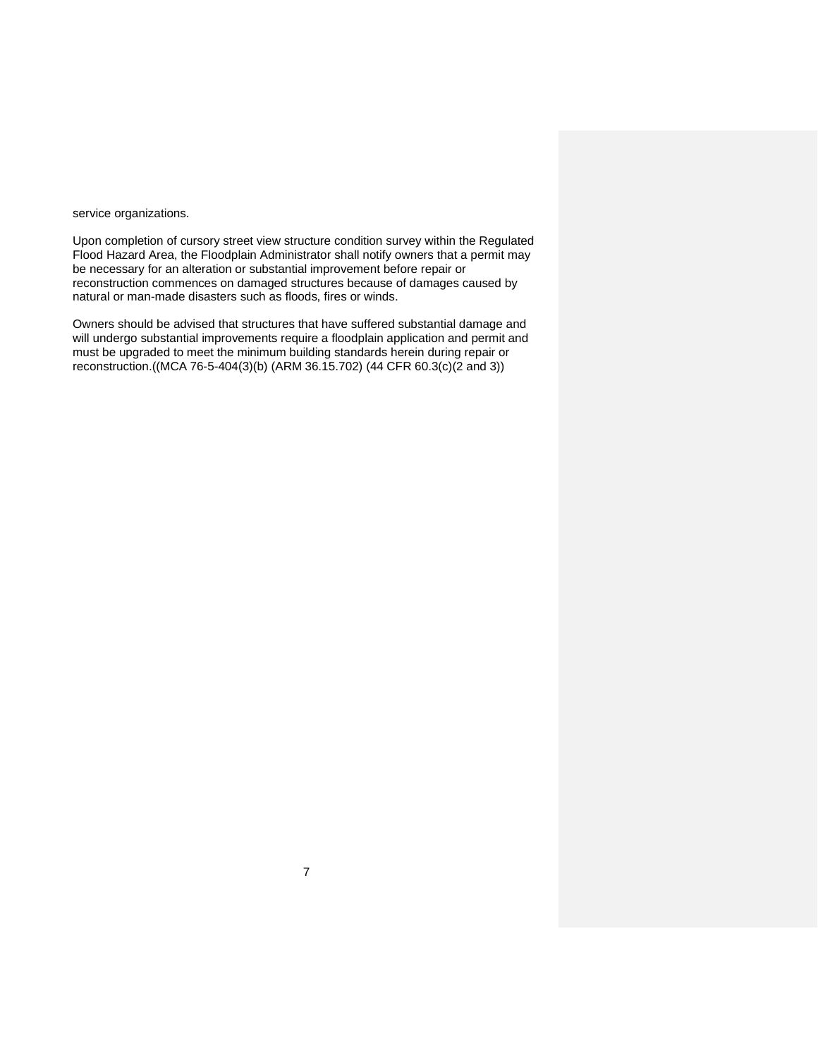service organizations.

Upon completion of cursory street view structure condition survey within the Regulated Flood Hazard Area, the Floodplain Administrator shall notify owners that a permit may be necessary for an alteration or substantial improvement before repair or reconstruction commences on damaged structures because of damages caused by natural or man-made disasters such as floods, fires or winds.

Owners should be advised that structures that have suffered substantial damage and will undergo substantial improvements require a floodplain application and permit and must be upgraded to meet the minimum building standards herein during repair or reconstruction.((MCA 76-5-404(3)(b) (ARM 36.15.702) (44 CFR 60.3(c)(2 and 3))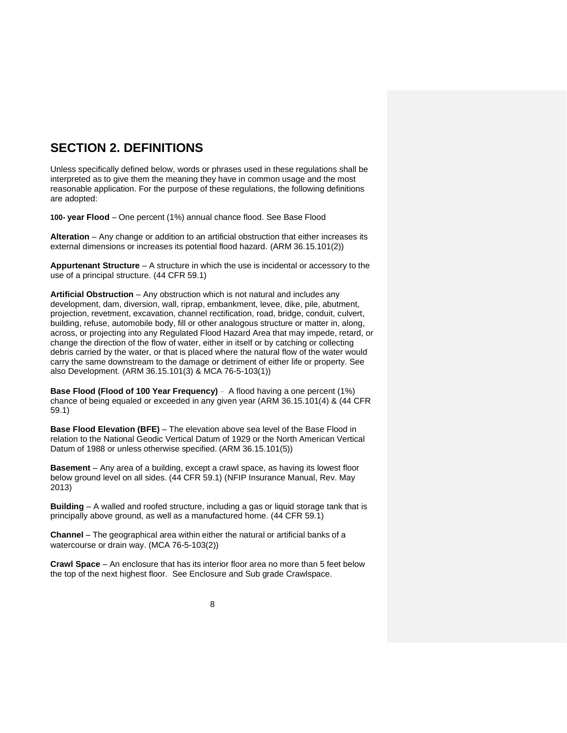# SECTION 2. DEFINITIONS

Unless specifically defined below, words or phrases used in these regulations shall be interpreted as to give them the meaning they have in common usage and the most reasonable application. For the purpose of these regulations, the following definitions are adopted:

**100- year Flood** – One percent (1%) annual chance flood. See Base Flood

**Alteration** – Any change or addition to an artificial obstruction that either increases its external dimensions or increases its potential flood hazard. (ARM 36.15.101(2))

**Appurtenant Structure** – A structure in which the use is incidental or accessory to the use of a principal structure. (44 CFR 59.1)

**Artificial Obstruction** – Any obstruction which is not natural and includes any development, dam, diversion, wall, riprap, embankment, levee, dike, pile, abutment, projection, revetment, excavation, channel rectification, road, bridge, conduit, culvert, building, refuse, automobile body, fill or other analogous structure or matter in, along, across, or projecting into any Regulated Flood Hazard Area that may impede, retard, or change the direction of the flow of water, either in itself or by catching or collecting debris carried by the water, or that is placed where the natural flow of the water would carry the same downstream to the damage or detriment of either life or property. See also Development. (ARM 36.15.101(3) & MCA 76-5-103(1))

**Base Flood (Flood of 100 Year Frequency)** – A flood having a one percent (1%) chance of being equaled or exceeded in any given year (ARM 36.15.101(4) & (44 CFR 59.1)

**Base Flood Elevation (BFE)** – The elevation above sea level of the Base Flood in relation to the National Geodic Vertical Datum of 1929 or the North American Vertical Datum of 1988 or unless otherwise specified. (ARM 36.15.101(5))

**Basement** – Any area of a building, except a crawl space, as having its lowest floor below ground level on all sides. (44 CFR 59.1) (NFIP Insurance Manual, Rev. May 2013)

**Building** – A walled and roofed structure, including a gas or liquid storage tank that is principally above ground, as well as a manufactured home. (44 CFR 59.1)

**Channel** – The geographical area within either the natural or artificial banks of a watercourse or drain way. (MCA 76-5-103(2))

**Crawl Space** – An enclosure that has its interior floor area no more than 5 feet below the top of the next highest floor. See Enclosure and Sub grade Crawlspace.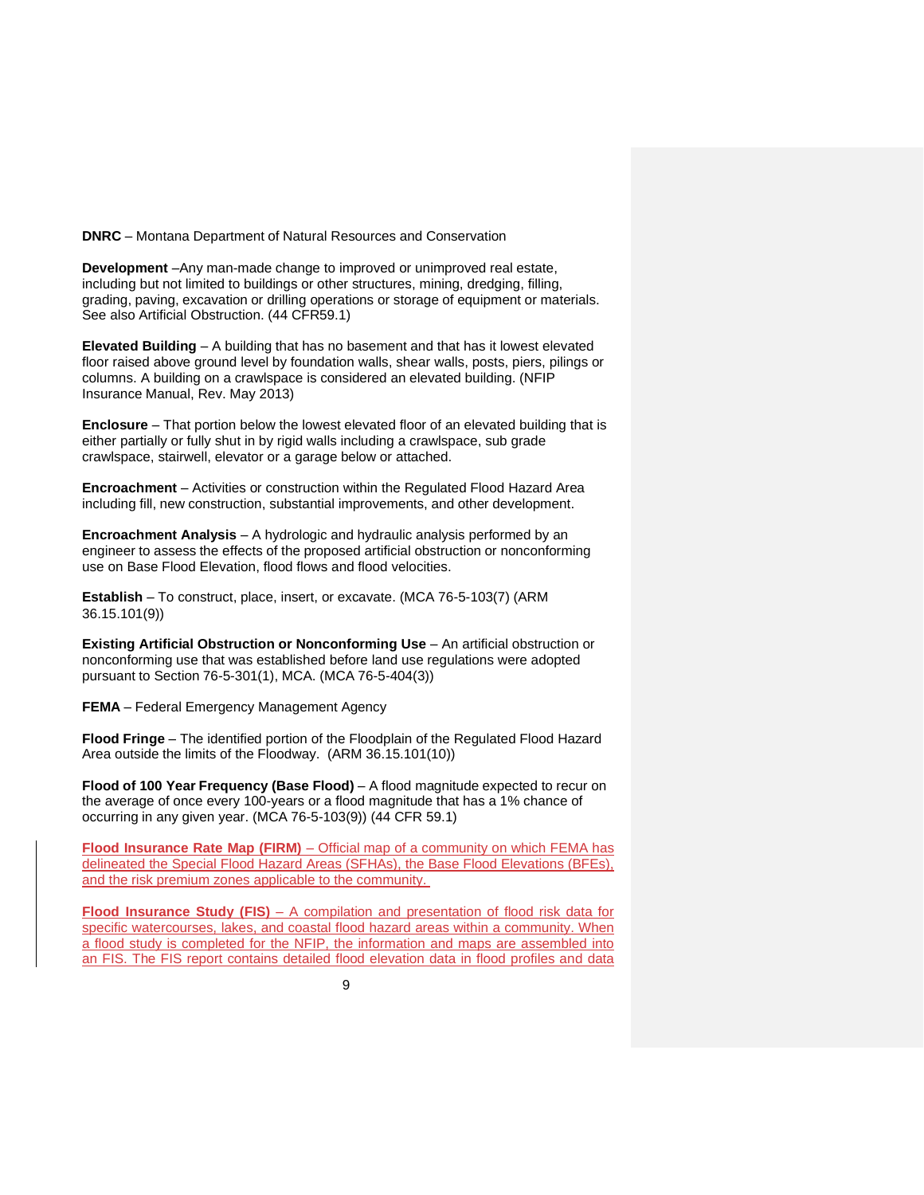**DNRC** – Montana Department of Natural Resources and Conservation

**Development** –Any man-made change to improved or unimproved real estate, including but not limited to buildings or other structures, mining, dredging, filling, grading, paving, excavation or drilling operations or storage of equipment or materials. See also Artificial Obstruction. (44 CFR59.1)

**Elevated Building** – A building that has no basement and that has it lowest elevated floor raised above ground level by foundation walls, shear walls, posts, piers, pilings or columns. A building on a crawlspace is considered an elevated building. (NFIP Insurance Manual, Rev. May 2013)

**Enclosure** – That portion below the lowest elevated floor of an elevated building that is either partially or fully shut in by rigid walls including a crawlspace, sub grade crawlspace, stairwell, elevator or a garage below or attached.

**Encroachment** – Activities or construction within the Regulated Flood Hazard Area including fill, new construction, substantial improvements, and other development.

**Encroachment Analysis** – A hydrologic and hydraulic analysis performed by an engineer to assess the effects of the proposed artificial obstruction or nonconforming use on Base Flood Elevation, flood flows and flood velocities.

**Establish** – To construct, place, insert, or excavate. (MCA 76-5-103(7) (ARM 36.15.101(9))

**Existing Artificial Obstruction or Nonconforming Use** – An artificial obstruction or nonconforming use that was established before land use regulations were adopted pursuant to Section 76-5-301(1), MCA. (MCA 76-5-404(3))

**FEMA** – Federal Emergency Management Agency

**Flood Fringe** – The identified portion of the Floodplain of the Regulated Flood Hazard Area outside the limits of the Floodway. (ARM 36.15.101(10))

**Flood of 100 Year Frequency (Base Flood)** – A flood magnitude expected to recur on the average of once every 100-years or a flood magnitude that has a 1% chance of occurring in any given year. (MCA 76-5-103(9)) (44 CFR 59.1)

**Flood Insurance Rate Map (FIRM)** – Official map of a community on which FEMA has delineated the Special Flood Hazard Areas (SFHAs), the Base Flood Elevations (BFEs), and the risk premium zones applicable to the community.

**Flood Insurance Study (FIS)** – A compilation and presentation of flood risk data for specific watercourses, lakes, and coastal flood hazard areas within a community. When a flood study is completed for the NFIP, the information and maps are assembled into an FIS. The FIS report contains detailed flood elevation data in flood profiles and data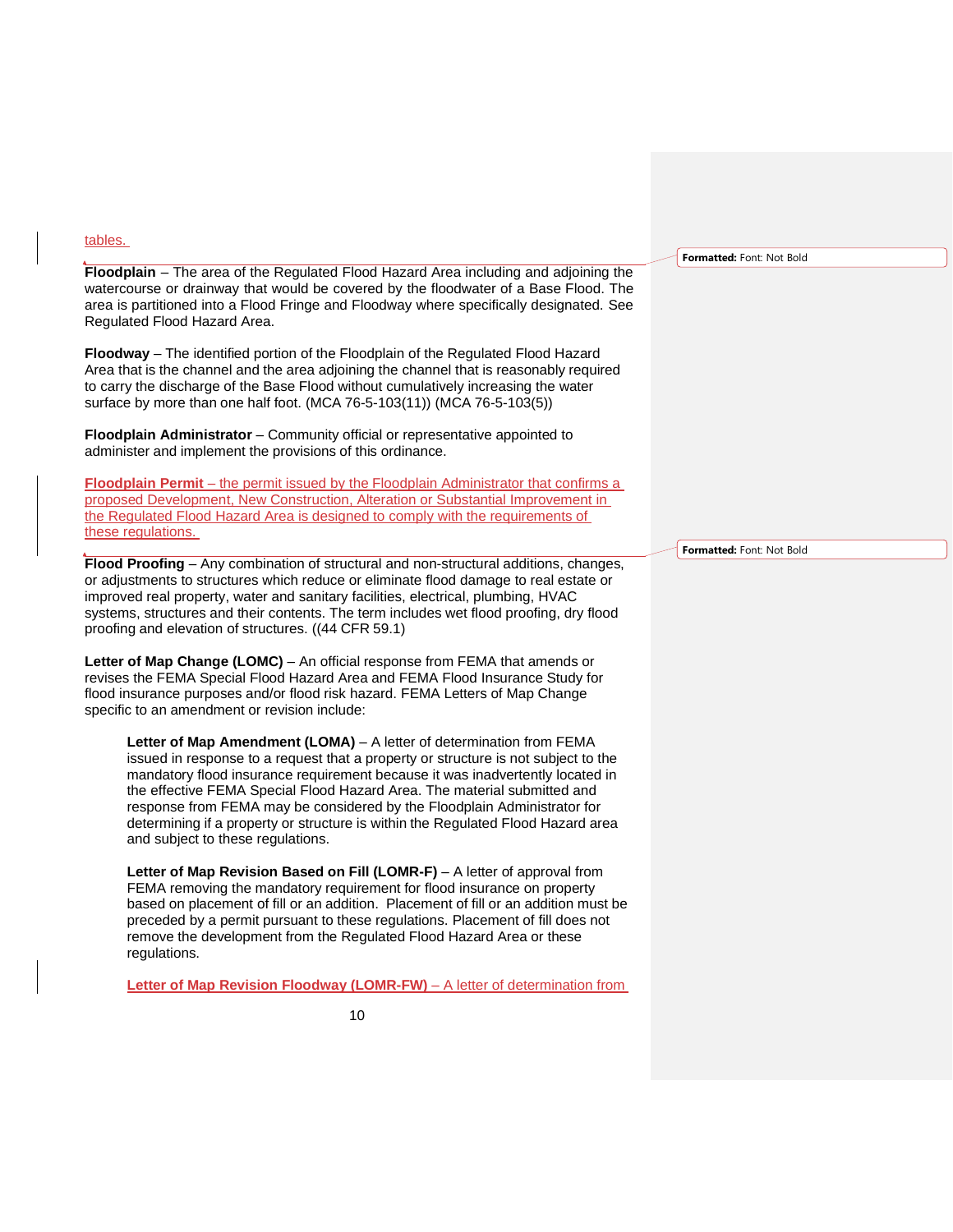tables.

**Floodplain** – The area of the Regulated Flood Hazard Area including and adjoining the watercourse or drainway that would be covered by the floodwater of a Base Flood. The area is partitioned into a Flood Fringe and Floodway where specifically designated. See Regulated Flood Hazard Area.

**Floodway** – The identified portion of the Floodplain of the Regulated Flood Hazard Area that is the channel and the area adjoining the channel that is reasonably required to carry the discharge of the Base Flood without cumulatively increasing the water surface by more than one half foot. (MCA 76-5-103(11)) (MCA 76-5-103(5))

**Floodplain Administrator** – Community official or representative appointed to administer and implement the provisions of this ordinance.

**Floodplain Permit** – the permit issued by the Floodplain Administrator that confirms a proposed Development, New Construction, Alteration or Substantial Improvement in the Regulated Flood Hazard Area is designed to comply with the requirements of these regulations.

**Flood Proofing** – Any combination of structural and non-structural additions, changes, or adjustments to structures which reduce or eliminate flood damage to real estate or improved real property, water and sanitary facilities, electrical, plumbing, HVAC systems, structures and their contents. The term includes wet flood proofing, dry flood proofing and elevation of structures. ((44 CFR 59.1)

**Letter of Map Change (LOMC)** – An official response from FEMA that amends or revises the FEMA Special Flood Hazard Area and FEMA Flood Insurance Study for flood insurance purposes and/or flood risk hazard. FEMA Letters of Map Change specific to an amendment or revision include:

> **Letter of Map Amendment (LOMA)** – A letter of determination from FEMA issued in response to a request that a property or structure is not subject to the mandatory flood insurance requirement because it was inadvertently located in the effective FEMA Special Flood Hazard Area. The material submitted and response from FEMA may be considered by the Floodplain Administrator for determining if a property or structure is within the Regulated Flood Hazard area and subject to these regulations.
>
> **Letter of Map Revision Based on Fill (LOMR-F)** – A letter of approval from FEMA removing the mandatory requirement for flood insurance on property based on placement of fill or an addition. Placement of fill or an addition must be preceded by a permit pursuant to these regulations. Placement of fill does not remove the development from the Regulated Flood Hazard Area or these regulations.
>
> **Letter of Map Revision Floodway (LOMR-FW)** – A letter of determination from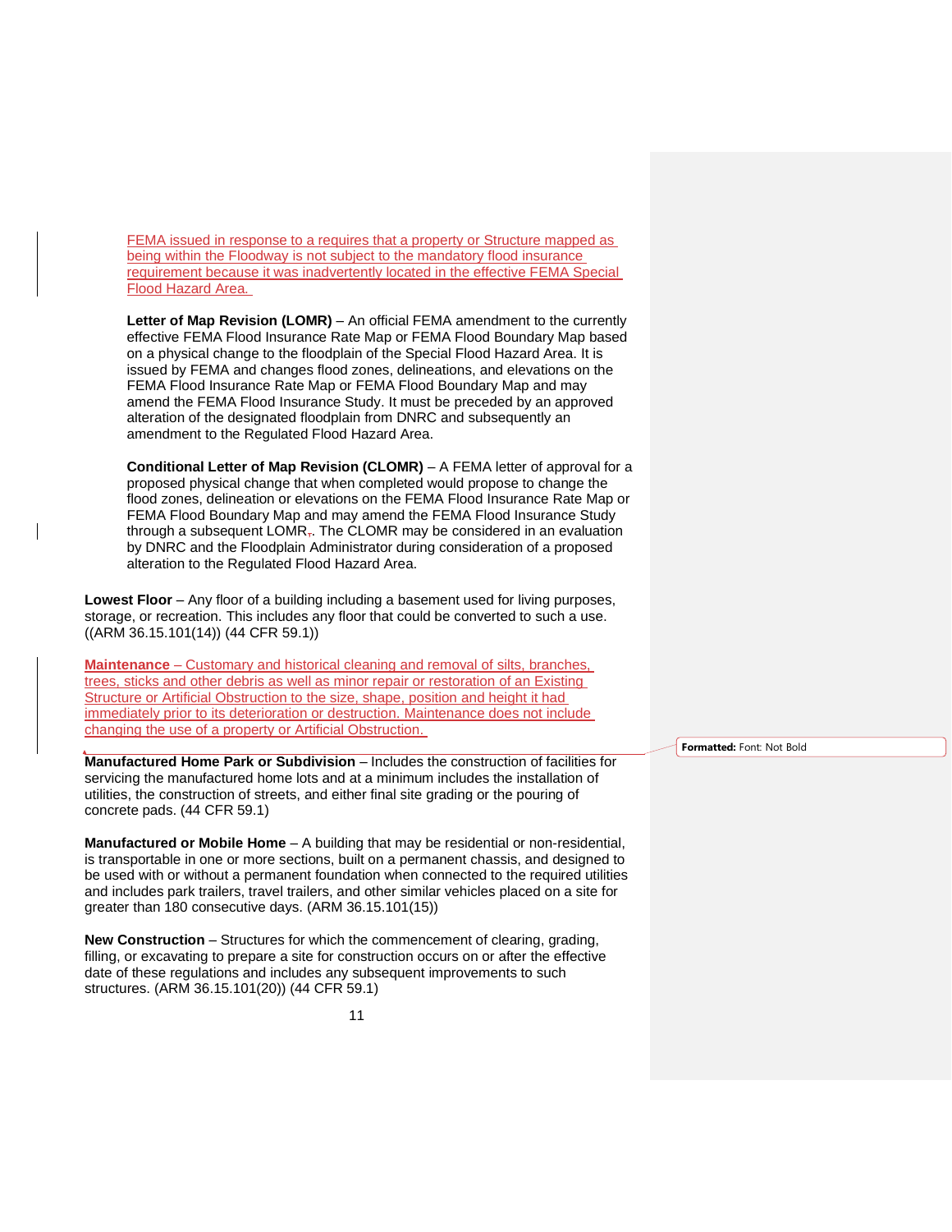FEMA issued in response to a requires that a property or Structure mapped as being within the Floodway is not subject to the mandatory flood insurance requirement because it was inadvertently located in the effective FEMA Special Flood Hazard Area.

**Letter of Map Revision (LOMR)** – An official FEMA amendment to the currently effective FEMA Flood Insurance Rate Map or FEMA Flood Boundary Map based on a physical change to the floodplain of the Special Flood Hazard Area. It is issued by FEMA and changes flood zones, delineations, and elevations on the FEMA Flood Insurance Rate Map or FEMA Flood Boundary Map and may amend the FEMA Flood Insurance Study. It must be preceded by an approved alteration of the designated floodplain from DNRC and subsequently an amendment to the Regulated Flood Hazard Area.

**Conditional Letter of Map Revision (CLOMR)** – A FEMA letter of approval for a proposed physical change that when completed would propose to change the flood zones, delineation or elevations on the FEMA Flood Insurance Rate Map or FEMA Flood Boundary Map and may amend the FEMA Flood Insurance Study through a subsequent LOMR,. The CLOMR may be considered in an evaluation by DNRC and the Floodplain Administrator during consideration of a proposed alteration to the Regulated Flood Hazard Area.

**Lowest Floor** – Any floor of a building including a basement used for living purposes, storage, or recreation. This includes any floor that could be converted to such a use. ((ARM 36.15.101(14)) (44 CFR 59.1))

**Maintenance** – Customary and historical cleaning and removal of silts, branches, trees, sticks and other debris as well as minor repair or restoration of an Existing Structure or Artificial Obstruction to the size, shape, position and height it had immediately prior to its deterioration or destruction. Maintenance does not include changing the use of a property or Artificial Obstruction.

**Manufactured Home Park or Subdivision** – Includes the construction of facilities for servicing the manufactured home lots and at a minimum includes the installation of utilities, the construction of streets, and either final site grading or the pouring of concrete pads. (44 CFR 59.1)

**Manufactured or Mobile Home** – A building that may be residential or non-residential, is transportable in one or more sections, built on a permanent chassis, and designed to be used with or without a permanent foundation when connected to the required utilities and includes park trailers, travel trailers, and other similar vehicles placed on a site for greater than 180 consecutive days. (ARM 36.15.101(15))

**New Construction** – Structures for which the commencement of clearing, grading, filling, or excavating to prepare a site for construction occurs on or after the effective date of these regulations and includes any subsequent improvements to such structures. (ARM 36.15.101(20)) (44 CFR 59.1)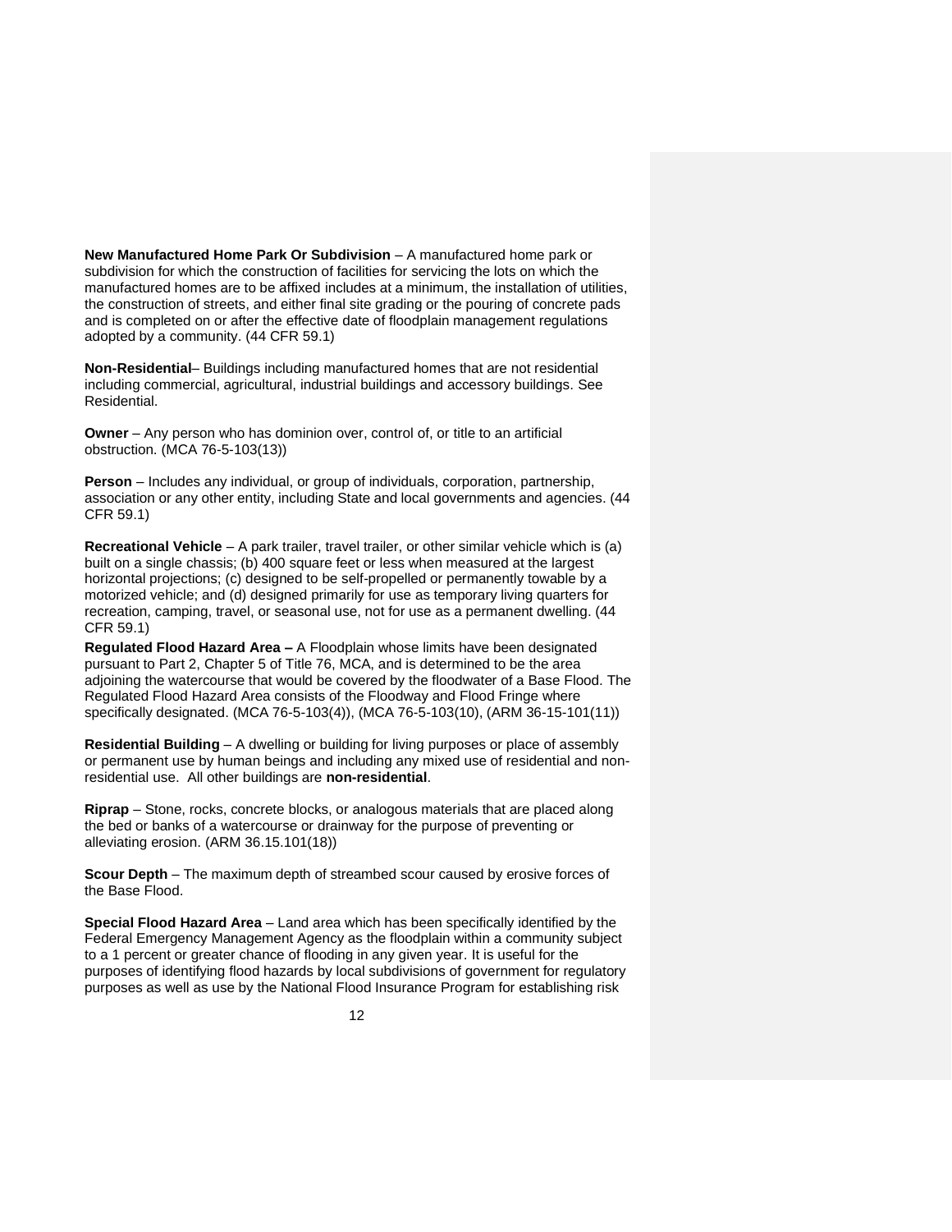**New Manufactured Home Park Or Subdivision** – A manufactured home park or subdivision for which the construction of facilities for servicing the lots on which the manufactured homes are to be affixed includes at a minimum, the installation of utilities, the construction of streets, and either final site grading or the pouring of concrete pads and is completed on or after the effective date of floodplain management regulations adopted by a community. (44 CFR 59.1)

**Non-Residential**– Buildings including manufactured homes that are not residential including commercial, agricultural, industrial buildings and accessory buildings. See Residential.

**Owner** – Any person who has dominion over, control of, or title to an artificial obstruction. (MCA 76-5-103(13))

**Person** – Includes any individual, or group of individuals, corporation, partnership, association or any other entity, including State and local governments and agencies. (44 CFR 59.1)

**Recreational Vehicle** – A park trailer, travel trailer, or other similar vehicle which is (a) built on a single chassis; (b) 400 square feet or less when measured at the largest horizontal projections; (c) designed to be self-propelled or permanently towable by a motorized vehicle; and (d) designed primarily for use as temporary living quarters for recreation, camping, travel, or seasonal use, not for use as a permanent dwelling. (44 CFR 59.1)

**Regulated Flood Hazard Area –** A Floodplain whose limits have been designated pursuant to Part 2, Chapter 5 of Title 76, MCA, and is determined to be the area adjoining the watercourse that would be covered by the floodwater of a Base Flood. The Regulated Flood Hazard Area consists of the Floodway and Flood Fringe where specifically designated. (MCA 76-5-103(4)), (MCA 76-5-103(10), (ARM 36-15-101(11))

**Residential Building** – A dwelling or building for living purposes or place of assembly or permanent use by human beings and including any mixed use of residential and non-residential use. All other buildings are **non-residential**.

**Riprap** – Stone, rocks, concrete blocks, or analogous materials that are placed along the bed or banks of a watercourse or drainway for the purpose of preventing or alleviating erosion. (ARM 36.15.101(18))

**Scour Depth** – The maximum depth of streambed scour caused by erosive forces of the Base Flood.

**Special Flood Hazard Area** – Land area which has been specifically identified by the Federal Emergency Management Agency as the floodplain within a community subject to a 1 percent or greater chance of flooding in any given year. It is useful for the purposes of identifying flood hazards by local subdivisions of government for regulatory purposes as well as use by the National Flood Insurance Program for establishing risk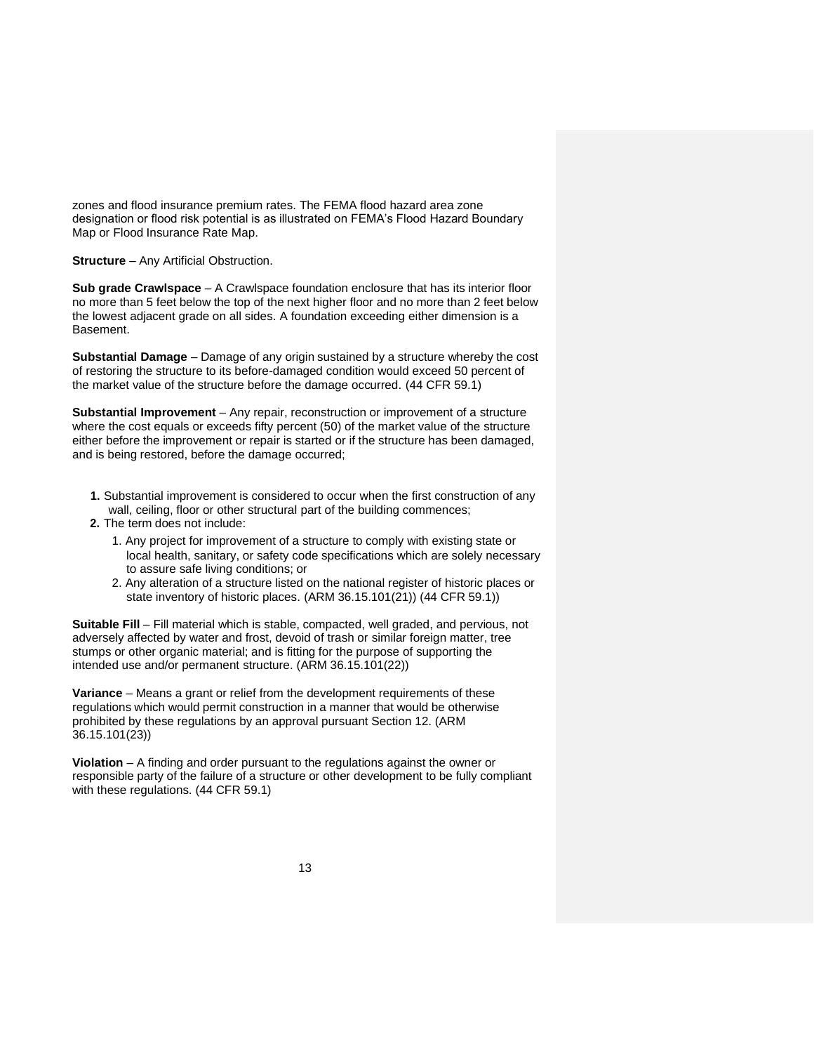zones and flood insurance premium rates. The FEMA flood hazard area zone designation or flood risk potential is as illustrated on FEMA's Flood Hazard Boundary Map or Flood Insurance Rate Map.

**Structure** – Any Artificial Obstruction.

**Sub grade Crawlspace** – A Crawlspace foundation enclosure that has its interior floor no more than 5 feet below the top of the next higher floor and no more than 2 feet below the lowest adjacent grade on all sides. A foundation exceeding either dimension is a Basement.

**Substantial Damage** – Damage of any origin sustained by a structure whereby the cost of restoring the structure to its before-damaged condition would exceed 50 percent of the market value of the structure before the damage occurred. (44 CFR 59.1)

**Substantial Improvement** – Any repair, reconstruction or improvement of a structure where the cost equals or exceeds fifty percent (50) of the market value of the structure either before the improvement or repair is started or if the structure has been damaged, and is being restored, before the damage occurred;

1. Substantial improvement is considered to occur when the first construction of any wall, ceiling, floor or other structural part of the building commences;
2. The term does not include:
    1. Any project for improvement of a structure to comply with existing state or local health, sanitary, or safety code specifications which are solely necessary to assure safe living conditions; or
    2. Any alteration of a structure listed on the national register of historic places or state inventory of historic places. (ARM 36.15.101(21)) (44 CFR 59.1))

**Suitable Fill** – Fill material which is stable, compacted, well graded, and pervious, not adversely affected by water and frost, devoid of trash or similar foreign matter, tree stumps or other organic material; and is fitting for the purpose of supporting the intended use and/or permanent structure. (ARM 36.15.101(22))

**Variance** – Means a grant or relief from the development requirements of these regulations which would permit construction in a manner that would be otherwise prohibited by these regulations by an approval pursuant Section 12. (ARM 36.15.101(23))

**Violation** – A finding and order pursuant to the regulations against the owner or responsible party of the failure of a structure or other development to be fully compliant with these regulations. (44 CFR 59.1)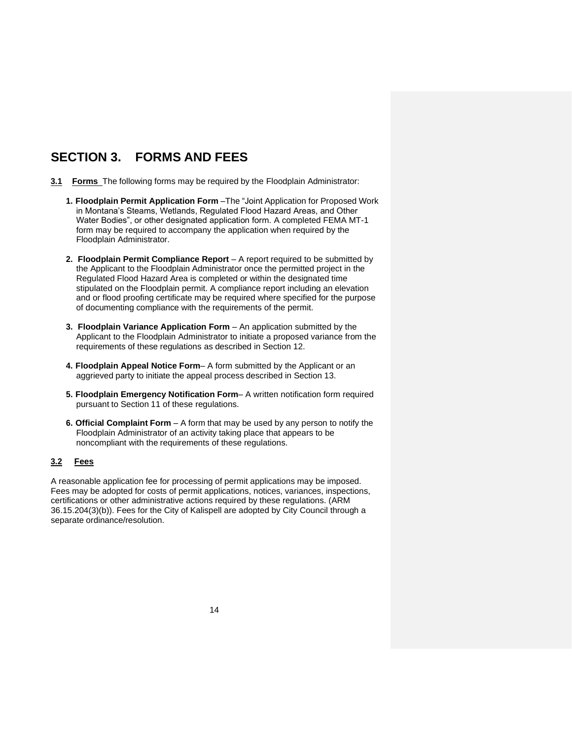# SECTION 3. FORMS AND FEES

**3.1 Forms** The following forms may be required by the Floodplain Administrator:

1. **Floodplain Permit Application Form** –The "Joint Application for Proposed Work in Montana's Steams, Wetlands, Regulated Flood Hazard Areas, and Other Water Bodies", or other designated application form. A completed FEMA MT-1 form may be required to accompany the application when required by the Floodplain Administrator.

2. **Floodplain Permit Compliance Report** – A report required to be submitted by the Applicant to the Floodplain Administrator once the permitted project in the Regulated Flood Hazard Area is completed or within the designated time stipulated on the Floodplain permit. A compliance report including an elevation and or flood proofing certificate may be required where specified for the purpose of documenting compliance with the requirements of the permit.

3. **Floodplain Variance Application Form** – An application submitted by the Applicant to the Floodplain Administrator to initiate a proposed variance from the requirements of these regulations as described in Section 12.

4. **Floodplain Appeal Notice Form**– A form submitted by the Applicant or an aggrieved party to initiate the appeal process described in Section 13.

5. **Floodplain Emergency Notification Form**– A written notification form required pursuant to Section 11 of these regulations.

6. **Official Complaint Form** – A form that may be used by any person to notify the Floodplain Administrator of an activity taking place that appears to be noncompliant with the requirements of these regulations.

**3.2 Fees**

A reasonable application fee for processing of permit applications may be imposed. Fees may be adopted for costs of permit applications, notices, variances, inspections, certifications or other administrative actions required by these regulations. (ARM 36.15.204(3)(b)). Fees for the City of Kalispell are adopted by City Council through a separate ordinance/resolution.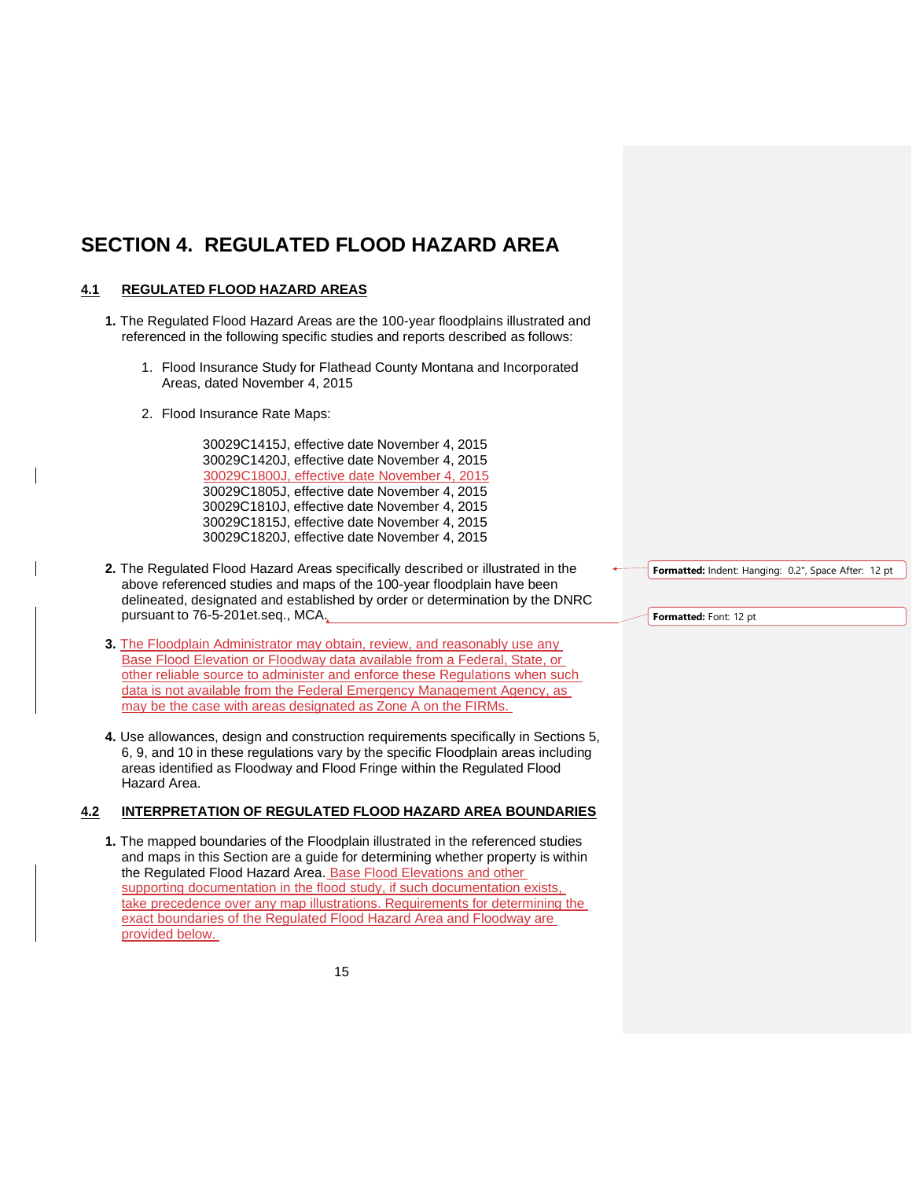# SECTION 4. REGULATED FLOOD HAZARD AREA

## 4.1 REGULATED FLOOD HAZARD AREAS

**1.** The Regulated Flood Hazard Areas are the 100-year floodplains illustrated and referenced in the following specific studies and reports described as follows:

1. Flood Insurance Study for Flathead County Montana and Incorporated Areas, dated November 4, 2015

2. Flood Insurance Rate Maps:

   30029C1415J, effective date November 4, 2015
   30029C1420J, effective date November 4, 2015
   30029C1800J, effective date November 4, 2015
   30029C1805J, effective date November 4, 2015
   30029C1810J, effective date November 4, 2015
   30029C1815J, effective date November 4, 2015
   30029C1820J, effective date November 4, 2015

**2.** The Regulated Flood Hazard Areas specifically described or illustrated in the above referenced studies and maps of the 100-year floodplain have been delineated, designated and established by order or determination by the DNRC pursuant to 76-5-201et.seq., MCA.

**3.** The Floodplain Administrator may obtain, review, and reasonably use any Base Flood Elevation or Floodway data available from a Federal, State, or other reliable source to administer and enforce these Regulations when such data is not available from the Federal Emergency Management Agency, as may be the case with areas designated as Zone A on the FIRMs.

**4.** Use allowances, design and construction requirements specifically in Sections 5, 6, 9, and 10 in these regulations vary by the specific Floodplain areas including areas identified as Floodway and Flood Fringe within the Regulated Flood Hazard Area.

## 4.2 INTERPRETATION OF REGULATED FLOOD HAZARD AREA BOUNDARIES

**1.** The mapped boundaries of the Floodplain illustrated in the referenced studies and maps in this Section are a guide for determining whether property is within the Regulated Flood Hazard Area. Base Flood Elevations and other supporting documentation in the flood study, if such documentation exists, take precedence over any map illustrations. Requirements for determining the exact boundaries of the Regulated Flood Hazard Area and Floodway are provided below.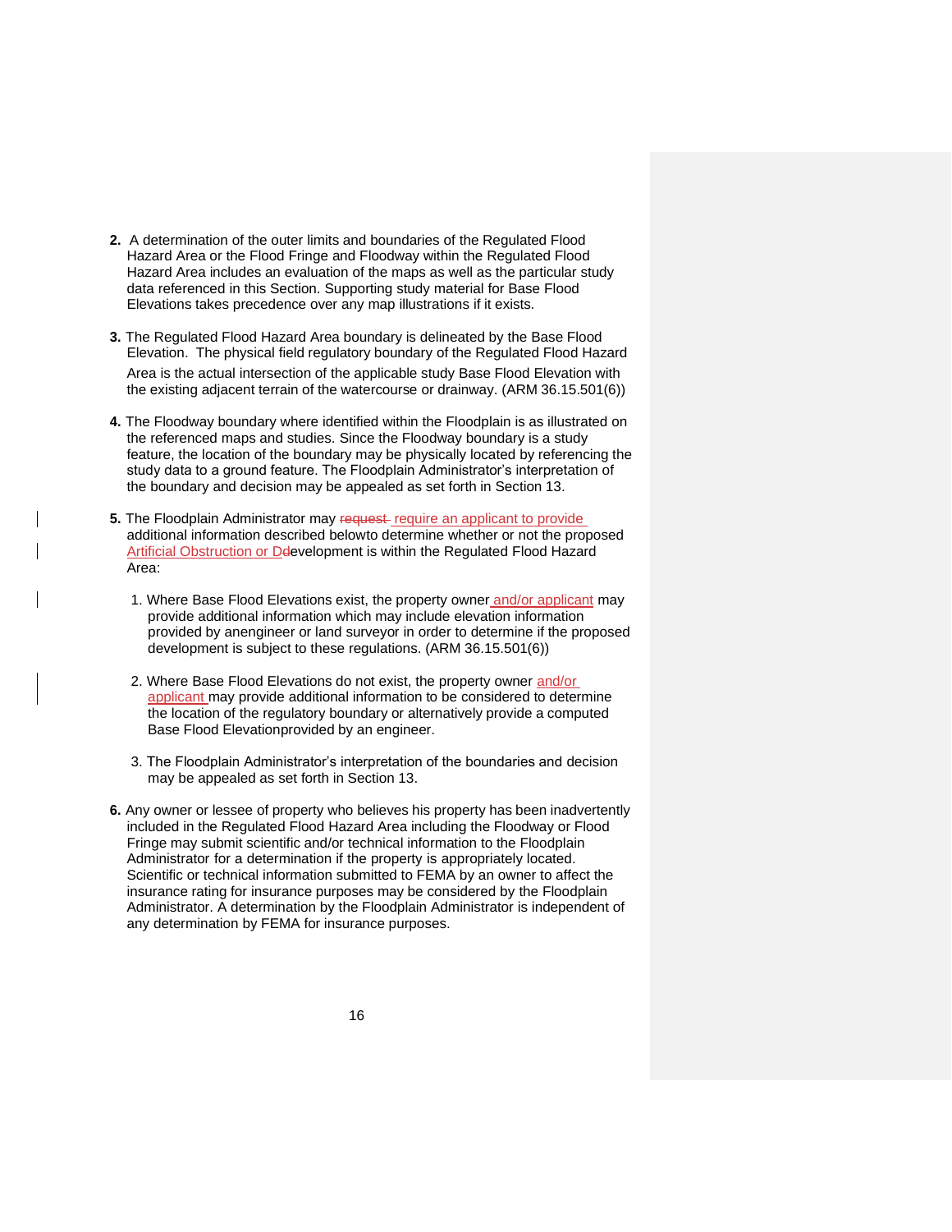**2.** A determination of the outer limits and boundaries of the Regulated Flood Hazard Area or the Flood Fringe and Floodway within the Regulated Flood Hazard Area includes an evaluation of the maps as well as the particular study data referenced in this Section. Supporting study material for Base Flood Elevations takes precedence over any map illustrations if it exists.

**3.** The Regulated Flood Hazard Area boundary is delineated by the Base Flood Elevation. The physical field regulatory boundary of the Regulated Flood Hazard Area is the actual intersection of the applicable study Base Flood Elevation with the existing adjacent terrain of the watercourse or drainway. (ARM 36.15.501(6))

**4.** The Floodway boundary where identified within the Floodplain is as illustrated on the referenced maps and studies. Since the Floodway boundary is a study feature, the location of the boundary may be physically located by referencing the study data to a ground feature. The Floodplain Administrator's interpretation of the boundary and decision may be appealed as set forth in Section 13.

**5.** The Floodplain Administrator may ~~request~~ require an applicant to provide additional information described belowto determine whether or not the proposed Artificial Obstruction or D~~d~~evelopment is within the Regulated Flood Hazard Area:

1. Where Base Flood Elevations exist, the property owner and/or applicant may provide additional information which may include elevation information provided by anengineer or land surveyor in order to determine if the proposed development is subject to these regulations. (ARM 36.15.501(6))

2. Where Base Flood Elevations do not exist, the property owner and/or applicant may provide additional information to be considered to determine the location of the regulatory boundary or alternatively provide a computed Base Flood Elevationprovided by an engineer.

3. The Floodplain Administrator's interpretation of the boundaries and decision may be appealed as set forth in Section 13.

**6.** Any owner or lessee of property who believes his property has been inadvertently included in the Regulated Flood Hazard Area including the Floodway or Flood Fringe may submit scientific and/or technical information to the Floodplain Administrator for a determination if the property is appropriately located. Scientific or technical information submitted to FEMA by an owner to affect the insurance rating for insurance purposes may be considered by the Floodplain Administrator. A determination by the Floodplain Administrator is independent of any determination by FEMA for insurance purposes.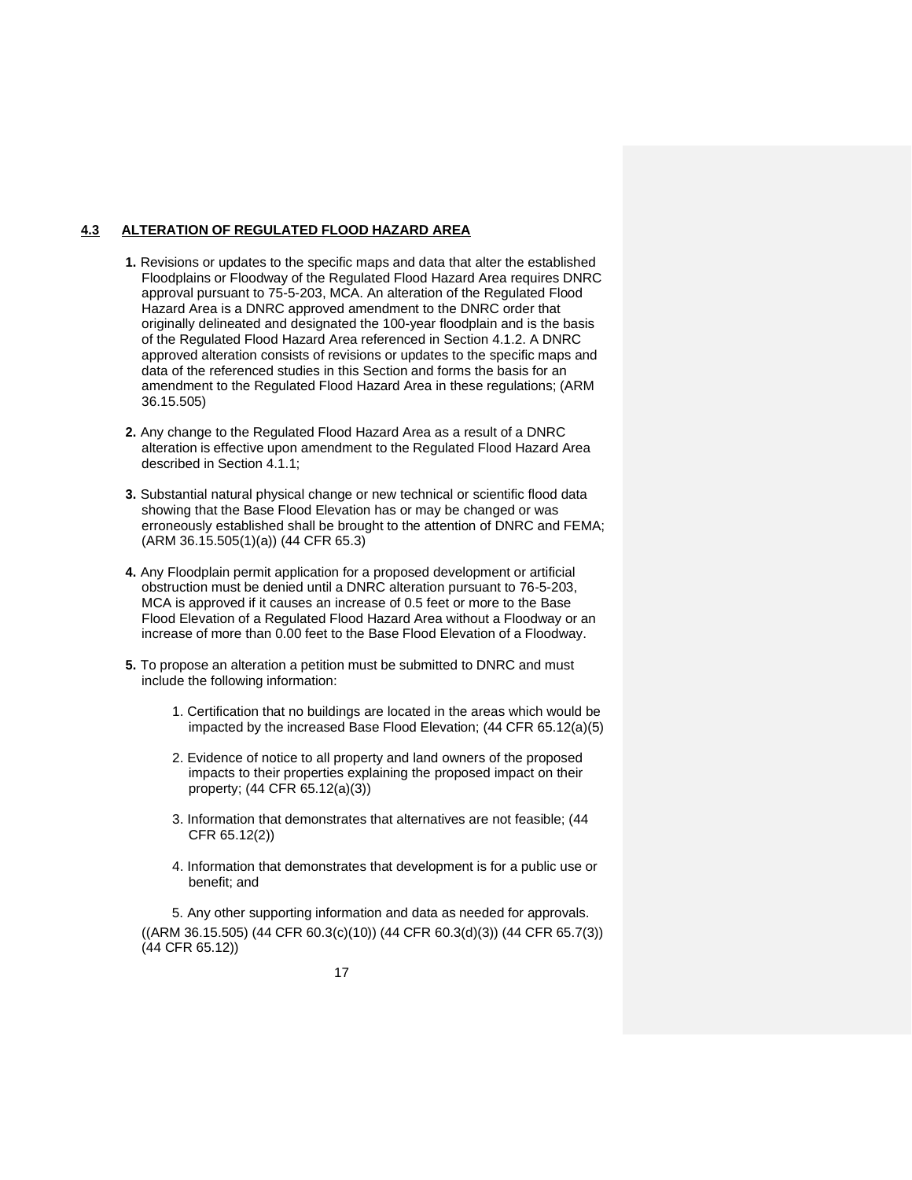## 4.3 ALTERATION OF REGULATED FLOOD HAZARD AREA

**1.** Revisions or updates to the specific maps and data that alter the established Floodplains or Floodway of the Regulated Flood Hazard Area requires DNRC approval pursuant to 75-5-203, MCA. An alteration of the Regulated Flood Hazard Area is a DNRC approved amendment to the DNRC order that originally delineated and designated the 100-year floodplain and is the basis of the Regulated Flood Hazard Area referenced in Section 4.1.2. A DNRC approved alteration consists of revisions or updates to the specific maps and data of the referenced studies in this Section and forms the basis for an amendment to the Regulated Flood Hazard Area in these regulations; (ARM 36.15.505)

**2.** Any change to the Regulated Flood Hazard Area as a result of a DNRC alteration is effective upon amendment to the Regulated Flood Hazard Area described in Section 4.1.1;

**3.** Substantial natural physical change or new technical or scientific flood data showing that the Base Flood Elevation has or may be changed or was erroneously established shall be brought to the attention of DNRC and FEMA; (ARM 36.15.505(1)(a)) (44 CFR 65.3)

**4.** Any Floodplain permit application for a proposed development or artificial obstruction must be denied until a DNRC alteration pursuant to 76-5-203, MCA is approved if it causes an increase of 0.5 feet or more to the Base Flood Elevation of a Regulated Flood Hazard Area without a Floodway or an increase of more than 0.00 feet to the Base Flood Elevation of a Floodway.

**5.** To propose an alteration a petition must be submitted to DNRC and must include the following information:

1. Certification that no buildings are located in the areas which would be impacted by the increased Base Flood Elevation; (44 CFR 65.12(a)(5)

2. Evidence of notice to all property and land owners of the proposed impacts to their properties explaining the proposed impact on their property; (44 CFR 65.12(a)(3))

3. Information that demonstrates that alternatives are not feasible; (44 CFR 65.12(2))

4. Information that demonstrates that development is for a public use or benefit; and

5. Any other supporting information and data as needed for approvals.

((ARM 36.15.505) (44 CFR 60.3(c)(10)) (44 CFR 60.3(d)(3)) (44 CFR 65.7(3)) (44 CFR 65.12))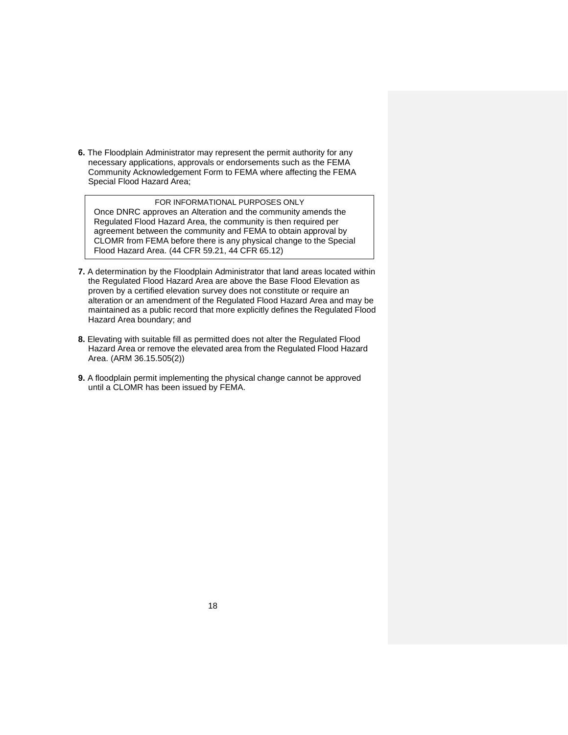**6.** The Floodplain Administrator may represent the permit authority for any necessary applications, approvals or endorsements such as the FEMA Community Acknowledgement Form to FEMA where affecting the FEMA Special Flood Hazard Area;

> FOR INFORMATIONAL PURPOSES ONLY
>
> Once DNRC approves an Alteration and the community amends the Regulated Flood Hazard Area, the community is then required per agreement between the community and FEMA to obtain approval by CLOMR from FEMA before there is any physical change to the Special Flood Hazard Area. (44 CFR 59.21, 44 CFR 65.12)

**7.** A determination by the Floodplain Administrator that land areas located within the Regulated Flood Hazard Area are above the Base Flood Elevation as proven by a certified elevation survey does not constitute or require an alteration or an amendment of the Regulated Flood Hazard Area and may be maintained as a public record that more explicitly defines the Regulated Flood Hazard Area boundary; and

**8.** Elevating with suitable fill as permitted does not alter the Regulated Flood Hazard Area or remove the elevated area from the Regulated Flood Hazard Area. (ARM 36.15.505(2))

**9.** A floodplain permit implementing the physical change cannot be approved until a CLOMR has been issued by FEMA.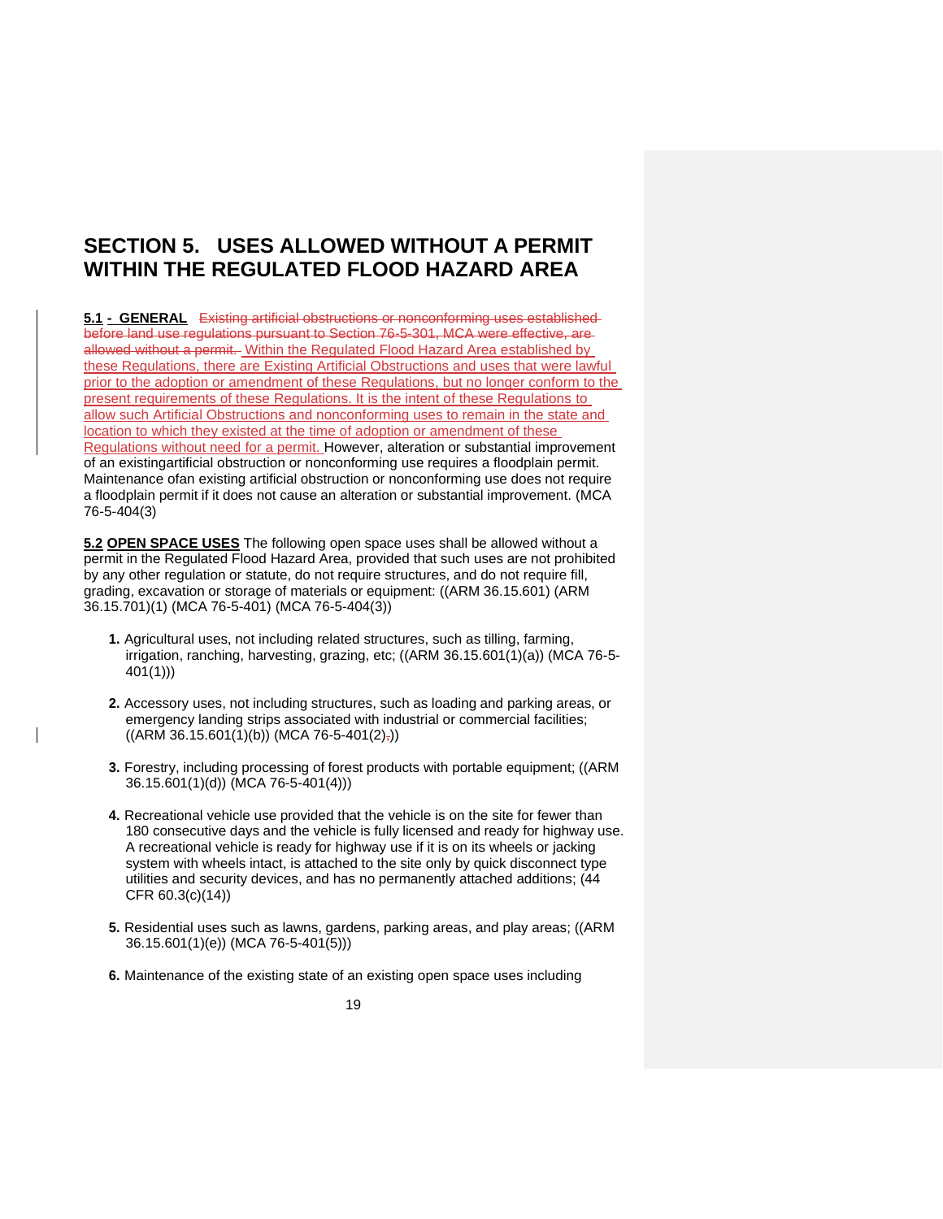# SECTION 5. USES ALLOWED WITHOUT A PERMIT WITHIN THE REGULATED FLOOD HAZARD AREA

**5.1 - GENERAL** ~~Existing artificial obstructions or nonconforming uses established before land use regulations pursuant to Section 76-5-301, MCA were effective, are allowed without a permit.~~ Within the Regulated Flood Hazard Area established by these Regulations, there are Existing Artificial Obstructions and uses that were lawful prior to the adoption or amendment of these Regulations, but no longer conform to the present requirements of these Regulations. It is the intent of these Regulations to allow such Artificial Obstructions and nonconforming uses to remain in the state and location to which they existed at the time of adoption or amendment of these Regulations without need for a permit. However, alteration or substantial improvement of an existingartificial obstruction or nonconforming use requires a floodplain permit. Maintenance ofan existing artificial obstruction or nonconforming use does not require a floodplain permit if it does not cause an alteration or substantial improvement. (MCA 76-5-404(3)

**5.2 OPEN SPACE USES** The following open space uses shall be allowed without a permit in the Regulated Flood Hazard Area, provided that such uses are not prohibited by any other regulation or statute, do not require structures, and do not require fill, grading, excavation or storage of materials or equipment: ((ARM 36.15.601) (ARM 36.15.701)(1) (MCA 76-5-401) (MCA 76-5-404(3))

1. Agricultural uses, not including related structures, such as tilling, farming, irrigation, ranching, harvesting, grazing, etc; ((ARM 36.15.601(1)(a)) (MCA 76-5-401(1)))

2. Accessory uses, not including structures, such as loading and parking areas, or emergency landing strips associated with industrial or commercial facilities; ((ARM 36.15.601(1)(b)) (MCA 76-5-401(2)~~.~~))

3. Forestry, including processing of forest products with portable equipment; ((ARM 36.15.601(1)(d)) (MCA 76-5-401(4)))

4. Recreational vehicle use provided that the vehicle is on the site for fewer than 180 consecutive days and the vehicle is fully licensed and ready for highway use. A recreational vehicle is ready for highway use if it is on its wheels or jacking system with wheels intact, is attached to the site only by quick disconnect type utilities and security devices, and has no permanently attached additions; (44 CFR 60.3(c)(14))

5. Residential uses such as lawns, gardens, parking areas, and play areas; ((ARM 36.15.601(1)(e)) (MCA 76-5-401(5)))

6. Maintenance of the existing state of an existing open space uses including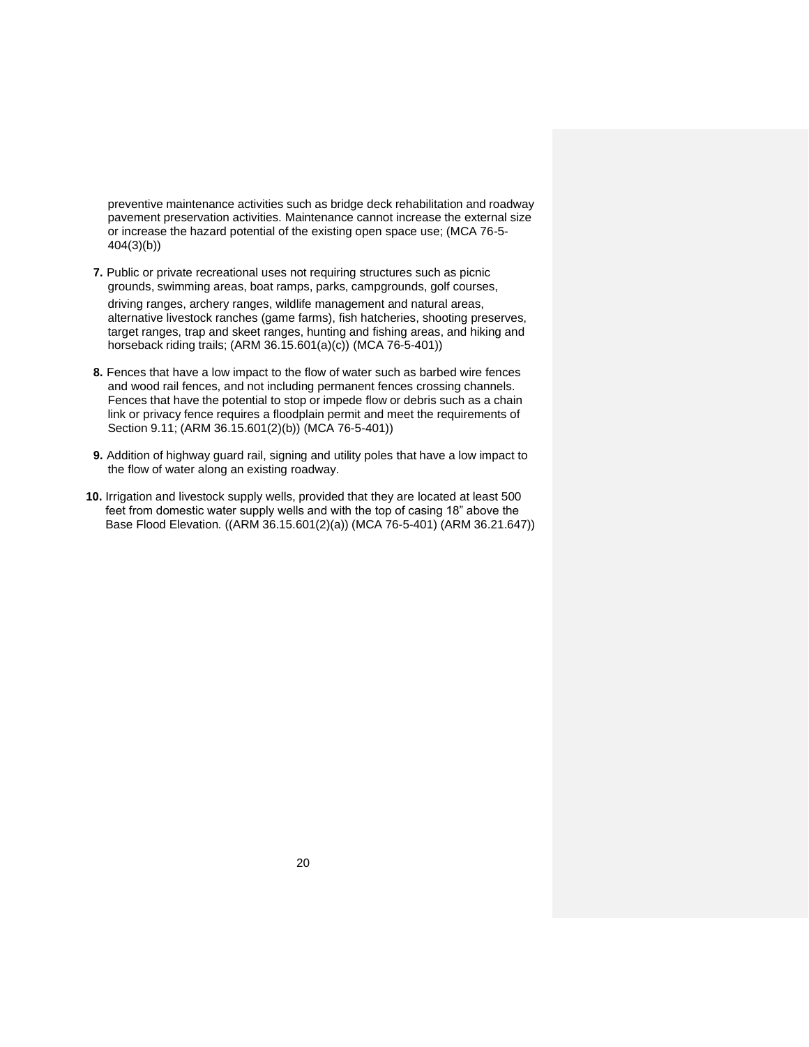preventive maintenance activities such as bridge deck rehabilitation and roadway pavement preservation activities. Maintenance cannot increase the external size or increase the hazard potential of the existing open space use; (MCA 76-5-404(3)(b))

**7.** Public or private recreational uses not requiring structures such as picnic grounds, swimming areas, boat ramps, parks, campgrounds, golf courses, driving ranges, archery ranges, wildlife management and natural areas, alternative livestock ranches (game farms), fish hatcheries, shooting preserves, target ranges, trap and skeet ranges, hunting and fishing areas, and hiking and horseback riding trails; (ARM 36.15.601(a)(c)) (MCA 76-5-401))

**8.** Fences that have a low impact to the flow of water such as barbed wire fences and wood rail fences, and not including permanent fences crossing channels. Fences that have the potential to stop or impede flow or debris such as a chain link or privacy fence requires a floodplain permit and meet the requirements of Section 9.11; (ARM 36.15.601(2)(b)) (MCA 76-5-401))

**9.** Addition of highway guard rail, signing and utility poles that have a low impact to the flow of water along an existing roadway.

**10.** Irrigation and livestock supply wells, provided that they are located at least 500 feet from domestic water supply wells and with the top of casing 18" above the Base Flood Elevation. ((ARM 36.15.601(2)(a)) (MCA 76-5-401) (ARM 36.21.647))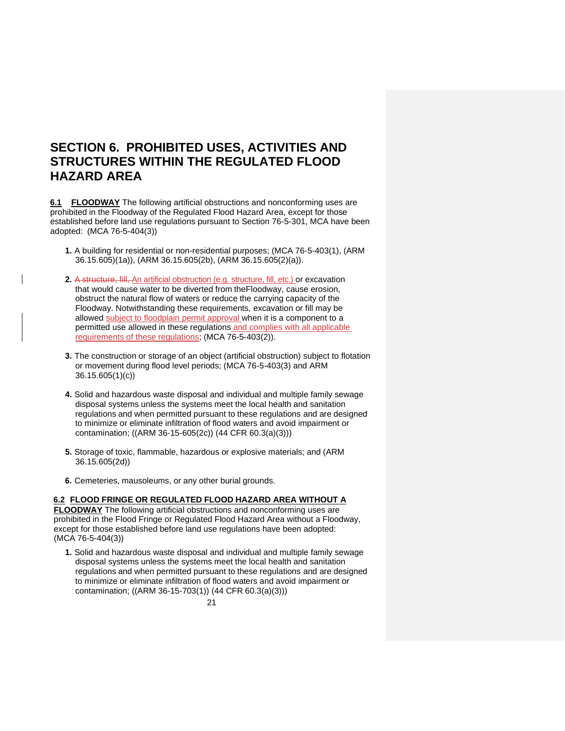# SECTION 6. PROHIBITED USES, ACTIVITIES AND STRUCTURES WITHIN THE REGULATED FLOOD HAZARD AREA

**6.1 FLOODWAY** The following artificial obstructions and nonconforming uses are prohibited in the Floodway of the Regulated Flood Hazard Area, except for those established before land use regulations pursuant to Section 76-5-301, MCA have been adopted: (MCA 76-5-404(3))

1. A building for residential or non-residential purposes; (MCA 76-5-403(1), (ARM 36.15.605)(1a)), (ARM 36.15.605(2b), (ARM 36.15.605(2)(a)).

2. ~~A structure, fill,~~ An artificial obstruction (e.g. structure, fill, etc.) or excavation that would cause water to be diverted from theFloodway, cause erosion, obstruct the natural flow of waters or reduce the carrying capacity of the Floodway. Notwithstanding these requirements, excavation or fill may be allowed subject to floodplain permit approval when it is a component to a permitted use allowed in these regulations and complies with all applicable requirements of these regulations; (MCA 76-5-403(2)).

3. The construction or storage of an object (artificial obstruction) subject to flotation or movement during flood level periods; (MCA 76-5-403(3) and ARM 36.15.605(1)(c))

4. Solid and hazardous waste disposal and individual and multiple family sewage disposal systems unless the systems meet the local health and sanitation regulations and when permitted pursuant to these regulations and are designed to minimize or eliminate infiltration of flood waters and avoid impairment or contamination; ((ARM 36-15-605(2c)) (44 CFR 60.3(a)(3)))

5. Storage of toxic, flammable, hazardous or explosive materials; and (ARM 36.15.605(2d))

6. Cemeteries, mausoleums, or any other burial grounds.

**6.2 FLOOD FRINGE OR REGULATED FLOOD HAZARD AREA WITHOUT A FLOODWAY** The following artificial obstructions and nonconforming uses are prohibited in the Flood Fringe or Regulated Flood Hazard Area without a Floodway, except for those established before land use regulations have been adopted: (MCA 76-5-404(3))

1. Solid and hazardous waste disposal and individual and multiple family sewage disposal systems unless the systems meet the local health and sanitation regulations and when permitted pursuant to these regulations and are designed to minimize or eliminate infiltration of flood waters and avoid impairment or contamination; ((ARM 36-15-703(1)) (44 CFR 60.3(a)(3)))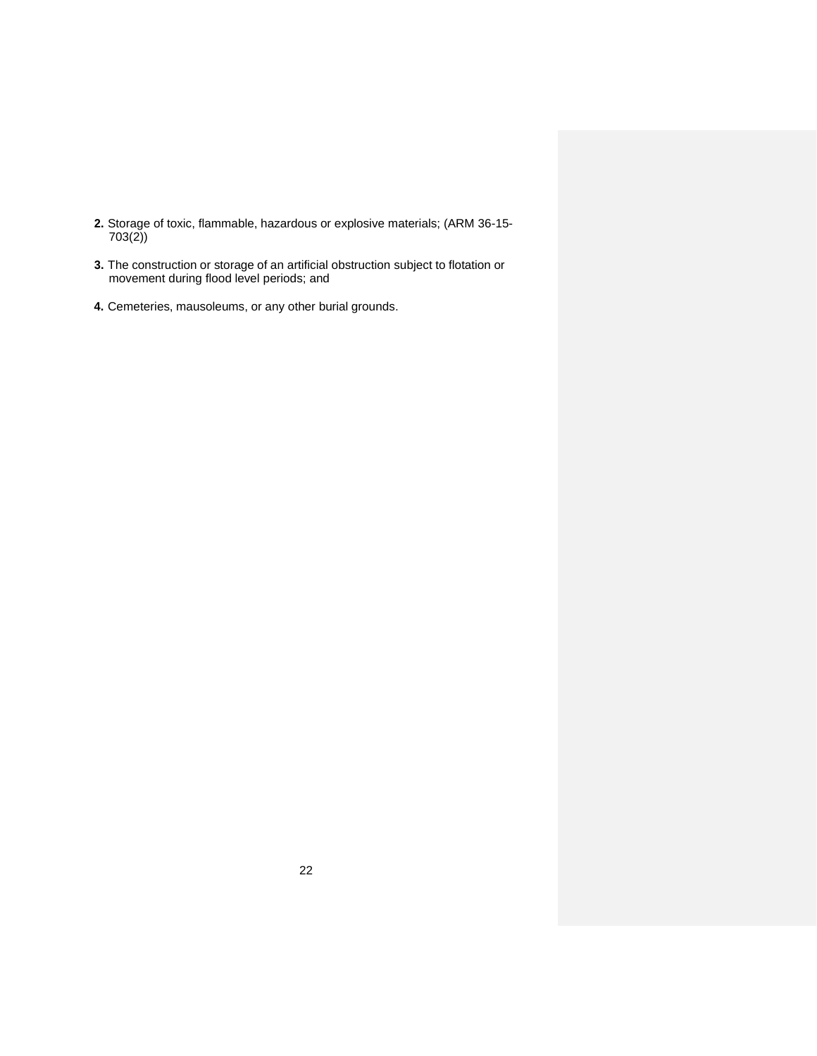**2.** Storage of toxic, flammable, hazardous or explosive materials; (ARM 36-15-703(2))

**3.** The construction or storage of an artificial obstruction subject to flotation or movement during flood level periods; and

**4.** Cemeteries, mausoleums, or any other burial grounds.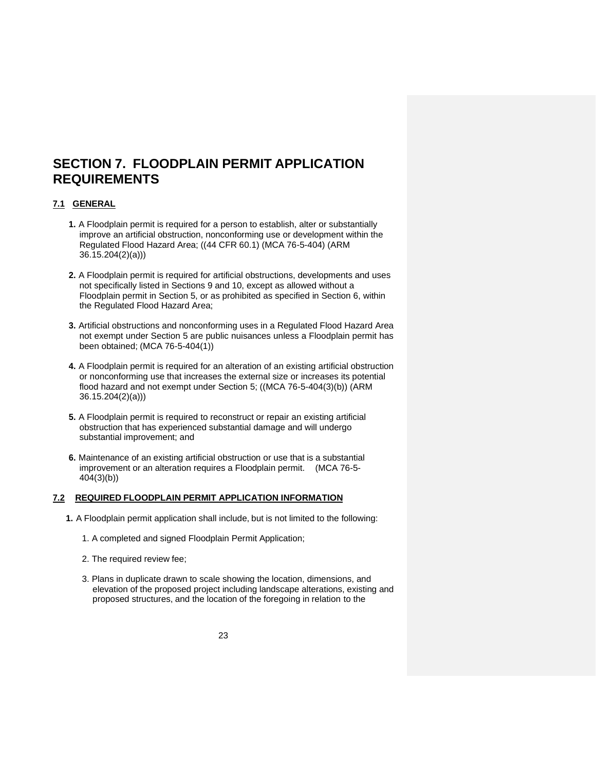# SECTION 7. FLOODPLAIN PERMIT APPLICATION REQUIREMENTS

## 7.1 GENERAL

**1.** A Floodplain permit is required for a person to establish, alter or substantially improve an artificial obstruction, nonconforming use or development within the Regulated Flood Hazard Area; ((44 CFR 60.1) (MCA 76-5-404) (ARM 36.15.204(2)(a)))

**2.** A Floodplain permit is required for artificial obstructions, developments and uses not specifically listed in Sections 9 and 10, except as allowed without a Floodplain permit in Section 5, or as prohibited as specified in Section 6, within the Regulated Flood Hazard Area;

**3.** Artificial obstructions and nonconforming uses in a Regulated Flood Hazard Area not exempt under Section 5 are public nuisances unless a Floodplain permit has been obtained; (MCA 76-5-404(1))

**4.** A Floodplain permit is required for an alteration of an existing artificial obstruction or nonconforming use that increases the external size or increases its potential flood hazard and not exempt under Section 5; ((MCA 76-5-404(3)(b)) (ARM 36.15.204(2)(a)))

**5.** A Floodplain permit is required to reconstruct or repair an existing artificial obstruction that has experienced substantial damage and will undergo substantial improvement; and

**6.** Maintenance of an existing artificial obstruction or use that is a substantial improvement or an alteration requires a Floodplain permit. (MCA 76-5-404(3)(b))

## 7.2 REQUIRED FLOODPLAIN PERMIT APPLICATION INFORMATION

**1.** A Floodplain permit application shall include, but is not limited to the following:

1. A completed and signed Floodplain Permit Application;
2. The required review fee;
3. Plans in duplicate drawn to scale showing the location, dimensions, and elevation of the proposed project including landscape alterations, existing and proposed structures, and the location of the foregoing in relation to the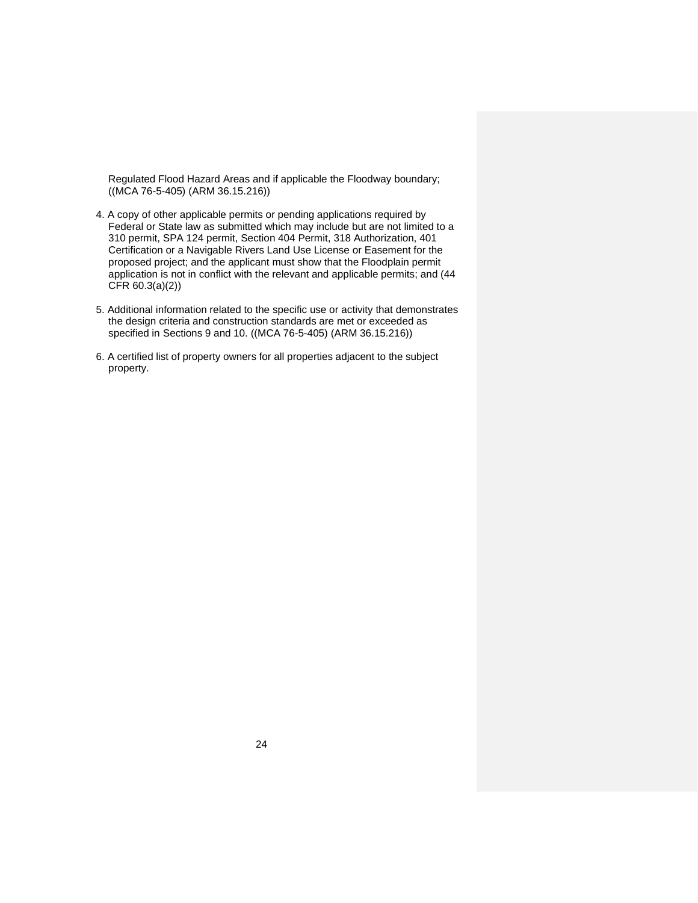Regulated Flood Hazard Areas and if applicable the Floodway boundary; ((MCA 76-5-405) (ARM 36.15.216))

4. A copy of other applicable permits or pending applications required by Federal or State law as submitted which may include but are not limited to a 310 permit, SPA 124 permit, Section 404 Permit, 318 Authorization, 401 Certification or a Navigable Rivers Land Use License or Easement for the proposed project; and the applicant must show that the Floodplain permit application is not in conflict with the relevant and applicable permits; and (44 CFR 60.3(a)(2))

5. Additional information related to the specific use or activity that demonstrates the design criteria and construction standards are met or exceeded as specified in Sections 9 and 10. ((MCA 76-5-405) (ARM 36.15.216))

6. A certified list of property owners for all properties adjacent to the subject property.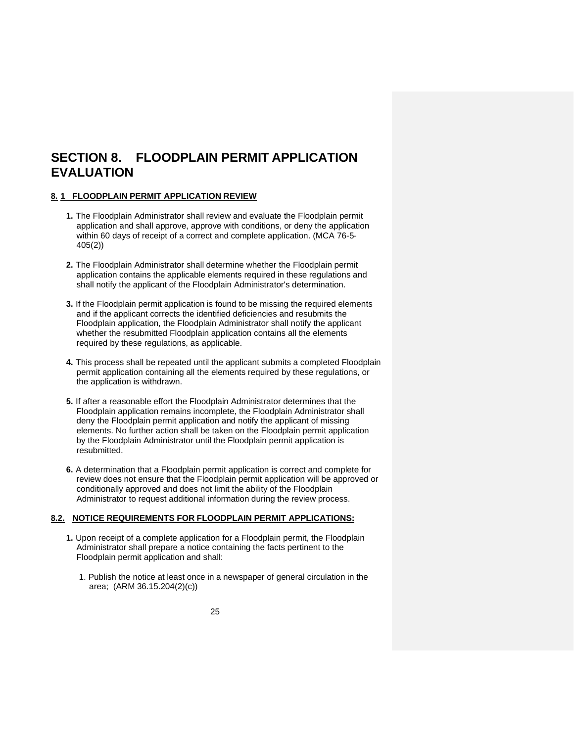# SECTION 8. FLOODPLAIN PERMIT APPLICATION EVALUATION

## 8. 1 FLOODPLAIN PERMIT APPLICATION REVIEW

**1.** The Floodplain Administrator shall review and evaluate the Floodplain permit application and shall approve, approve with conditions, or deny the application within 60 days of receipt of a correct and complete application. (MCA 76-5-405(2))

**2.** The Floodplain Administrator shall determine whether the Floodplain permit application contains the applicable elements required in these regulations and shall notify the applicant of the Floodplain Administrator's determination.

**3.** If the Floodplain permit application is found to be missing the required elements and if the applicant corrects the identified deficiencies and resubmits the Floodplain application, the Floodplain Administrator shall notify the applicant whether the resubmitted Floodplain application contains all the elements required by these regulations, as applicable.

**4.** This process shall be repeated until the applicant submits a completed Floodplain permit application containing all the elements required by these regulations, or the application is withdrawn.

**5.** If after a reasonable effort the Floodplain Administrator determines that the Floodplain application remains incomplete, the Floodplain Administrator shall deny the Floodplain permit application and notify the applicant of missing elements. No further action shall be taken on the Floodplain permit application by the Floodplain Administrator until the Floodplain permit application is resubmitted.

**6.** A determination that a Floodplain permit application is correct and complete for review does not ensure that the Floodplain permit application will be approved or conditionally approved and does not limit the ability of the Floodplain Administrator to request additional information during the review process.

## 8.2. NOTICE REQUIREMENTS FOR FLOODPLAIN PERMIT APPLICATIONS:

**1.** Upon receipt of a complete application for a Floodplain permit, the Floodplain Administrator shall prepare a notice containing the facts pertinent to the Floodplain permit application and shall:

1. Publish the notice at least once in a newspaper of general circulation in the area; (ARM 36.15.204(2)(c))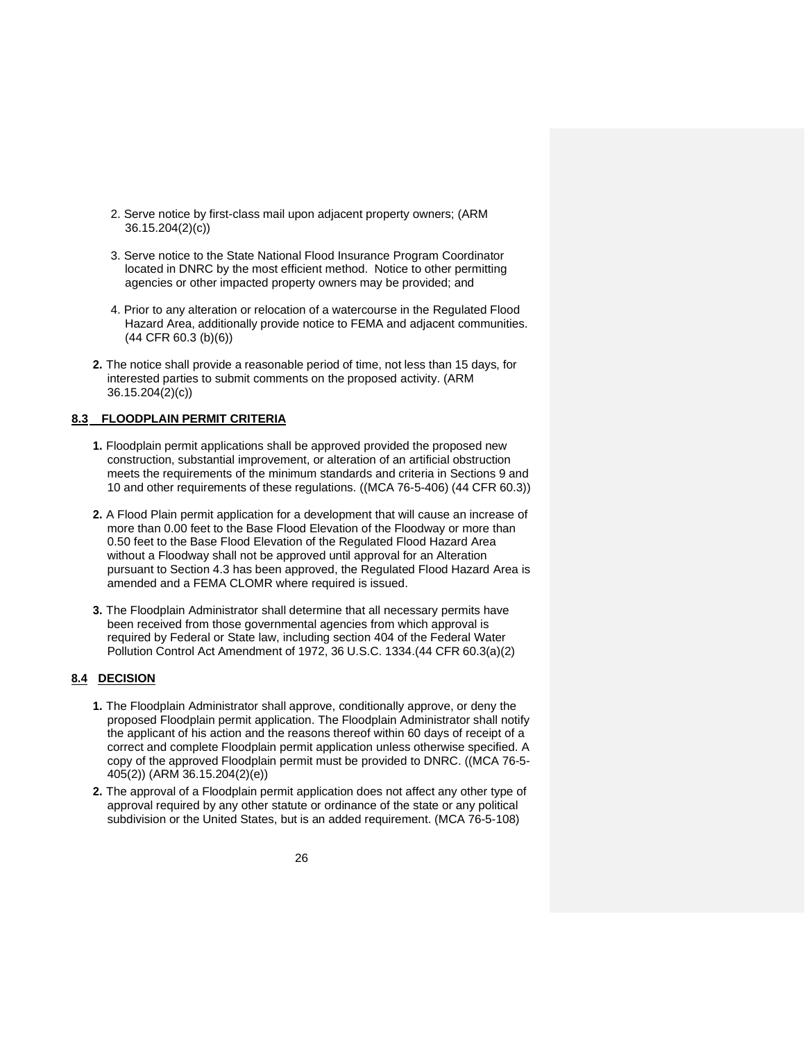2. Serve notice by first-class mail upon adjacent property owners; (ARM 36.15.204(2)(c))

3. Serve notice to the State National Flood Insurance Program Coordinator located in DNRC by the most efficient method. Notice to other permitting agencies or other impacted property owners may be provided; and

4. Prior to any alteration or relocation of a watercourse in the Regulated Flood Hazard Area, additionally provide notice to FEMA and adjacent communities. (44 CFR 60.3 (b)(6))

**2.** The notice shall provide a reasonable period of time, not less than 15 days, for interested parties to submit comments on the proposed activity. (ARM 36.15.204(2)(c))

## 8.3 FLOODPLAIN PERMIT CRITERIA

**1.** Floodplain permit applications shall be approved provided the proposed new construction, substantial improvement, or alteration of an artificial obstruction meets the requirements of the minimum standards and criteria in Sections 9 and 10 and other requirements of these regulations. ((MCA 76-5-406) (44 CFR 60.3))

**2.** A Flood Plain permit application for a development that will cause an increase of more than 0.00 feet to the Base Flood Elevation of the Floodway or more than 0.50 feet to the Base Flood Elevation of the Regulated Flood Hazard Area without a Floodway shall not be approved until approval for an Alteration pursuant to Section 4.3 has been approved, the Regulated Flood Hazard Area is amended and a FEMA CLOMR where required is issued.

**3.** The Floodplain Administrator shall determine that all necessary permits have been received from those governmental agencies from which approval is required by Federal or State law, including section 404 of the Federal Water Pollution Control Act Amendment of 1972, 36 U.S.C. 1334.(44 CFR 60.3(a)(2)

## 8.4 DECISION

**1.** The Floodplain Administrator shall approve, conditionally approve, or deny the proposed Floodplain permit application. The Floodplain Administrator shall notify the applicant of his action and the reasons thereof within 60 days of receipt of a correct and complete Floodplain permit application unless otherwise specified. A copy of the approved Floodplain permit must be provided to DNRC. ((MCA 76-5-405(2)) (ARM 36.15.204(2)(e))

**2.** The approval of a Floodplain permit application does not affect any other type of approval required by any other statute or ordinance of the state or any political subdivision or the United States, but is an added requirement. (MCA 76-5-108)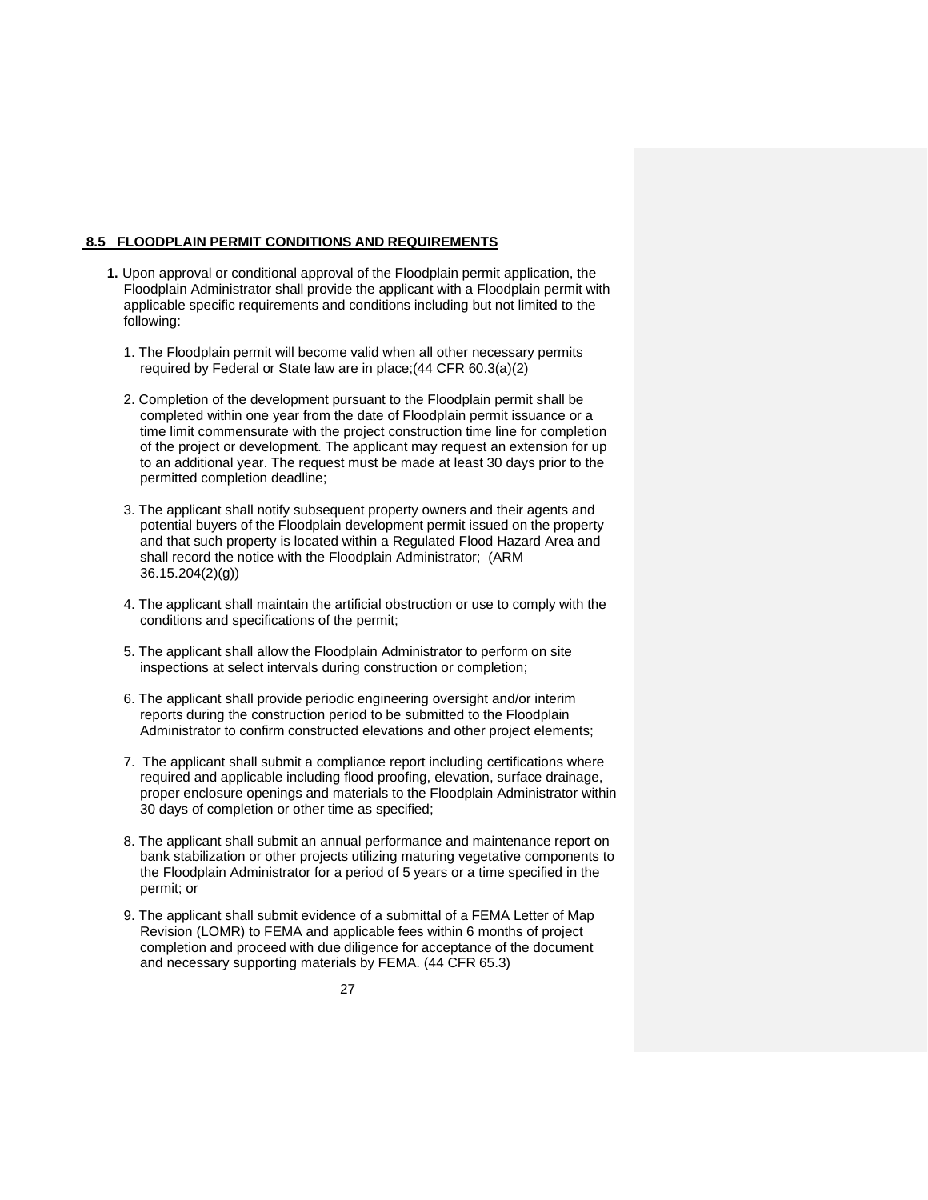## 8.5 FLOODPLAIN PERMIT CONDITIONS AND REQUIREMENTS

**1.** Upon approval or conditional approval of the Floodplain permit application, the Floodplain Administrator shall provide the applicant with a Floodplain permit with applicable specific requirements and conditions including but not limited to the following:

1. The Floodplain permit will become valid when all other necessary permits required by Federal or State law are in place;(44 CFR 60.3(a)(2)

2. Completion of the development pursuant to the Floodplain permit shall be completed within one year from the date of Floodplain permit issuance or a time limit commensurate with the project construction time line for completion of the project or development. The applicant may request an extension for up to an additional year. The request must be made at least 30 days prior to the permitted completion deadline;

3. The applicant shall notify subsequent property owners and their agents and potential buyers of the Floodplain development permit issued on the property and that such property is located within a Regulated Flood Hazard Area and shall record the notice with the Floodplain Administrator; (ARM 36.15.204(2)(g))

4. The applicant shall maintain the artificial obstruction or use to comply with the conditions and specifications of the permit;

5. The applicant shall allow the Floodplain Administrator to perform on site inspections at select intervals during construction or completion;

6. The applicant shall provide periodic engineering oversight and/or interim reports during the construction period to be submitted to the Floodplain Administrator to confirm constructed elevations and other project elements;

7. The applicant shall submit a compliance report including certifications where required and applicable including flood proofing, elevation, surface drainage, proper enclosure openings and materials to the Floodplain Administrator within 30 days of completion or other time as specified;

8. The applicant shall submit an annual performance and maintenance report on bank stabilization or other projects utilizing maturing vegetative components to the Floodplain Administrator for a period of 5 years or a time specified in the permit; or

9. The applicant shall submit evidence of a submittal of a FEMA Letter of Map Revision (LOMR) to FEMA and applicable fees within 6 months of project completion and proceed with due diligence for acceptance of the document and necessary supporting materials by FEMA. (44 CFR 65.3)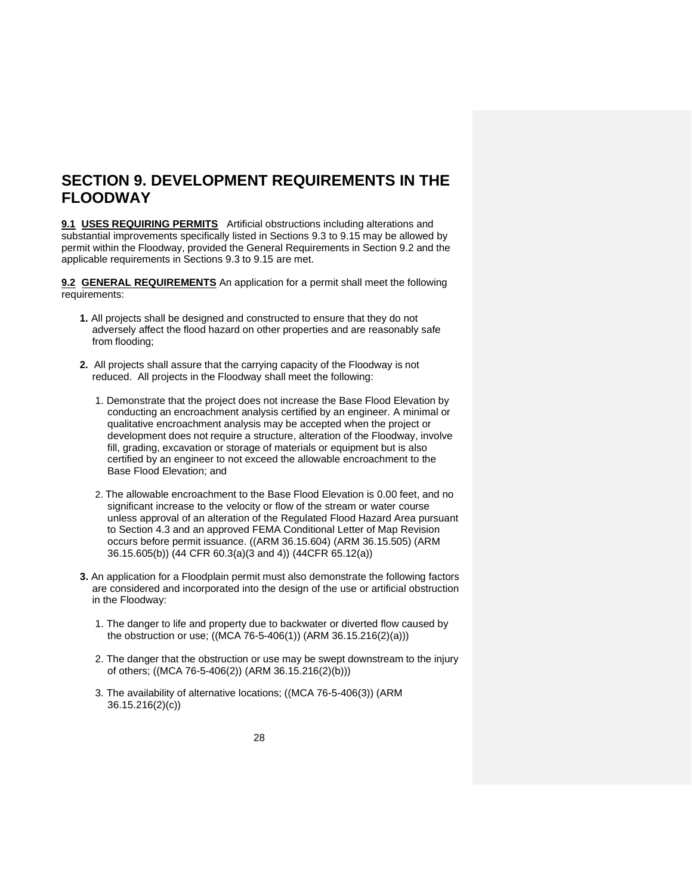# SECTION 9. DEVELOPMENT REQUIREMENTS IN THE FLOODWAY

**9.1 USES REQUIRING PERMITS** Artificial obstructions including alterations and substantial improvements specifically listed in Sections 9.3 to 9.15 may be allowed by permit within the Floodway, provided the General Requirements in Section 9.2 and the applicable requirements in Sections 9.3 to 9.15 are met.

**9.2 GENERAL REQUIREMENTS** An application for a permit shall meet the following requirements:

**1.** All projects shall be designed and constructed to ensure that they do not adversely affect the flood hazard on other properties and are reasonably safe from flooding;

**2.** All projects shall assure that the carrying capacity of the Floodway is not reduced. All projects in the Floodway shall meet the following:

1. Demonstrate that the project does not increase the Base Flood Elevation by conducting an encroachment analysis certified by an engineer. A minimal or qualitative encroachment analysis may be accepted when the project or development does not require a structure, alteration of the Floodway, involve fill, grading, excavation or storage of materials or equipment but is also certified by an engineer to not exceed the allowable encroachment to the Base Flood Elevation; and

2. The allowable encroachment to the Base Flood Elevation is 0.00 feet, and no significant increase to the velocity or flow of the stream or water course unless approval of an alteration of the Regulated Flood Hazard Area pursuant to Section 4.3 and an approved FEMA Conditional Letter of Map Revision occurs before permit issuance. ((ARM 36.15.604) (ARM 36.15.505) (ARM 36.15.605(b)) (44 CFR 60.3(a)(3 and 4)) (44CFR 65.12(a))

**3.** An application for a Floodplain permit must also demonstrate the following factors are considered and incorporated into the design of the use or artificial obstruction in the Floodway:

1. The danger to life and property due to backwater or diverted flow caused by the obstruction or use; ((MCA 76-5-406(1)) (ARM 36.15.216(2)(a)))

2. The danger that the obstruction or use may be swept downstream to the injury of others; ((MCA 76-5-406(2)) (ARM 36.15.216(2)(b)))

3. The availability of alternative locations; ((MCA 76-5-406(3)) (ARM 36.15.216(2)(c))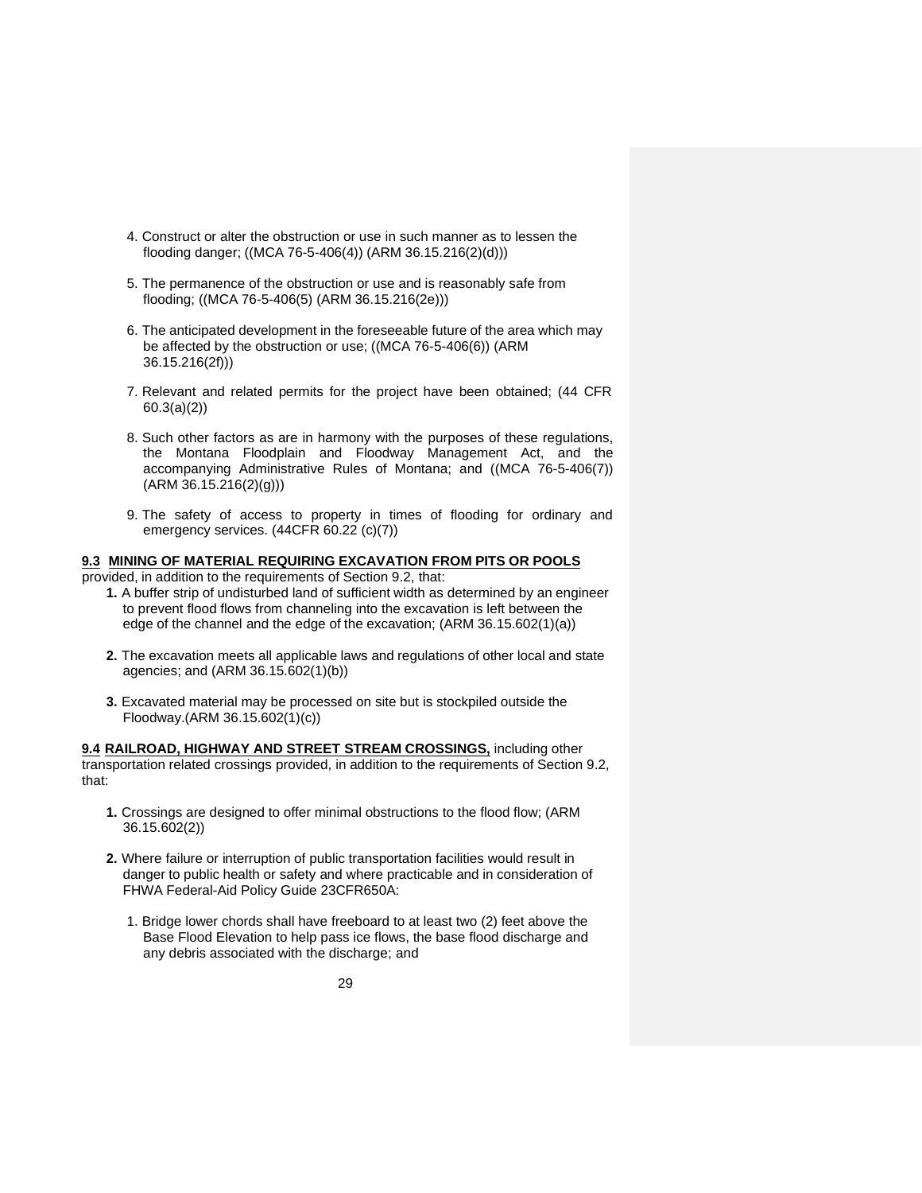4. Construct or alter the obstruction or use in such manner as to lessen the flooding danger; ((MCA 76-5-406(4)) (ARM 36.15.216(2)(d)))

5. The permanence of the obstruction or use and is reasonably safe from flooding; ((MCA 76-5-406(5) (ARM 36.15.216(2e)))

6. The anticipated development in the foreseeable future of the area which may be affected by the obstruction or use; ((MCA 76-5-406(6)) (ARM 36.15.216(2f)))

7. Relevant and related permits for the project have been obtained; (44 CFR 60.3(a)(2))

8. Such other factors as are in harmony with the purposes of these regulations, the Montana Floodplain and Floodway Management Act, and the accompanying Administrative Rules of Montana; and ((MCA 76-5-406(7)) (ARM 36.15.216(2)(g)))

9. The safety of access to property in times of flooding for ordinary and emergency services. (44CFR 60.22 (c)(7))

**9.3** **MINING OF MATERIAL REQUIRING EXCAVATION FROM PITS OR POOLS** provided, in addition to the requirements of Section 9.2, that:

**1.** A buffer strip of undisturbed land of sufficient width as determined by an engineer to prevent flood flows from channeling into the excavation is left between the edge of the channel and the edge of the excavation; (ARM 36.15.602(1)(a))

**2.** The excavation meets all applicable laws and regulations of other local and state agencies; and (ARM 36.15.602(1)(b))

**3.** Excavated material may be processed on site but is stockpiled outside the Floodway.(ARM 36.15.602(1)(c))

**9.4** **RAILROAD, HIGHWAY AND STREET STREAM CROSSINGS,** including other transportation related crossings provided, in addition to the requirements of Section 9.2, that:

**1.** Crossings are designed to offer minimal obstructions to the flood flow; (ARM 36.15.602(2))

**2.** Where failure or interruption of public transportation facilities would result in danger to public health or safety and where practicable and in consideration of FHWA Federal-Aid Policy Guide 23CFR650A:

1. Bridge lower chords shall have freeboard to at least two (2) feet above the Base Flood Elevation to help pass ice flows, the base flood discharge and any debris associated with the discharge; and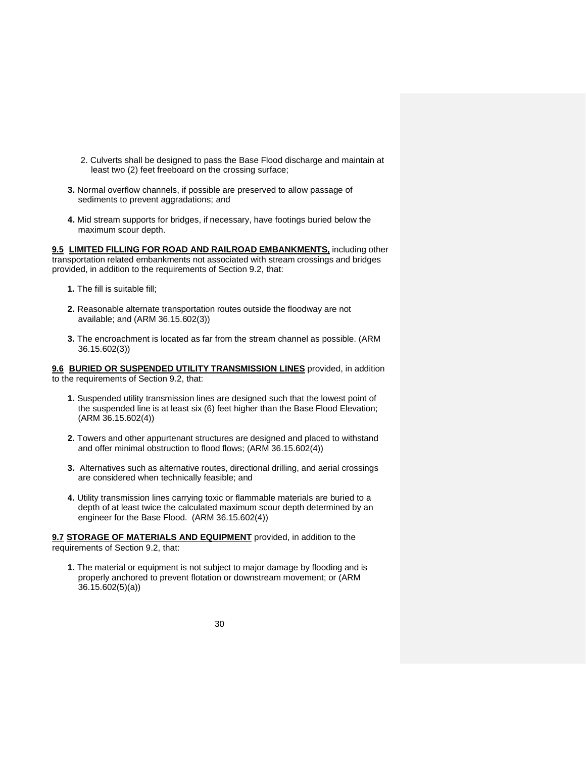2. Culverts shall be designed to pass the Base Flood discharge and maintain at least two (2) feet freeboard on the crossing surface;

**3.** Normal overflow channels, if possible are preserved to allow passage of sediments to prevent aggradations; and

**4.** Mid stream supports for bridges, if necessary, have footings buried below the maximum scour depth.

**9.5 LIMITED FILLING FOR ROAD AND RAILROAD EMBANKMENTS,** including other transportation related embankments not associated with stream crossings and bridges provided, in addition to the requirements of Section 9.2, that:

**1.** The fill is suitable fill;

**2.** Reasonable alternate transportation routes outside the floodway are not available; and (ARM 36.15.602(3))

**3.** The encroachment is located as far from the stream channel as possible. (ARM 36.15.602(3))

**9.6 BURIED OR SUSPENDED UTILITY TRANSMISSION LINES** provided, in addition to the requirements of Section 9.2, that:

**1.** Suspended utility transmission lines are designed such that the lowest point of the suspended line is at least six (6) feet higher than the Base Flood Elevation; (ARM 36.15.602(4))

**2.** Towers and other appurtenant structures are designed and placed to withstand and offer minimal obstruction to flood flows; (ARM 36.15.602(4))

**3.** Alternatives such as alternative routes, directional drilling, and aerial crossings are considered when technically feasible; and

**4.** Utility transmission lines carrying toxic or flammable materials are buried to a depth of at least twice the calculated maximum scour depth determined by an engineer for the Base Flood. (ARM 36.15.602(4))

**9.7 STORAGE OF MATERIALS AND EQUIPMENT** provided, in addition to the requirements of Section 9.2, that:

**1.** The material or equipment is not subject to major damage by flooding and is properly anchored to prevent flotation or downstream movement; or (ARM 36.15.602(5)(a))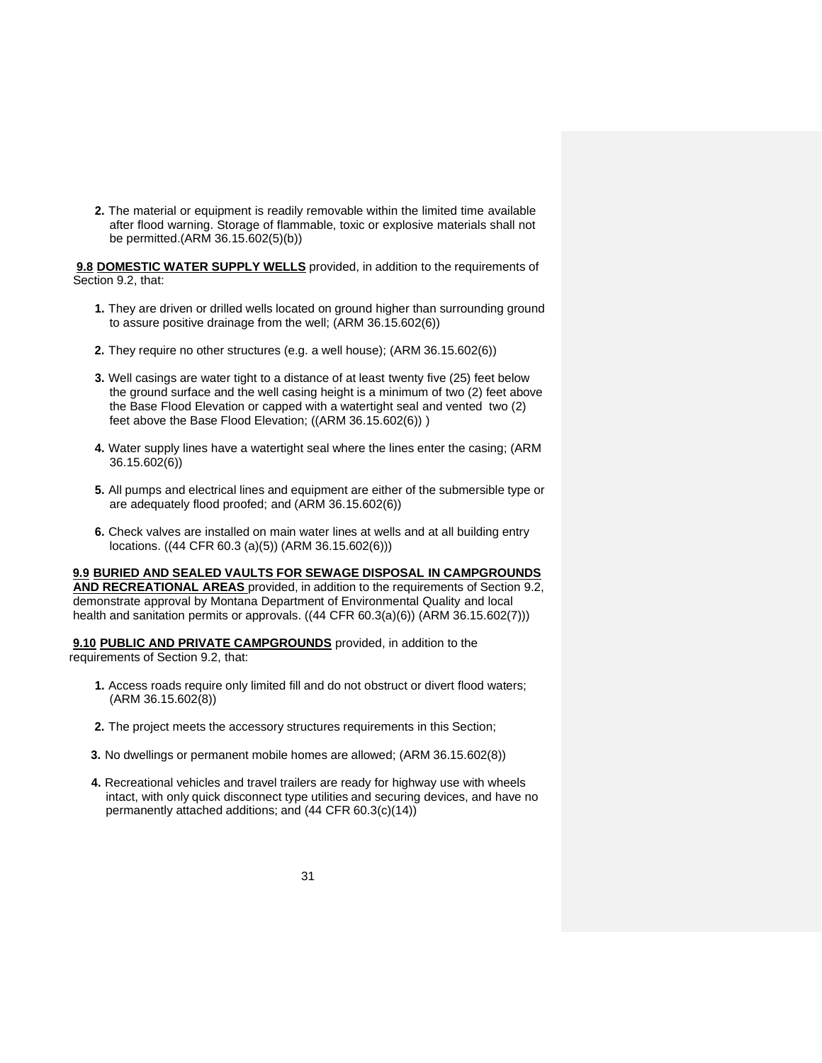2. The material or equipment is readily removable within the limited time available after flood warning. Storage of flammable, toxic or explosive materials shall not be permitted.(ARM 36.15.602(5)(b))

**9.8 DOMESTIC WATER SUPPLY WELLS** provided, in addition to the requirements of Section 9.2, that:

1. They are driven or drilled wells located on ground higher than surrounding ground to assure positive drainage from the well; (ARM 36.15.602(6))

2. They require no other structures (e.g. a well house); (ARM 36.15.602(6))

3. Well casings are water tight to a distance of at least twenty five (25) feet below the ground surface and the well casing height is a minimum of two (2) feet above the Base Flood Elevation or capped with a watertight seal and vented two (2) feet above the Base Flood Elevation; ((ARM 36.15.602(6)) )

4. Water supply lines have a watertight seal where the lines enter the casing; (ARM 36.15.602(6))

5. All pumps and electrical lines and equipment are either of the submersible type or are adequately flood proofed; and (ARM 36.15.602(6))

6. Check valves are installed on main water lines at wells and at all building entry locations. ((44 CFR 60.3 (a)(5)) (ARM 36.15.602(6)))

**9.9 BURIED AND SEALED VAULTS FOR SEWAGE DISPOSAL IN CAMPGROUNDS AND RECREATIONAL AREAS** provided, in addition to the requirements of Section 9.2, demonstrate approval by Montana Department of Environmental Quality and local health and sanitation permits or approvals. ((44 CFR 60.3(a)(6)) (ARM 36.15.602(7)))

**9.10 PUBLIC AND PRIVATE CAMPGROUNDS** provided, in addition to the requirements of Section 9.2, that:

1. Access roads require only limited fill and do not obstruct or divert flood waters; (ARM 36.15.602(8))

2. The project meets the accessory structures requirements in this Section;

3. No dwellings or permanent mobile homes are allowed; (ARM 36.15.602(8))

4. Recreational vehicles and travel trailers are ready for highway use with wheels intact, with only quick disconnect type utilities and securing devices, and have no permanently attached additions; and (44 CFR 60.3(c)(14))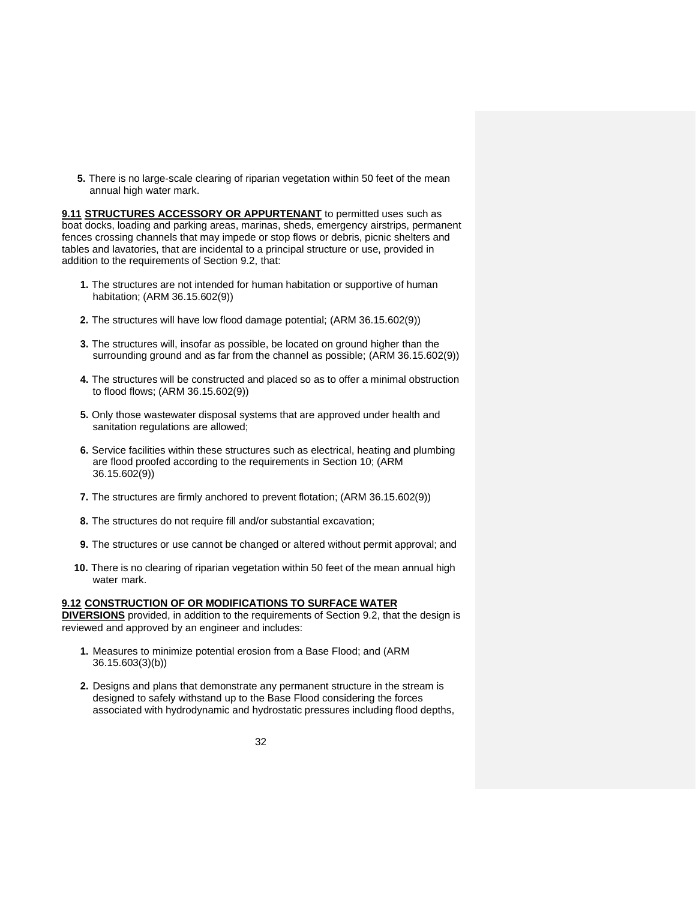**5.** There is no large-scale clearing of riparian vegetation within 50 feet of the mean annual high water mark.

**9.11 STRUCTURES ACCESSORY OR APPURTENANT** to permitted uses such as boat docks, loading and parking areas, marinas, sheds, emergency airstrips, permanent fences crossing channels that may impede or stop flows or debris, picnic shelters and tables and lavatories, that are incidental to a principal structure or use, provided in addition to the requirements of Section 9.2, that:

**1.** The structures are not intended for human habitation or supportive of human habitation; (ARM 36.15.602(9))

**2.** The structures will have low flood damage potential; (ARM 36.15.602(9))

**3.** The structures will, insofar as possible, be located on ground higher than the surrounding ground and as far from the channel as possible; (ARM 36.15.602(9))

**4.** The structures will be constructed and placed so as to offer a minimal obstruction to flood flows; (ARM 36.15.602(9))

**5.** Only those wastewater disposal systems that are approved under health and sanitation regulations are allowed;

**6.** Service facilities within these structures such as electrical, heating and plumbing are flood proofed according to the requirements in Section 10; (ARM 36.15.602(9))

**7.** The structures are firmly anchored to prevent flotation; (ARM 36.15.602(9))

**8.** The structures do not require fill and/or substantial excavation;

**9.** The structures or use cannot be changed or altered without permit approval; and

**10.** There is no clearing of riparian vegetation within 50 feet of the mean annual high water mark.

**9.12 CONSTRUCTION OF OR MODIFICATIONS TO SURFACE WATER DIVERSIONS** provided, in addition to the requirements of Section 9.2, that the design is reviewed and approved by an engineer and includes:

**1.** Measures to minimize potential erosion from a Base Flood; and (ARM 36.15.603(3)(b))

**2.** Designs and plans that demonstrate any permanent structure in the stream is designed to safely withstand up to the Base Flood considering the forces associated with hydrodynamic and hydrostatic pressures including flood depths,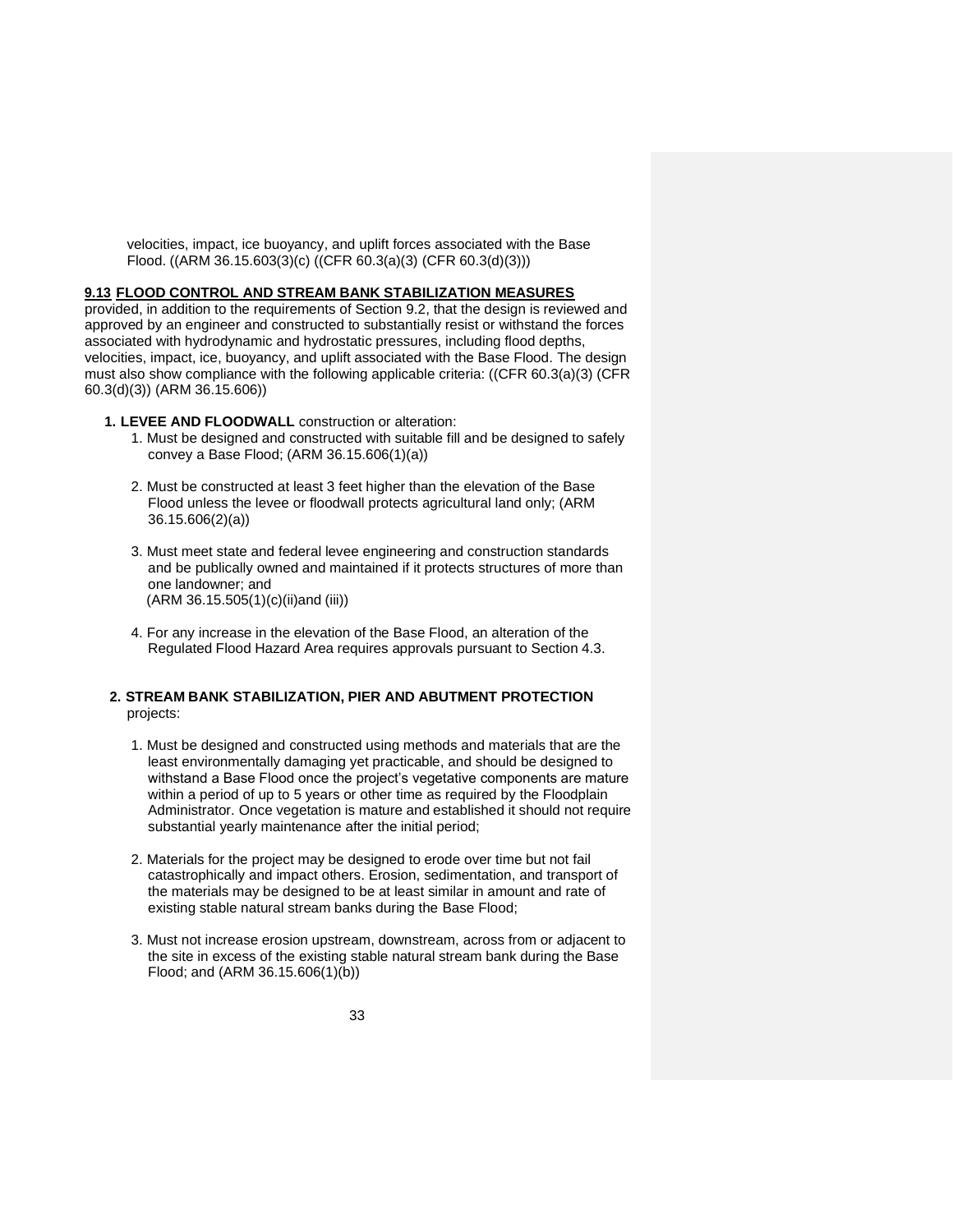velocities, impact, ice buoyancy, and uplift forces associated with the Base Flood. ((ARM 36.15.603(3)(c) ((CFR 60.3(a)(3) (CFR 60.3(d)(3)))

**9.13 FLOOD CONTROL AND STREAM BANK STABILIZATION MEASURES** provided, in addition to the requirements of Section 9.2, that the design is reviewed and approved by an engineer and constructed to substantially resist or withstand the forces associated with hydrodynamic and hydrostatic pressures, including flood depths, velocities, impact, ice, buoyancy, and uplift associated with the Base Flood. The design must also show compliance with the following applicable criteria: ((CFR 60.3(a)(3) (CFR 60.3(d)(3)) (ARM 36.15.606))

**1. LEVEE AND FLOODWALL** construction or alteration:

1. Must be designed and constructed with suitable fill and be designed to safely convey a Base Flood; (ARM 36.15.606(1)(a))

2. Must be constructed at least 3 feet higher than the elevation of the Base Flood unless the levee or floodwall protects agricultural land only; (ARM 36.15.606(2)(a))

3. Must meet state and federal levee engineering and construction standards and be publically owned and maintained if it protects structures of more than one landowner; and (ARM 36.15.505(1)(c)(ii)and (iii))

4. For any increase in the elevation of the Base Flood, an alteration of the Regulated Flood Hazard Area requires approvals pursuant to Section 4.3.

**2. STREAM BANK STABILIZATION, PIER AND ABUTMENT PROTECTION** projects:

1. Must be designed and constructed using methods and materials that are the least environmentally damaging yet practicable, and should be designed to withstand a Base Flood once the project's vegetative components are mature within a period of up to 5 years or other time as required by the Floodplain Administrator. Once vegetation is mature and established it should not require substantial yearly maintenance after the initial period;

2. Materials for the project may be designed to erode over time but not fail catastrophically and impact others. Erosion, sedimentation, and transport of the materials may be designed to be at least similar in amount and rate of existing stable natural stream banks during the Base Flood;

3. Must not increase erosion upstream, downstream, across from or adjacent to the site in excess of the existing stable natural stream bank during the Base Flood; and (ARM 36.15.606(1)(b))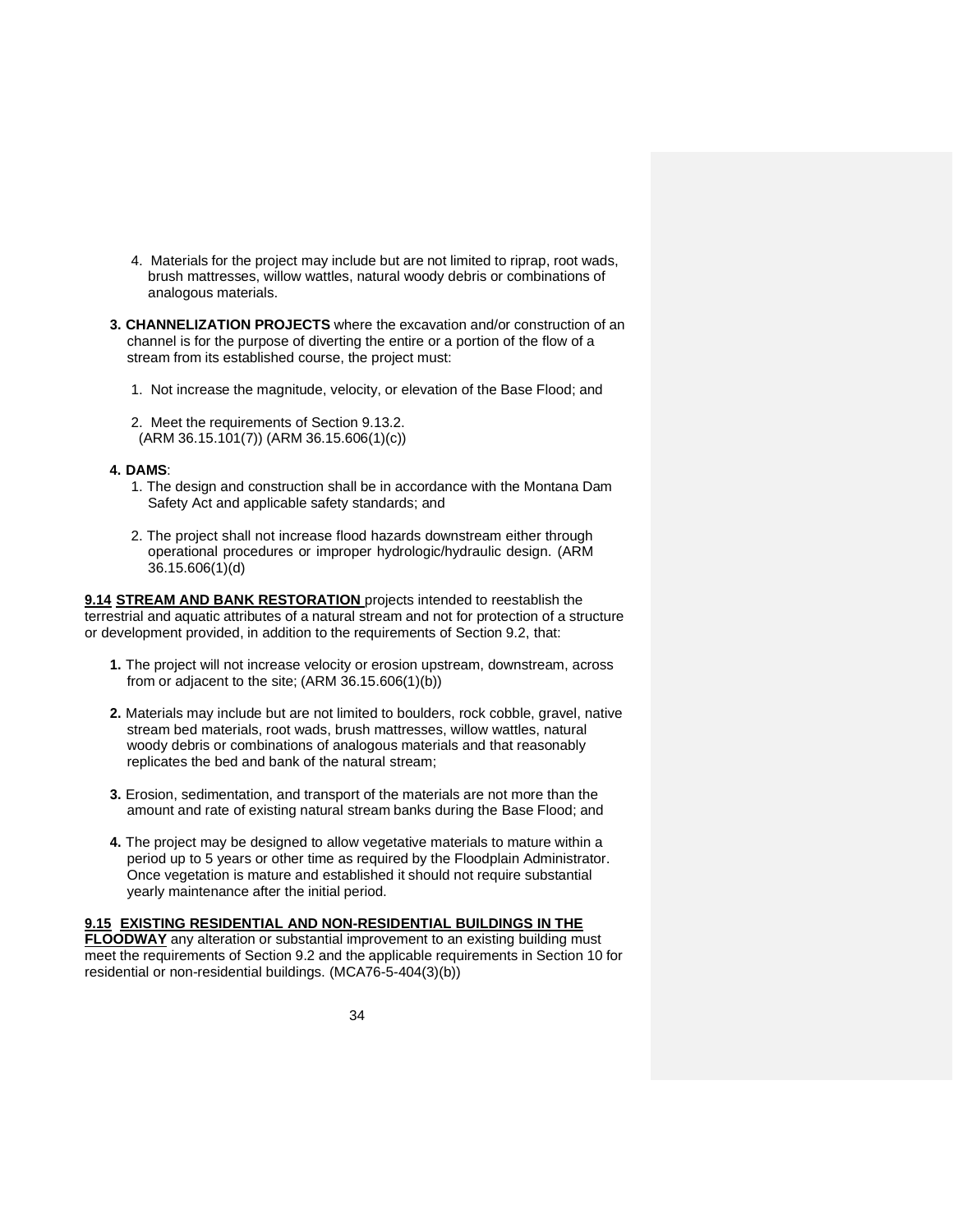4. Materials for the project may include but are not limited to riprap, root wads, brush mattresses, willow wattles, natural woody debris or combinations of analogous materials.

**3. CHANNELIZATION PROJECTS** where the excavation and/or construction of an channel is for the purpose of diverting the entire or a portion of the flow of a stream from its established course, the project must:

1. Not increase the magnitude, velocity, or elevation of the Base Flood; and

2. Meet the requirements of Section 9.13.2. (ARM 36.15.101(7)) (ARM 36.15.606(1)(c))

**4. DAMS**:

1. The design and construction shall be in accordance with the Montana Dam Safety Act and applicable safety standards; and

2. The project shall not increase flood hazards downstream either through operational procedures or improper hydrologic/hydraulic design. (ARM 36.15.606(1)(d)

**9.14 STREAM AND BANK RESTORATION** projects intended to reestablish the terrestrial and aquatic attributes of a natural stream and not for protection of a structure or development provided, in addition to the requirements of Section 9.2, that:

**1.** The project will not increase velocity or erosion upstream, downstream, across from or adjacent to the site; (ARM 36.15.606(1)(b))

**2.** Materials may include but are not limited to boulders, rock cobble, gravel, native stream bed materials, root wads, brush mattresses, willow wattles, natural woody debris or combinations of analogous materials and that reasonably replicates the bed and bank of the natural stream;

**3.** Erosion, sedimentation, and transport of the materials are not more than the amount and rate of existing natural stream banks during the Base Flood; and

**4.** The project may be designed to allow vegetative materials to mature within a period up to 5 years or other time as required by the Floodplain Administrator. Once vegetation is mature and established it should not require substantial yearly maintenance after the initial period.

**9.15 EXISTING RESIDENTIAL AND NON-RESIDENTIAL BUILDINGS IN THE FLOODWAY** any alteration or substantial improvement to an existing building must meet the requirements of Section 9.2 and the applicable requirements in Section 10 for residential or non-residential buildings. (MCA76-5-404(3)(b))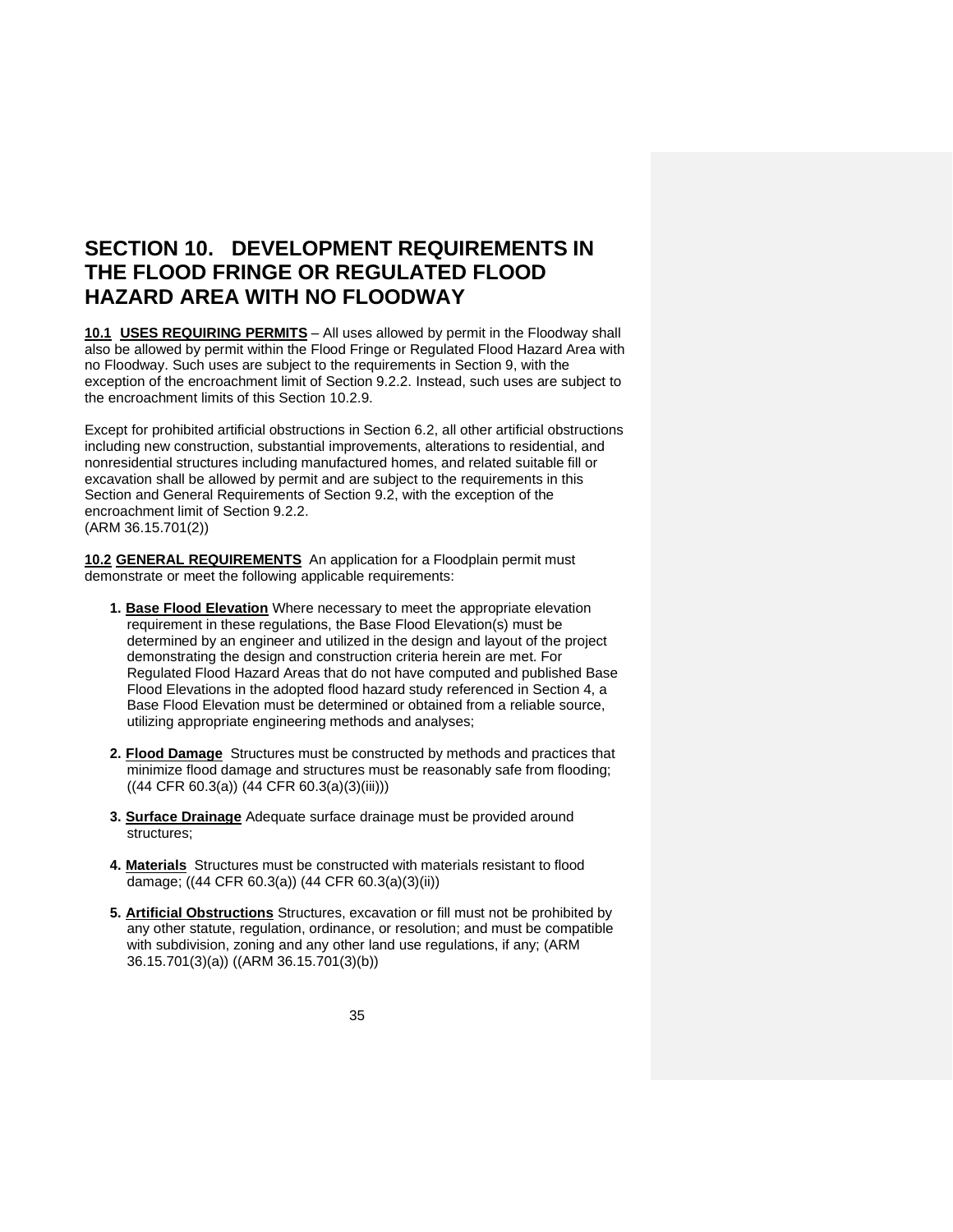# SECTION 10. DEVELOPMENT REQUIREMENTS IN THE FLOOD FRINGE OR REGULATED FLOOD HAZARD AREA WITH NO FLOODWAY

**10.1 USES REQUIRING PERMITS** – All uses allowed by permit in the Floodway shall also be allowed by permit within the Flood Fringe or Regulated Flood Hazard Area with no Floodway. Such uses are subject to the requirements in Section 9, with the exception of the encroachment limit of Section 9.2.2. Instead, such uses are subject to the encroachment limits of this Section 10.2.9.

Except for prohibited artificial obstructions in Section 6.2, all other artificial obstructions including new construction, substantial improvements, alterations to residential, and nonresidential structures including manufactured homes, and related suitable fill or excavation shall be allowed by permit and are subject to the requirements in this Section and General Requirements of Section 9.2, with the exception of the encroachment limit of Section 9.2.2.
(ARM 36.15.701(2))

**10.2 GENERAL REQUIREMENTS** An application for a Floodplain permit must demonstrate or meet the following applicable requirements:

1. **Base Flood Elevation** Where necessary to meet the appropriate elevation requirement in these regulations, the Base Flood Elevation(s) must be determined by an engineer and utilized in the design and layout of the project demonstrating the design and construction criteria herein are met. For Regulated Flood Hazard Areas that do not have computed and published Base Flood Elevations in the adopted flood hazard study referenced in Section 4, a Base Flood Elevation must be determined or obtained from a reliable source, utilizing appropriate engineering methods and analyses;

2. **Flood Damage** Structures must be constructed by methods and practices that minimize flood damage and structures must be reasonably safe from flooding; ((44 CFR 60.3(a)) (44 CFR 60.3(a)(3)(iii)))

3. **Surface Drainage** Adequate surface drainage must be provided around structures;

4. **Materials** Structures must be constructed with materials resistant to flood damage; ((44 CFR 60.3(a)) (44 CFR 60.3(a)(3)(ii))

5. **Artificial Obstructions** Structures, excavation or fill must not be prohibited by any other statute, regulation, ordinance, or resolution; and must be compatible with subdivision, zoning and any other land use regulations, if any; (ARM 36.15.701(3)(a)) ((ARM 36.15.701(3)(b))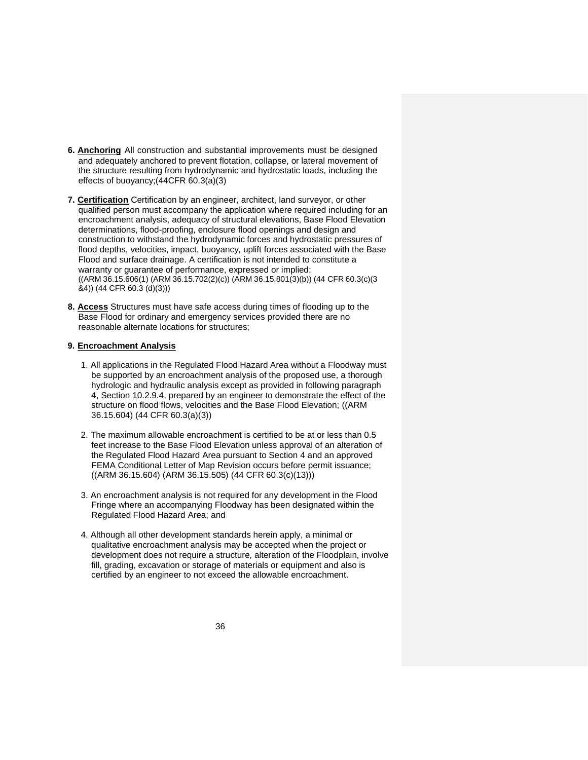6. **Anchoring** All construction and substantial improvements must be designed and adequately anchored to prevent flotation, collapse, or lateral movement of the structure resulting from hydrodynamic and hydrostatic loads, including the effects of buoyancy;(44CFR 60.3(a)(3)

7. **Certification** Certification by an engineer, architect, land surveyor, or other qualified person must accompany the application where required including for an encroachment analysis, adequacy of structural elevations, Base Flood Elevation determinations, flood-proofing, enclosure flood openings and design and construction to withstand the hydrodynamic forces and hydrostatic pressures of flood depths, velocities, impact, buoyancy, uplift forces associated with the Base Flood and surface drainage. A certification is not intended to constitute a warranty or guarantee of performance, expressed or implied; ((ARM 36.15.606(1) (ARM 36.15.702(2)(c)) (ARM 36.15.801(3)(b)) (44 CFR 60.3(c)(3 &4)) (44 CFR 60.3 (d)(3)))

8. **Access** Structures must have safe access during times of flooding up to the Base Flood for ordinary and emergency services provided there are no reasonable alternate locations for structures;

9. **Encroachment Analysis**

   1. All applications in the Regulated Flood Hazard Area without a Floodway must be supported by an encroachment analysis of the proposed use, a thorough hydrologic and hydraulic analysis except as provided in following paragraph 4, Section 10.2.9.4, prepared by an engineer to demonstrate the effect of the structure on flood flows, velocities and the Base Flood Elevation; ((ARM 36.15.604) (44 CFR 60.3(a)(3))

   2. The maximum allowable encroachment is certified to be at or less than 0.5 feet increase to the Base Flood Elevation unless approval of an alteration of the Regulated Flood Hazard Area pursuant to Section 4 and an approved FEMA Conditional Letter of Map Revision occurs before permit issuance; ((ARM 36.15.604) (ARM 36.15.505) (44 CFR 60.3(c)(13)))

   3. An encroachment analysis is not required for any development in the Flood Fringe where an accompanying Floodway has been designated within the Regulated Flood Hazard Area; and

   4. Although all other development standards herein apply, a minimal or qualitative encroachment analysis may be accepted when the project or development does not require a structure, alteration of the Floodplain, involve fill, grading, excavation or storage of materials or equipment and also is certified by an engineer to not exceed the allowable encroachment.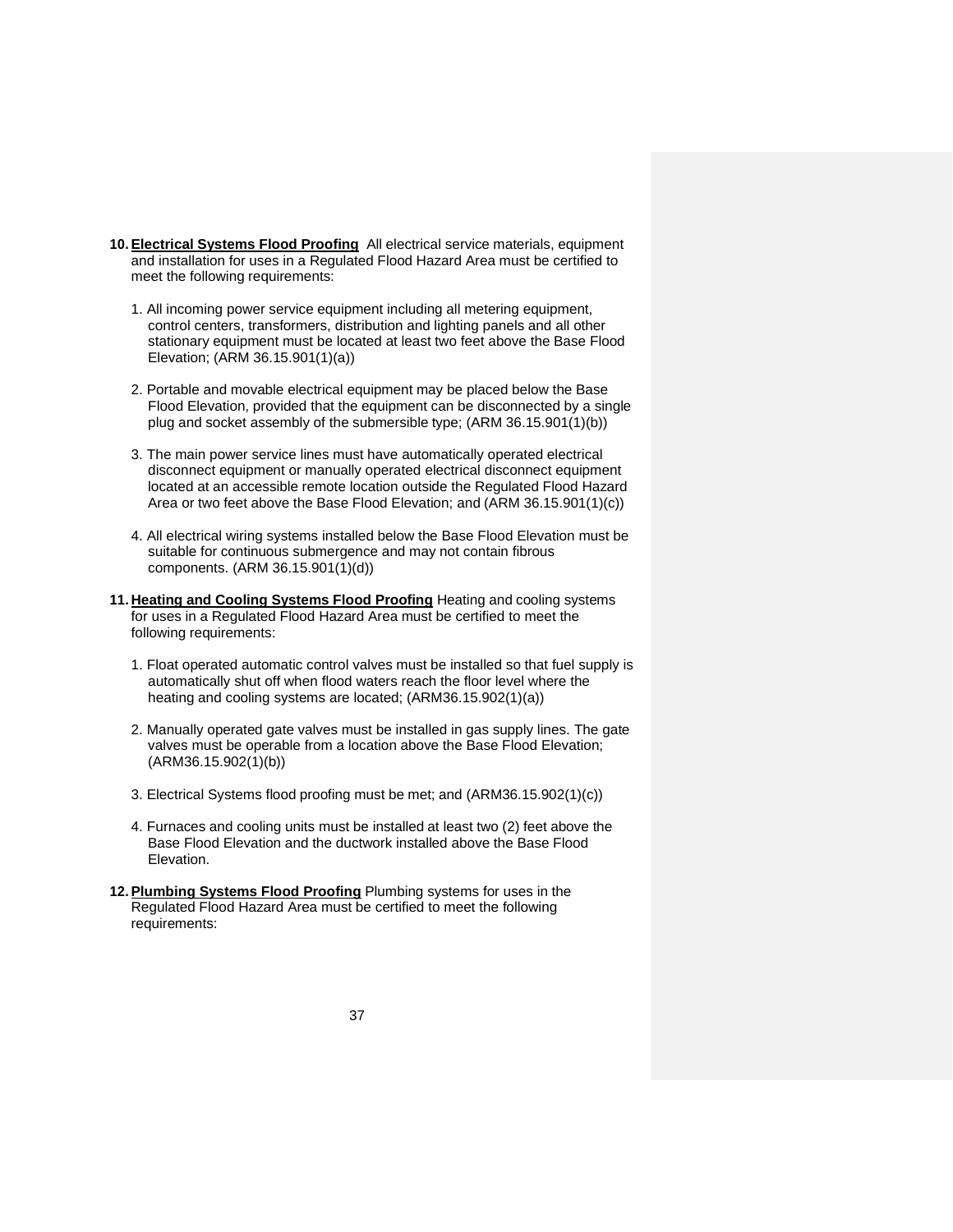10. **Electrical Systems Flood Proofing** All electrical service materials, equipment and installation for uses in a Regulated Flood Hazard Area must be certified to meet the following requirements:

    1. All incoming power service equipment including all metering equipment, control centers, transformers, distribution and lighting panels and all other stationary equipment must be located at least two feet above the Base Flood Elevation; (ARM 36.15.901(1)(a))

    2. Portable and movable electrical equipment may be placed below the Base Flood Elevation, provided that the equipment can be disconnected by a single plug and socket assembly of the submersible type; (ARM 36.15.901(1)(b))

    3. The main power service lines must have automatically operated electrical disconnect equipment or manually operated electrical disconnect equipment located at an accessible remote location outside the Regulated Flood Hazard Area or two feet above the Base Flood Elevation; and (ARM 36.15.901(1)(c))

    4. All electrical wiring systems installed below the Base Flood Elevation must be suitable for continuous submergence and may not contain fibrous components. (ARM 36.15.901(1)(d))

11. **Heating and Cooling Systems Flood Proofing** Heating and cooling systems for uses in a Regulated Flood Hazard Area must be certified to meet the following requirements:

    1. Float operated automatic control valves must be installed so that fuel supply is automatically shut off when flood waters reach the floor level where the heating and cooling systems are located; (ARM36.15.902(1)(a))

    2. Manually operated gate valves must be installed in gas supply lines. The gate valves must be operable from a location above the Base Flood Elevation; (ARM36.15.902(1)(b))

    3. Electrical Systems flood proofing must be met; and (ARM36.15.902(1)(c))

    4. Furnaces and cooling units must be installed at least two (2) feet above the Base Flood Elevation and the ductwork installed above the Base Flood Elevation.

12. **Plumbing Systems Flood Proofing** Plumbing systems for uses in the Regulated Flood Hazard Area must be certified to meet the following requirements: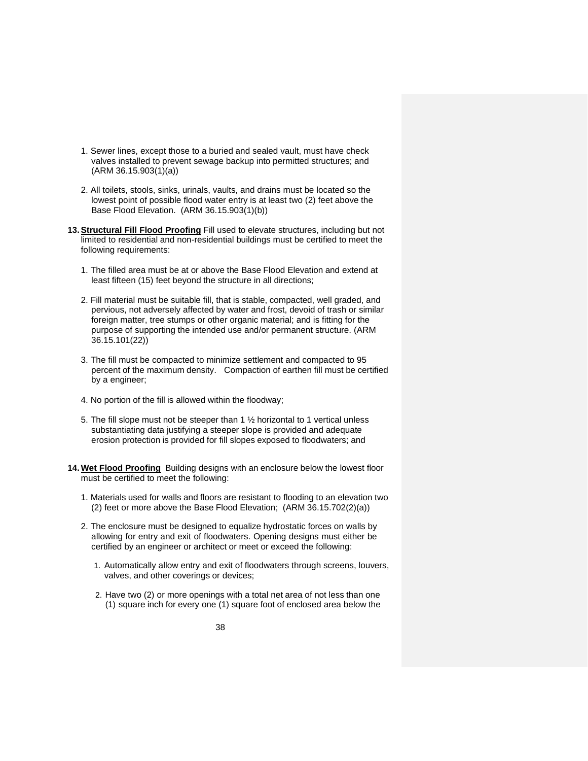1. Sewer lines, except those to a buried and sealed vault, must have check valves installed to prevent sewage backup into permitted structures; and (ARM 36.15.903(1)(a))

2. All toilets, stools, sinks, urinals, vaults, and drains must be located so the lowest point of possible flood water entry is at least two (2) feet above the Base Flood Elevation. (ARM 36.15.903(1)(b))

**13. <u>Structural Fill Flood Proofing</u>** Fill used to elevate structures, including but not limited to residential and non-residential buildings must be certified to meet the following requirements:

1. The filled area must be at or above the Base Flood Elevation and extend at least fifteen (15) feet beyond the structure in all directions;

2. Fill material must be suitable fill, that is stable, compacted, well graded, and pervious, not adversely affected by water and frost, devoid of trash or similar foreign matter, tree stumps or other organic material; and is fitting for the purpose of supporting the intended use and/or permanent structure. (ARM 36.15.101(22))

3. The fill must be compacted to minimize settlement and compacted to 95 percent of the maximum density. Compaction of earthen fill must be certified by a engineer;

4. No portion of the fill is allowed within the floodway;

5. The fill slope must not be steeper than 1 ½ horizontal to 1 vertical unless substantiating data justifying a steeper slope is provided and adequate erosion protection is provided for fill slopes exposed to floodwaters; and

**14. <u>Wet Flood Proofing</u>** Building designs with an enclosure below the lowest floor must be certified to meet the following:

1. Materials used for walls and floors are resistant to flooding to an elevation two (2) feet or more above the Base Flood Elevation; (ARM 36.15.702(2)(a))

2. The enclosure must be designed to equalize hydrostatic forces on walls by allowing for entry and exit of floodwaters. Opening designs must either be certified by an engineer or architect or meet or exceed the following:

   1. Automatically allow entry and exit of floodwaters through screens, louvers, valves, and other coverings or devices;

   2. Have two (2) or more openings with a total net area of not less than one (1) square inch for every one (1) square foot of enclosed area below the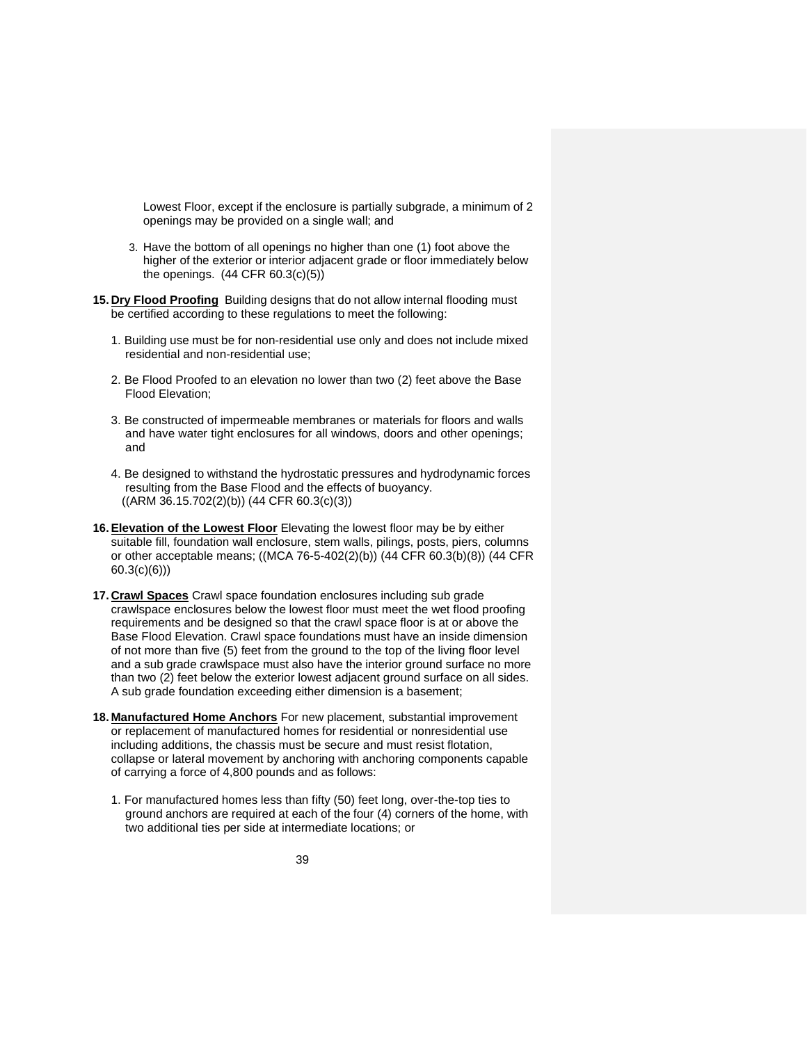Lowest Floor, except if the enclosure is partially subgrade, a minimum of 2 openings may be provided on a single wall; and

3. Have the bottom of all openings no higher than one (1) foot above the higher of the exterior or interior adjacent grade or floor immediately below the openings. (44 CFR 60.3(c)(5))

**15. Dry Flood Proofing** Building designs that do not allow internal flooding must be certified according to these regulations to meet the following:

1. Building use must be for non-residential use only and does not include mixed residential and non-residential use;

2. Be Flood Proofed to an elevation no lower than two (2) feet above the Base Flood Elevation;

3. Be constructed of impermeable membranes or materials for floors and walls and have water tight enclosures for all windows, doors and other openings; and

4. Be designed to withstand the hydrostatic pressures and hydrodynamic forces resulting from the Base Flood and the effects of buoyancy. ((ARM 36.15.702(2)(b)) (44 CFR 60.3(c)(3))

**16. Elevation of the Lowest Floor** Elevating the lowest floor may be by either suitable fill, foundation wall enclosure, stem walls, pilings, posts, piers, columns or other acceptable means; ((MCA 76-5-402(2)(b)) (44 CFR 60.3(b)(8)) (44 CFR 60.3(c)(6)))

**17. Crawl Spaces** Crawl space foundation enclosures including sub grade crawlspace enclosures below the lowest floor must meet the wet flood proofing requirements and be designed so that the crawl space floor is at or above the Base Flood Elevation. Crawl space foundations must have an inside dimension of not more than five (5) feet from the ground to the top of the living floor level and a sub grade crawlspace must also have the interior ground surface no more than two (2) feet below the exterior lowest adjacent ground surface on all sides. A sub grade foundation exceeding either dimension is a basement;

**18. Manufactured Home Anchors** For new placement, substantial improvement or replacement of manufactured homes for residential or nonresidential use including additions, the chassis must be secure and must resist flotation, collapse or lateral movement by anchoring with anchoring components capable of carrying a force of 4,800 pounds and as follows:

1. For manufactured homes less than fifty (50) feet long, over-the-top ties to ground anchors are required at each of the four (4) corners of the home, with two additional ties per side at intermediate locations; or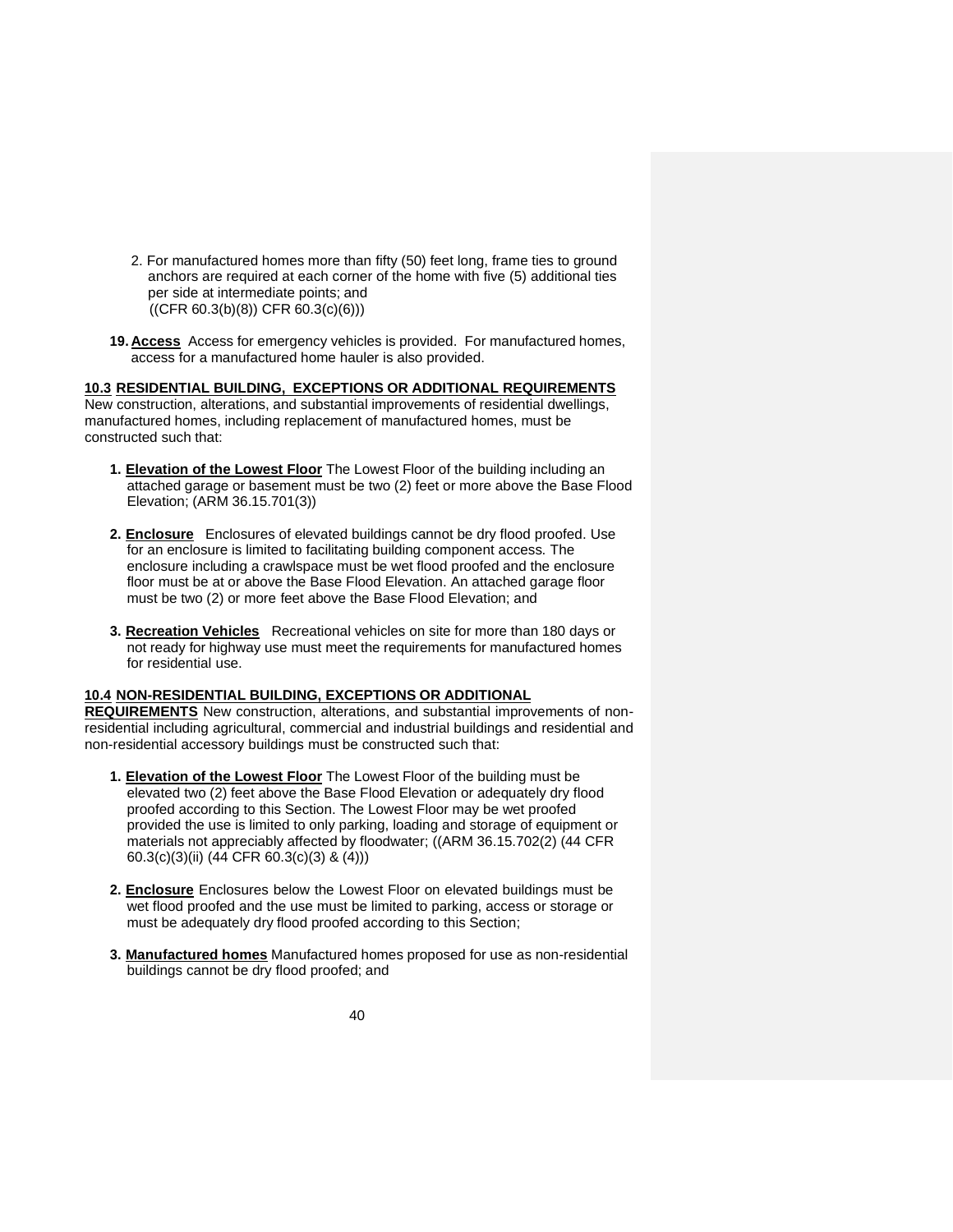2. For manufactured homes more than fifty (50) feet long, frame ties to ground anchors are required at each corner of the home with five (5) additional ties per side at intermediate points; and ((CFR 60.3(b)(8)) CFR 60.3(c)(6)))

19. **Access** Access for emergency vehicles is provided. For manufactured homes, access for a manufactured home hauler is also provided.

**10.3 RESIDENTIAL BUILDING, EXCEPTIONS OR ADDITIONAL REQUIREMENTS**
New construction, alterations, and substantial improvements of residential dwellings, manufactured homes, including replacement of manufactured homes, must be constructed such that:

1. **Elevation of the Lowest Floor** The Lowest Floor of the building including an attached garage or basement must be two (2) feet or more above the Base Flood Elevation; (ARM 36.15.701(3))

2. **Enclosure** Enclosures of elevated buildings cannot be dry flood proofed. Use for an enclosure is limited to facilitating building component access. The enclosure including a crawlspace must be wet flood proofed and the enclosure floor must be at or above the Base Flood Elevation. An attached garage floor must be two (2) or more feet above the Base Flood Elevation; and

3. **Recreation Vehicles** Recreational vehicles on site for more than 180 days or not ready for highway use must meet the requirements for manufactured homes for residential use.

**10.4 NON-RESIDENTIAL BUILDING, EXCEPTIONS OR ADDITIONAL REQUIREMENTS** New construction, alterations, and substantial improvements of non-residential including agricultural, commercial and industrial buildings and residential and non-residential accessory buildings must be constructed such that:

1. **Elevation of the Lowest Floor** The Lowest Floor of the building must be elevated two (2) feet above the Base Flood Elevation or adequately dry flood proofed according to this Section. The Lowest Floor may be wet proofed provided the use is limited to only parking, loading and storage of equipment or materials not appreciably affected by floodwater; ((ARM 36.15.702(2) (44 CFR 60.3(c)(3)(ii) (44 CFR 60.3(c)(3) & (4)))

2. **Enclosure** Enclosures below the Lowest Floor on elevated buildings must be wet flood proofed and the use must be limited to parking, access or storage or must be adequately dry flood proofed according to this Section;

3. **Manufactured homes** Manufactured homes proposed for use as non-residential buildings cannot be dry flood proofed; and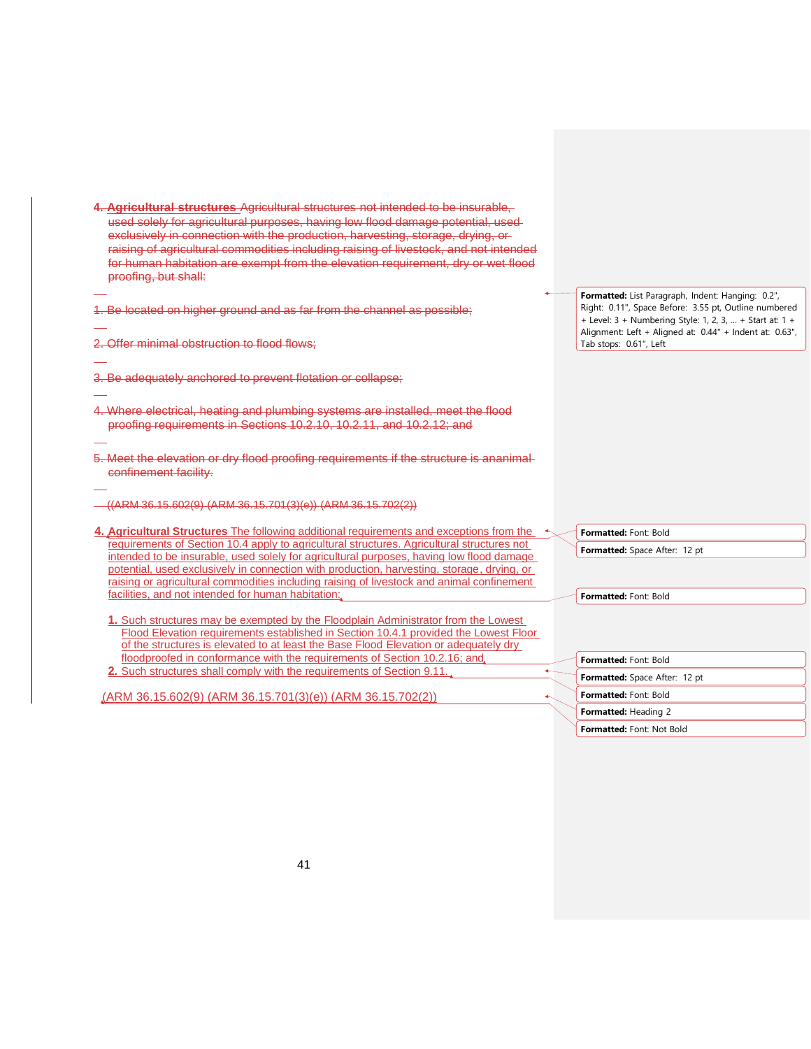4. **Agricultural structures** Agricultural structures not intended to be insurable, used solely for agricultural purposes, having low flood damage potential, used exclusively in connection with the production, harvesting, storage, drying, or raising of agricultural commodities including raising of livestock, and not intended for human habitation are exempt from the elevation requirement, dry or wet flood proofing, but shall:

1. Be located on higher ground and as far from the channel as possible;

2. Offer minimal obstruction to flood flows;

3. Be adequately anchored to prevent flotation or collapse;

4. Where electrical, heating and plumbing systems are installed, meet the flood proofing requirements in Sections 10.2.10, 10.2.11, and 10.2.12; and

5. Meet the elevation or dry flood proofing requirements if the structure is ananimal confinement facility.

((ARM 36.15.602(9) (ARM 36.15.701(3)(e)) (ARM 36.15.702(2))

4. **Agricultural Structures** The following additional requirements and exceptions from the requirements of Section 10.4 apply to agricultural structures. Agricultural structures not intended to be insurable, used solely for agricultural purposes, having low flood damage potential, used exclusively in connection with production, harvesting, storage, drying, or raising or agricultural commodities including raising of livestock and animal confinement facilities, and not intended for human habitation;

   **1.** Such structures may be exempted by the Floodplain Administrator from the Lowest Flood Elevation requirements established in Section 10.4.1 provided the Lowest Floor of the structures is elevated to at least the Base Flood Elevation or adequately dry floodproofed in conformance with the requirements of Section 10.2.16; and

   **2.** Such structures shall comply with the requirements of Section 9.11.

(ARM 36.15.602(9) (ARM 36.15.701(3)(e)) (ARM 36.15.702(2))

Formatted: List Paragraph, Indent: Hanging: 0.2", Right: 0.11", Space Before: 3.55 pt, Outline numbered + Level: 3 + Numbering Style: 1, 2, 3, … + Start at: 1 + Alignment: Left + Aligned at: 0.44" + Indent at: 0.63", Tab stops: 0.61", Left

Formatted: Font: Bold

Formatted: Space After: 12 pt

Formatted: Font: Bold

Formatted: Font: Bold

Formatted: Space After: 12 pt

Formatted: Font: Bold

Formatted: Heading 2

Formatted: Font: Not Bold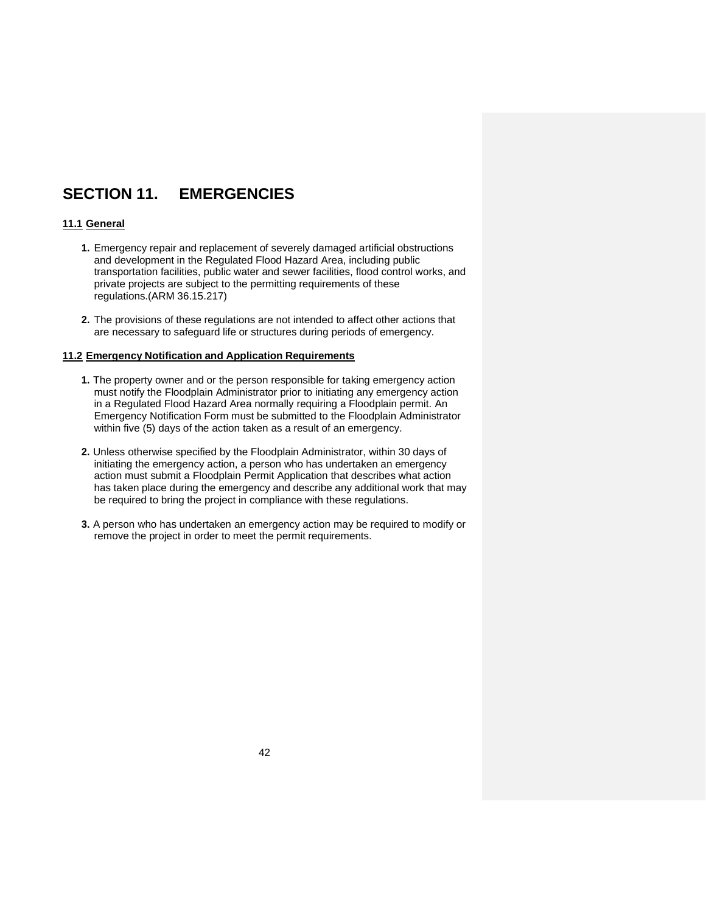# SECTION 11. EMERGENCIES

## 11.1 General

1. Emergency repair and replacement of severely damaged artificial obstructions and development in the Regulated Flood Hazard Area, including public transportation facilities, public water and sewer facilities, flood control works, and private projects are subject to the permitting requirements of these regulations.(ARM 36.15.217)

2. The provisions of these regulations are not intended to affect other actions that are necessary to safeguard life or structures during periods of emergency.

## 11.2 Emergency Notification and Application Requirements

1. The property owner and or the person responsible for taking emergency action must notify the Floodplain Administrator prior to initiating any emergency action in a Regulated Flood Hazard Area normally requiring a Floodplain permit. An Emergency Notification Form must be submitted to the Floodplain Administrator within five (5) days of the action taken as a result of an emergency.

2. Unless otherwise specified by the Floodplain Administrator, within 30 days of initiating the emergency action, a person who has undertaken an emergency action must submit a Floodplain Permit Application that describes what action has taken place during the emergency and describe any additional work that may be required to bring the project in compliance with these regulations.

3. A person who has undertaken an emergency action may be required to modify or remove the project in order to meet the permit requirements.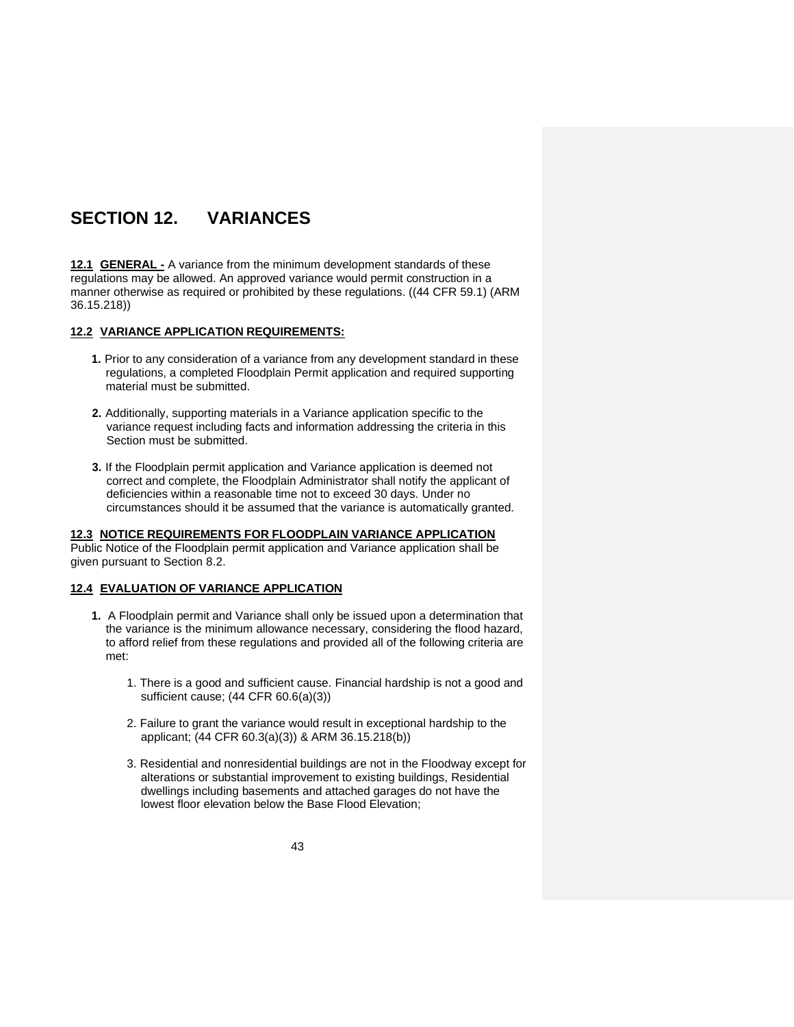# SECTION 12. VARIANCES

**12.1 GENERAL -** A variance from the minimum development standards of these regulations may be allowed. An approved variance would permit construction in a manner otherwise as required or prohibited by these regulations. ((44 CFR 59.1) (ARM 36.15.218))

**12.2 VARIANCE APPLICATION REQUIREMENTS:**

1. Prior to any consideration of a variance from any development standard in these regulations, a completed Floodplain Permit application and required supporting material must be submitted.

2. Additionally, supporting materials in a Variance application specific to the variance request including facts and information addressing the criteria in this Section must be submitted.

3. If the Floodplain permit application and Variance application is deemed not correct and complete, the Floodplain Administrator shall notify the applicant of deficiencies within a reasonable time not to exceed 30 days. Under no circumstances should it be assumed that the variance is automatically granted.

**12.3 NOTICE REQUIREMENTS FOR FLOODPLAIN VARIANCE APPLICATION**
Public Notice of the Floodplain permit application and Variance application shall be given pursuant to Section 8.2.

**12.4 EVALUATION OF VARIANCE APPLICATION**

1. A Floodplain permit and Variance shall only be issued upon a determination that the variance is the minimum allowance necessary, considering the flood hazard, to afford relief from these regulations and provided all of the following criteria are met:

    1. There is a good and sufficient cause. Financial hardship is not a good and sufficient cause; (44 CFR 60.6(a)(3))

    2. Failure to grant the variance would result in exceptional hardship to the applicant; (44 CFR 60.3(a)(3)) & ARM 36.15.218(b))

    3. Residential and nonresidential buildings are not in the Floodway except for alterations or substantial improvement to existing buildings, Residential dwellings including basements and attached garages do not have the lowest floor elevation below the Base Flood Elevation;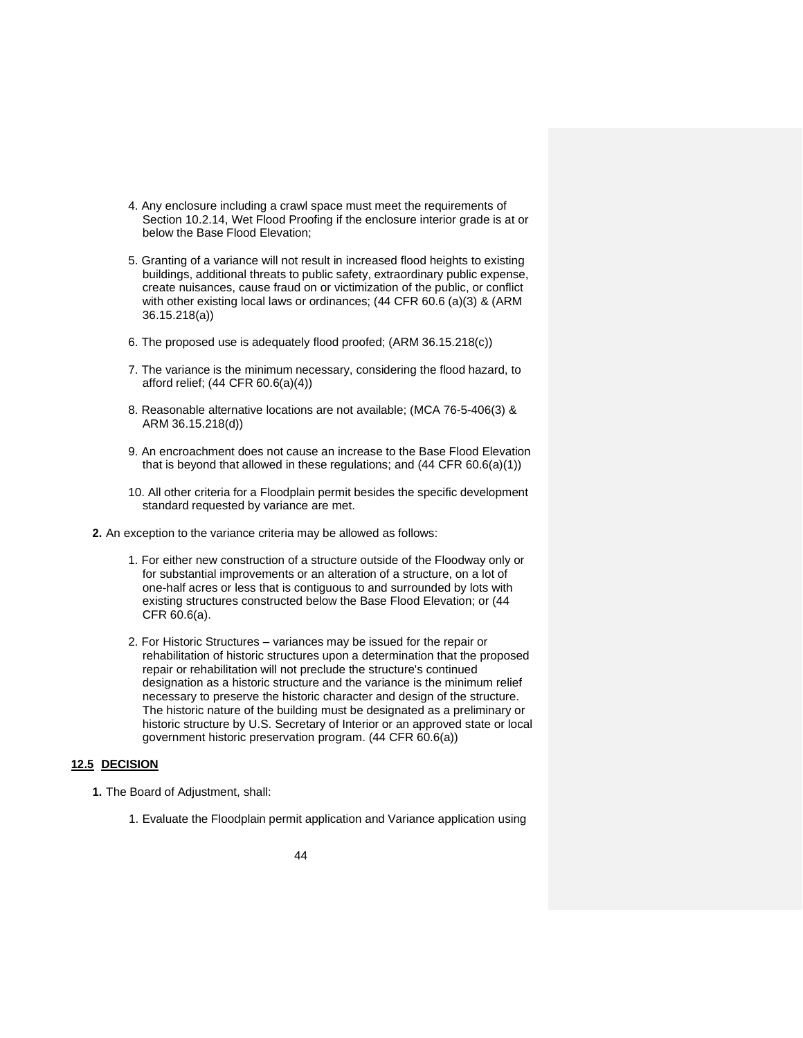4. Any enclosure including a crawl space must meet the requirements of Section 10.2.14, Wet Flood Proofing if the enclosure interior grade is at or below the Base Flood Elevation;

5. Granting of a variance will not result in increased flood heights to existing buildings, additional threats to public safety, extraordinary public expense, create nuisances, cause fraud on or victimization of the public, or conflict with other existing local laws or ordinances; (44 CFR 60.6 (a)(3) & (ARM 36.15.218(a))

6. The proposed use is adequately flood proofed; (ARM 36.15.218(c))

7. The variance is the minimum necessary, considering the flood hazard, to afford relief; (44 CFR 60.6(a)(4))

8. Reasonable alternative locations are not available; (MCA 76-5-406(3) & ARM 36.15.218(d))

9. An encroachment does not cause an increase to the Base Flood Elevation that is beyond that allowed in these regulations; and (44 CFR 60.6(a)(1))

10. All other criteria for a Floodplain permit besides the specific development standard requested by variance are met.

**2.** An exception to the variance criteria may be allowed as follows:

1. For either new construction of a structure outside of the Floodway only or for substantial improvements or an alteration of a structure, on a lot of one-half acres or less that is contiguous to and surrounded by lots with existing structures constructed below the Base Flood Elevation; or (44 CFR 60.6(a).

2. For Historic Structures – variances may be issued for the repair or rehabilitation of historic structures upon a determination that the proposed repair or rehabilitation will not preclude the structure's continued designation as a historic structure and the variance is the minimum relief necessary to preserve the historic character and design of the structure. The historic nature of the building must be designated as a preliminary or historic structure by U.S. Secretary of Interior or an approved state or local government historic preservation program. (44 CFR 60.6(a))

## 12.5 DECISION

**1.** The Board of Adjustment, shall:

1. Evaluate the Floodplain permit application and Variance application using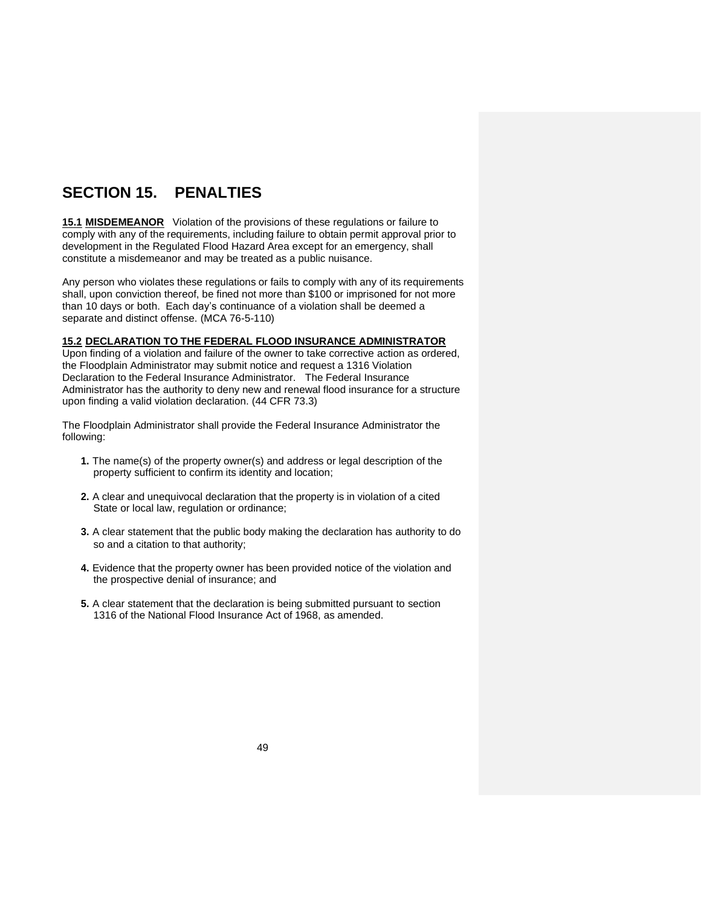# SECTION 15. PENALTIES

**15.1 MISDEMEANOR** Violation of the provisions of these regulations or failure to comply with any of the requirements, including failure to obtain permit approval prior to development in the Regulated Flood Hazard Area except for an emergency, shall constitute a misdemeanor and may be treated as a public nuisance.

Any person who violates these regulations or fails to comply with any of its requirements shall, upon conviction thereof, be fined not more than $100 or imprisoned for not more than 10 days or both. Each day's continuance of a violation shall be deemed a separate and distinct offense. (MCA 76-5-110)

**15.2 DECLARATION TO THE FEDERAL FLOOD INSURANCE ADMINISTRATOR**
Upon finding of a violation and failure of the owner to take corrective action as ordered, the Floodplain Administrator may submit notice and request a 1316 Violation Declaration to the Federal Insurance Administrator. The Federal Insurance Administrator has the authority to deny new and renewal flood insurance for a structure upon finding a valid violation declaration. (44 CFR 73.3)

The Floodplain Administrator shall provide the Federal Insurance Administrator the following:

1. The name(s) of the property owner(s) and address or legal description of the property sufficient to confirm its identity and location;

2. A clear and unequivocal declaration that the property is in violation of a cited State or local law, regulation or ordinance;

3. A clear statement that the public body making the declaration has authority to do so and a citation to that authority;

4. Evidence that the property owner has been provided notice of the violation and the prospective denial of insurance; and

5. A clear statement that the declaration is being submitted pursuant to section 1316 of the National Flood Insurance Act of 1968, as amended.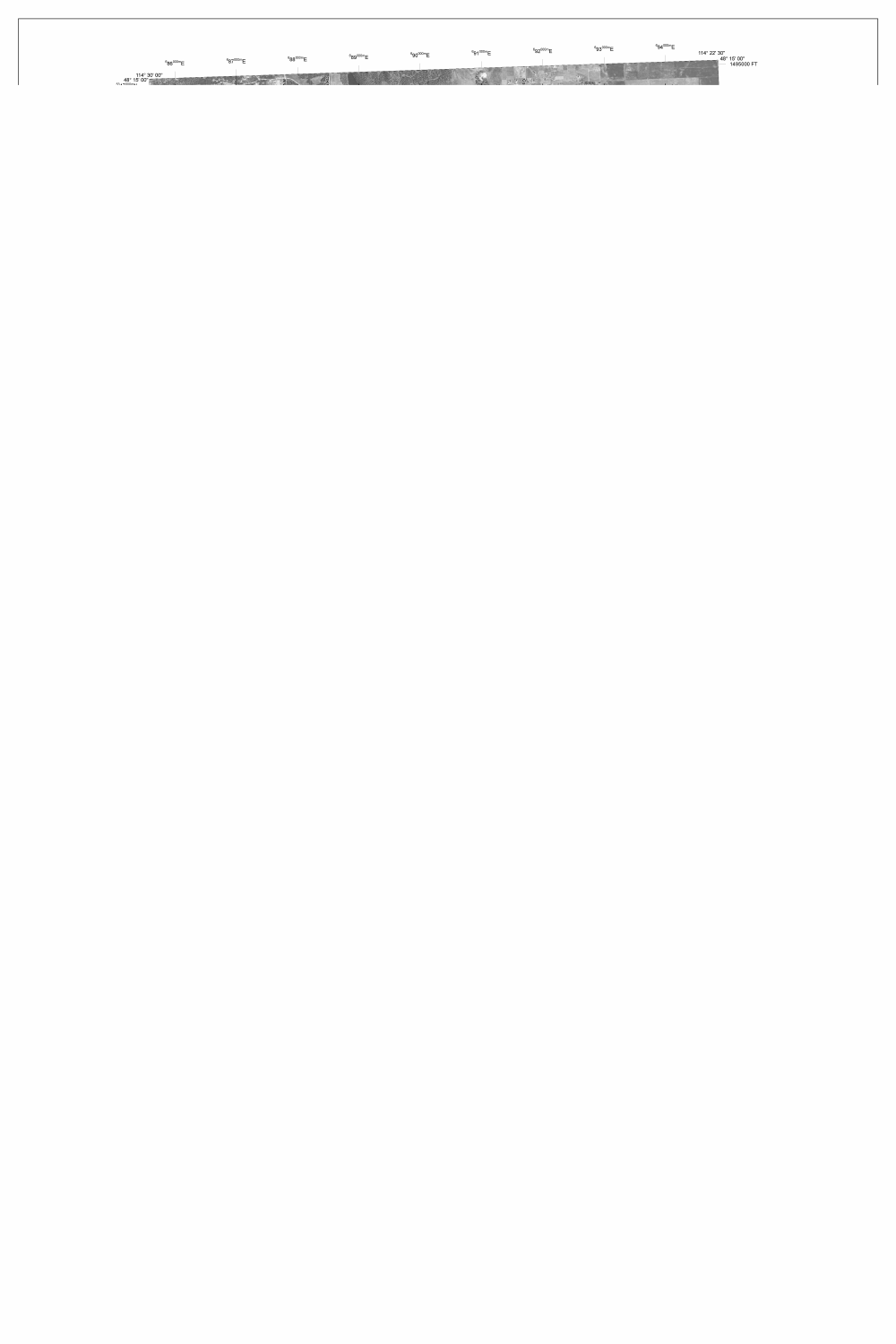⁵86⁰⁰⁰ᵐE ⁵87⁰⁰⁰ᵐE ⁵88⁰⁰⁰ᵐE ⁵89⁰⁰⁰ᵐE ⁵90⁰⁰⁰ᵐE ⁵91⁰⁰⁰ᵐE ⁵92⁰⁰⁰ᵐE ⁵93⁰⁰⁰ᵐE ⁵94⁰⁰⁰ᵐE

114° 30' 00"
48° 15' 00"

114° 22' 30"
48° 15' 00"
1495000 FT